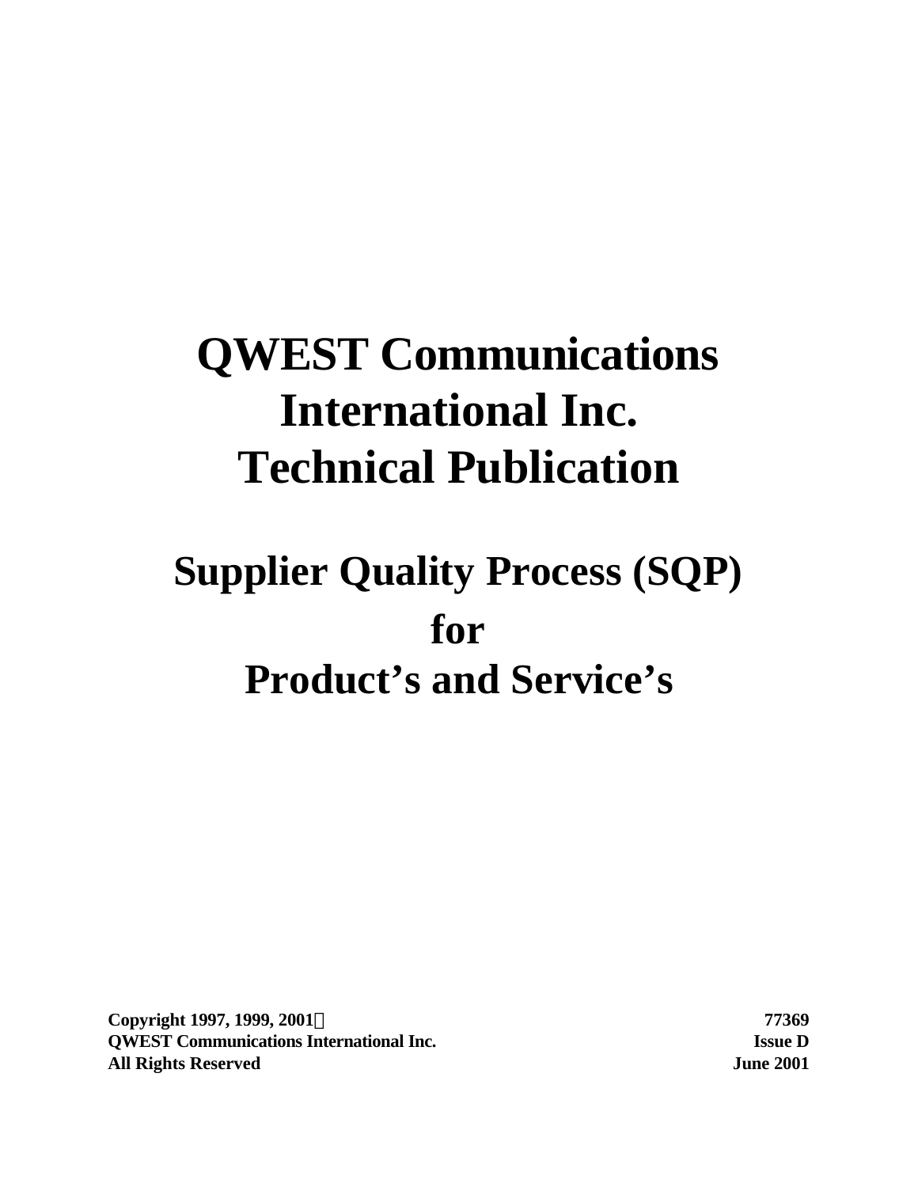# QWEST Communications International Inc. Technical Publication

## Supplier Quality Process (SQP) for Product's and Service's

**Copyright 1997, 1999, 2001©**
**QWEST Communications International Inc.**
**All Rights Reserved**

**77369**
**Issue D**
**June 2001**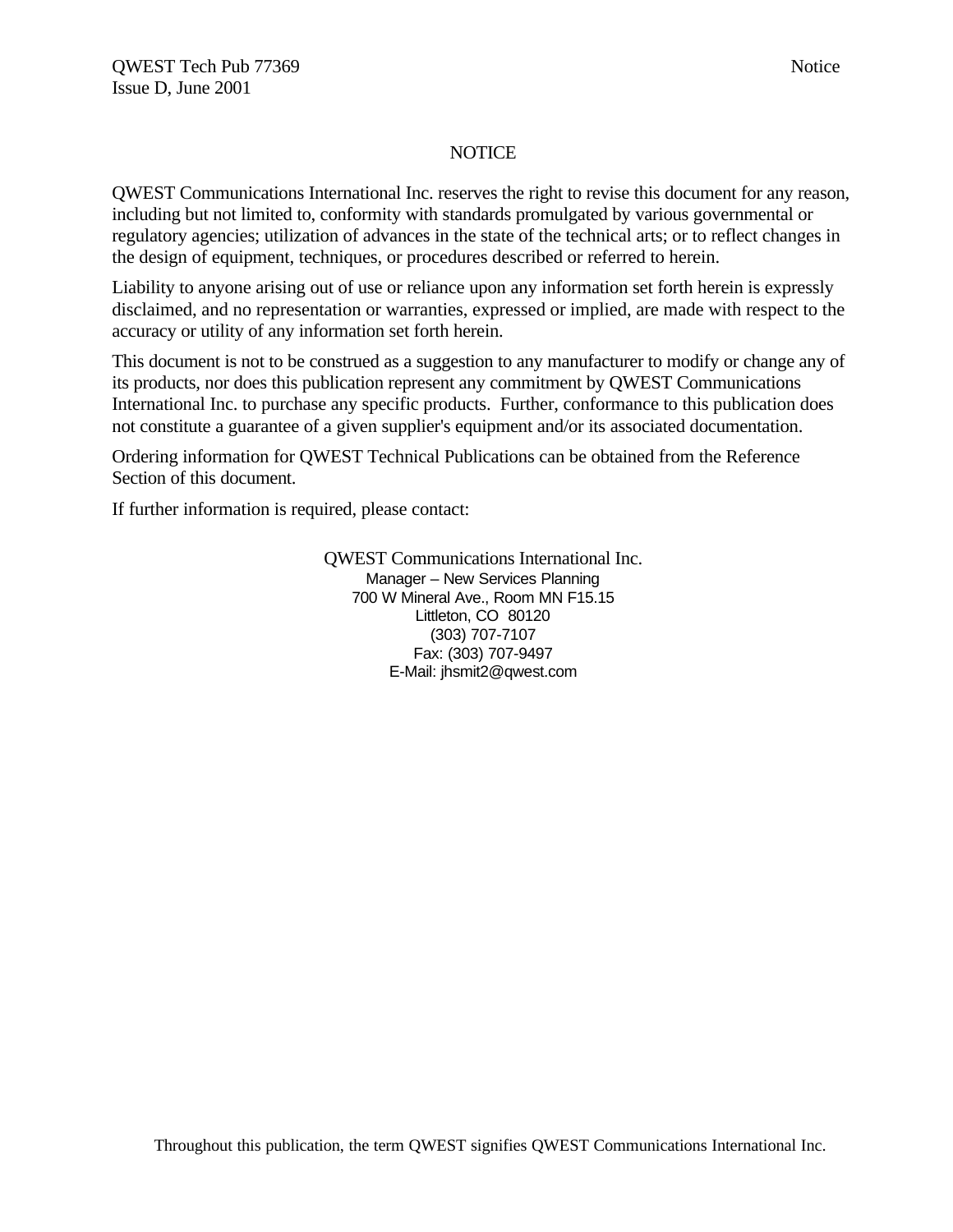# NOTICE

QWEST Communications International Inc. reserves the right to revise this document for any reason, including but not limited to, conformity with standards promulgated by various governmental or regulatory agencies; utilization of advances in the state of the technical arts; or to reflect changes in the design of equipment, techniques, or procedures described or referred to herein.

Liability to anyone arising out of use or reliance upon any information set forth herein is expressly disclaimed, and no representation or warranties, expressed or implied, are made with respect to the accuracy or utility of any information set forth herein.

This document is not to be construed as a suggestion to any manufacturer to modify or change any of its products, nor does this publication represent any commitment by QWEST Communications International Inc. to purchase any specific products. Further, conformance to this publication does not constitute a guarantee of a given supplier's equipment and/or its associated documentation.

Ordering information for QWEST Technical Publications can be obtained from the Reference Section of this document.

If further information is required, please contact:

QWEST Communications International Inc.
Manager – New Services Planning
700 W Mineral Ave., Room MN F15.15
Littleton, CO 80120
(303) 707-7107
Fax: (303) 707-9497
E-Mail: jhsmit2@qwest.com

Throughout this publication, the term QWEST signifies QWEST Communications International Inc.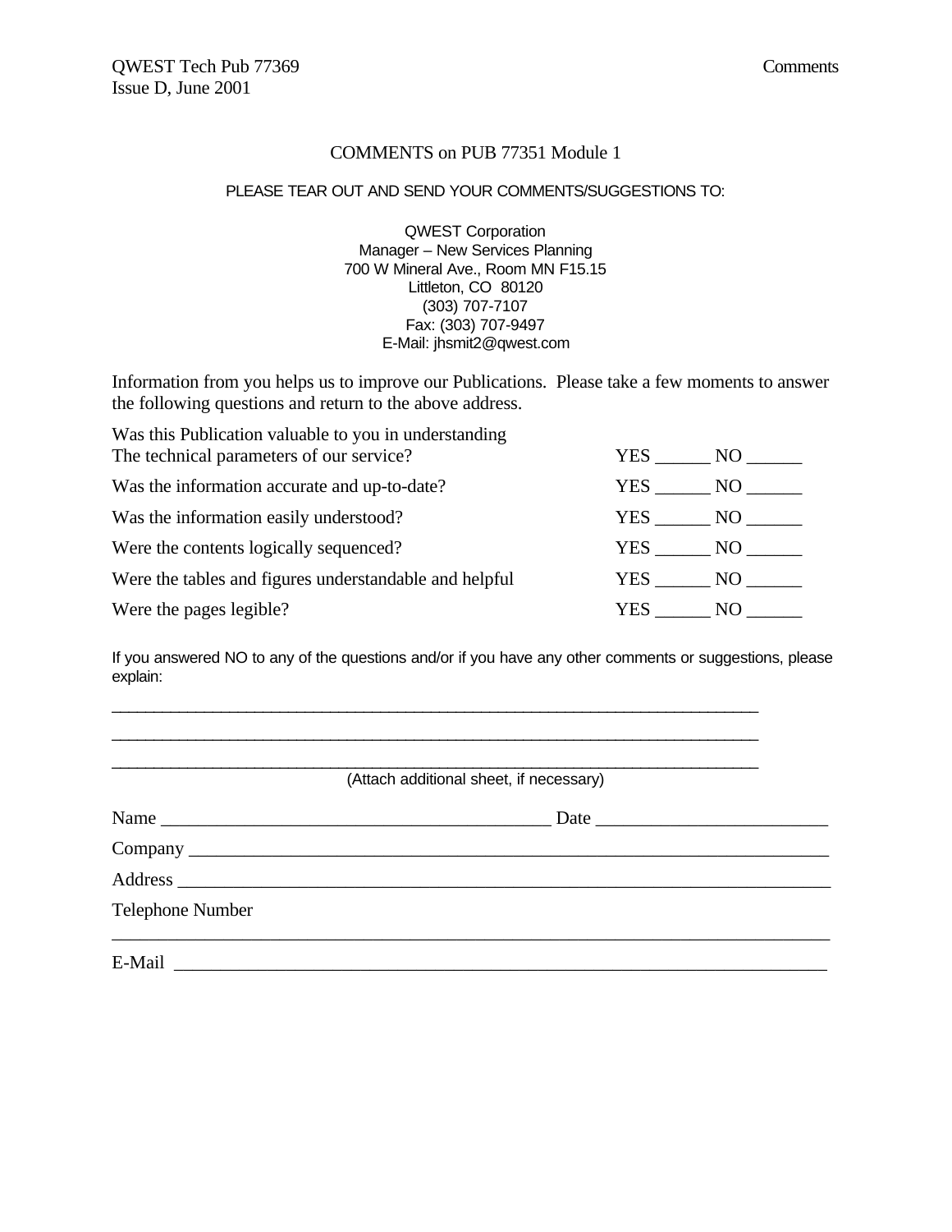# COMMENTS on PUB 77351 Module 1

PLEASE TEAR OUT AND SEND YOUR COMMENTS/SUGGESTIONS TO:

QWEST Corporation
Manager – New Services Planning
700 W Mineral Ave., Room MN F15.15
Littleton, CO 80120
(303) 707-7107
Fax: (303) 707-9497
E-Mail: jhsmit2@qwest.com

Information from you helps us to improve our Publications. Please take a few moments to answer the following questions and return to the above address.

| | |
|---|---|
| Was this Publication valuable to you in understanding The technical parameters of our service? | YES ______ NO ______ |
| Was the information accurate and up-to-date? | YES ______ NO ______ |
| Was the information easily understood? | YES ______ NO ______ |
| Were the contents logically sequenced? | YES ______ NO ______ |
| Were the tables and figures understandable and helpful | YES ______ NO ______ |
| Were the pages legible? | YES ______ NO ______ |

If you answered NO to any of the questions and/or if you have any other comments or suggestions, please explain:

______________________________________________________________________________

______________________________________________________________________________

______________________________________________________________________________

(Attach additional sheet, if necessary)

Name __________________________________________ Date ________________________

Company ___________________________________________________________________

Address ____________________________________________________________________

Telephone Number

______________________________________________________________________________

E-Mail _____________________________________________________________________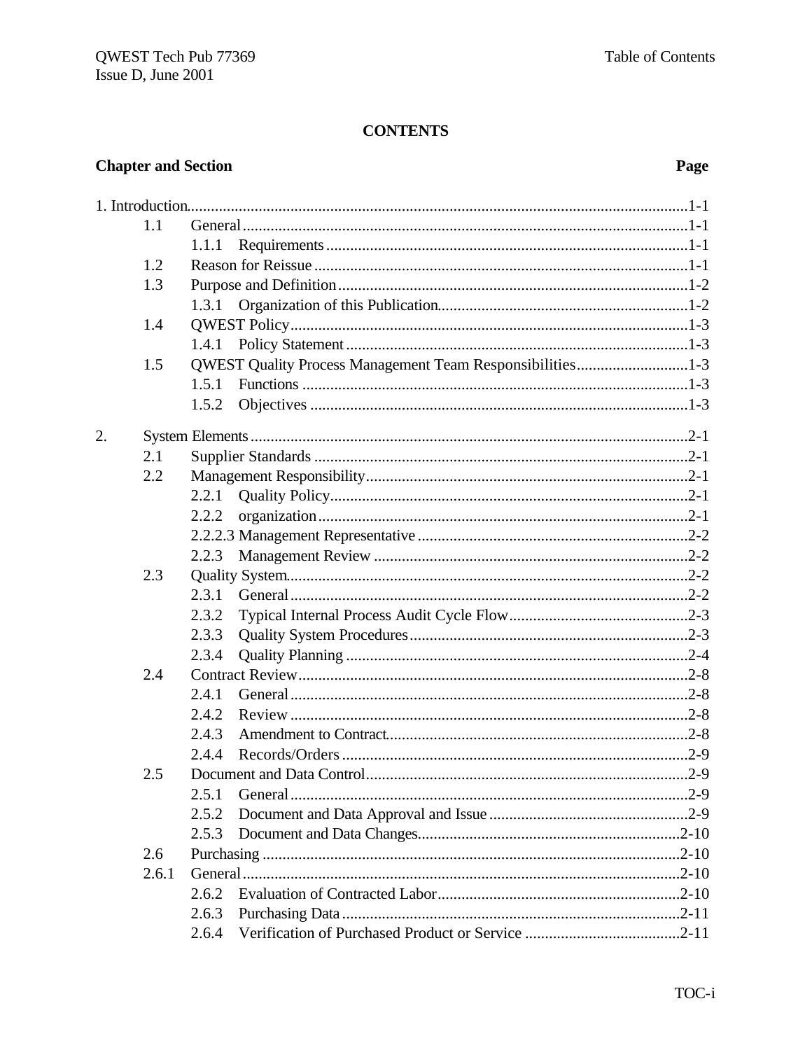**CONTENTS**

| Chapter and Section | | | Page |
|---|---|---|---|
| 1. Introduction | | | 1-1 |
| | 1.1 | General | 1-1 |
| | | 1.1.1 Requirements | 1-1 |
| | 1.2 | Reason for Reissue | 1-1 |
| | 1.3 | Purpose and Definition | 1-2 |
| | | 1.3.1 Organization of this Publication | 1-2 |
| | 1.4 | QWEST Policy | 1-3 |
| | | 1.4.1 Policy Statement | 1-3 |
| | 1.5 | QWEST Quality Process Management Team Responsibilities | 1-3 |
| | | 1.5.1 Functions | 1-3 |
| | | 1.5.2 Objectives | 1-3 |
| 2. | System Elements | | 2-1 |
| | 2.1 | Supplier Standards | 2-1 |
| | 2.2 | Management Responsibility | 2-1 |
| | | 2.2.1 Quality Policy | 2-1 |
| | | 2.2.2 organization | 2-1 |
| | | 2.2.2.3 Management Representative | 2-2 |
| | | 2.2.3 Management Review | 2-2 |
| | 2.3 | Quality System | 2-2 |
| | | 2.3.1 General | 2-2 |
| | | 2.3.2 Typical Internal Process Audit Cycle Flow | 2-3 |
| | | 2.3.3 Quality System Procedures | 2-3 |
| | | 2.3.4 Quality Planning | 2-4 |
| | 2.4 | Contract Review | 2-8 |
| | | 2.4.1 General | 2-8 |
| | | 2.4.2 Review | 2-8 |
| | | 2.4.3 Amendment to Contract | 2-8 |
| | | 2.4.4 Records/Orders | 2-9 |
| | 2.5 | Document and Data Control | 2-9 |
| | | 2.5.1 General | 2-9 |
| | | 2.5.2 Document and Data Approval and Issue | 2-9 |
| | | 2.5.3 Document and Data Changes | 2-10 |
| | 2.6 | Purchasing | 2-10 |
| | 2.6.1 | General | 2-10 |
| | | 2.6.2 Evaluation of Contracted Labor | 2-10 |
| | | 2.6.3 Purchasing Data | 2-11 |
| | | 2.6.4 Verification of Purchased Product or Service | 2-11 |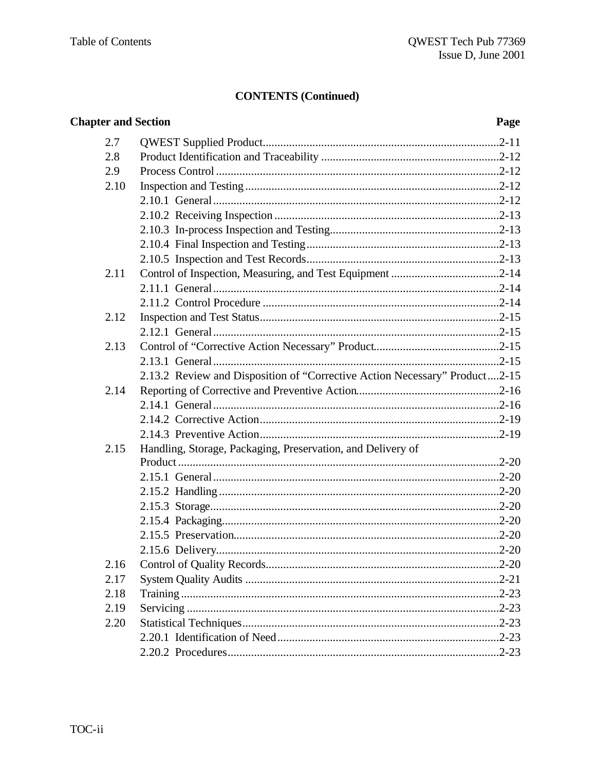**CONTENTS (Continued)**

| Chapter and Section | | Page |
|---|---|---|
| 2.7 | QWEST Supplied Product | 2-11 |
| 2.8 | Product Identification and Traceability | 2-12 |
| 2.9 | Process Control | 2-12 |
| 2.10 | Inspection and Testing | 2-12 |
| | 2.10.1 General | 2-12 |
| | 2.10.2 Receiving Inspection | 2-13 |
| | 2.10.3 In-process Inspection and Testing | 2-13 |
| | 2.10.4 Final Inspection and Testing | 2-13 |
| | 2.10.5 Inspection and Test Records | 2-13 |
| 2.11 | Control of Inspection, Measuring, and Test Equipment | 2-14 |
| | 2.11.1 General | 2-14 |
| | 2.11.2 Control Procedure | 2-14 |
| 2.12 | Inspection and Test Status | 2-15 |
| | 2.12.1 General | 2-15 |
| 2.13 | Control of "Corrective Action Necessary" Product | 2-15 |
| | 2.13.1 General | 2-15 |
| | 2.13.2 Review and Disposition of "Corrective Action Necessary" Product | 2-15 |
| 2.14 | Reporting of Corrective and Preventive Action | 2-16 |
| | 2.14.1 General | 2-16 |
| | 2.14.2 Corrective Action | 2-19 |
| | 2.14.3 Preventive Action | 2-19 |
| 2.15 | Handling, Storage, Packaging, Preservation, and Delivery of Product | 2-20 |
| | 2.15.1 General | 2-20 |
| | 2.15.2 Handling | 2-20 |
| | 2.15.3 Storage | 2-20 |
| | 2.15.4 Packaging | 2-20 |
| | 2.15.5 Preservation | 2-20 |
| | 2.15.6 Delivery | 2-20 |
| 2.16 | Control of Quality Records | 2-20 |
| 2.17 | System Quality Audits | 2-21 |
| 2.18 | Training | 2-23 |
| 2.19 | Servicing | 2-23 |
| 2.20 | Statistical Techniques | 2-23 |
| | 2.20.1 Identification of Need | 2-23 |
| | 2.20.2 Procedures | 2-23 |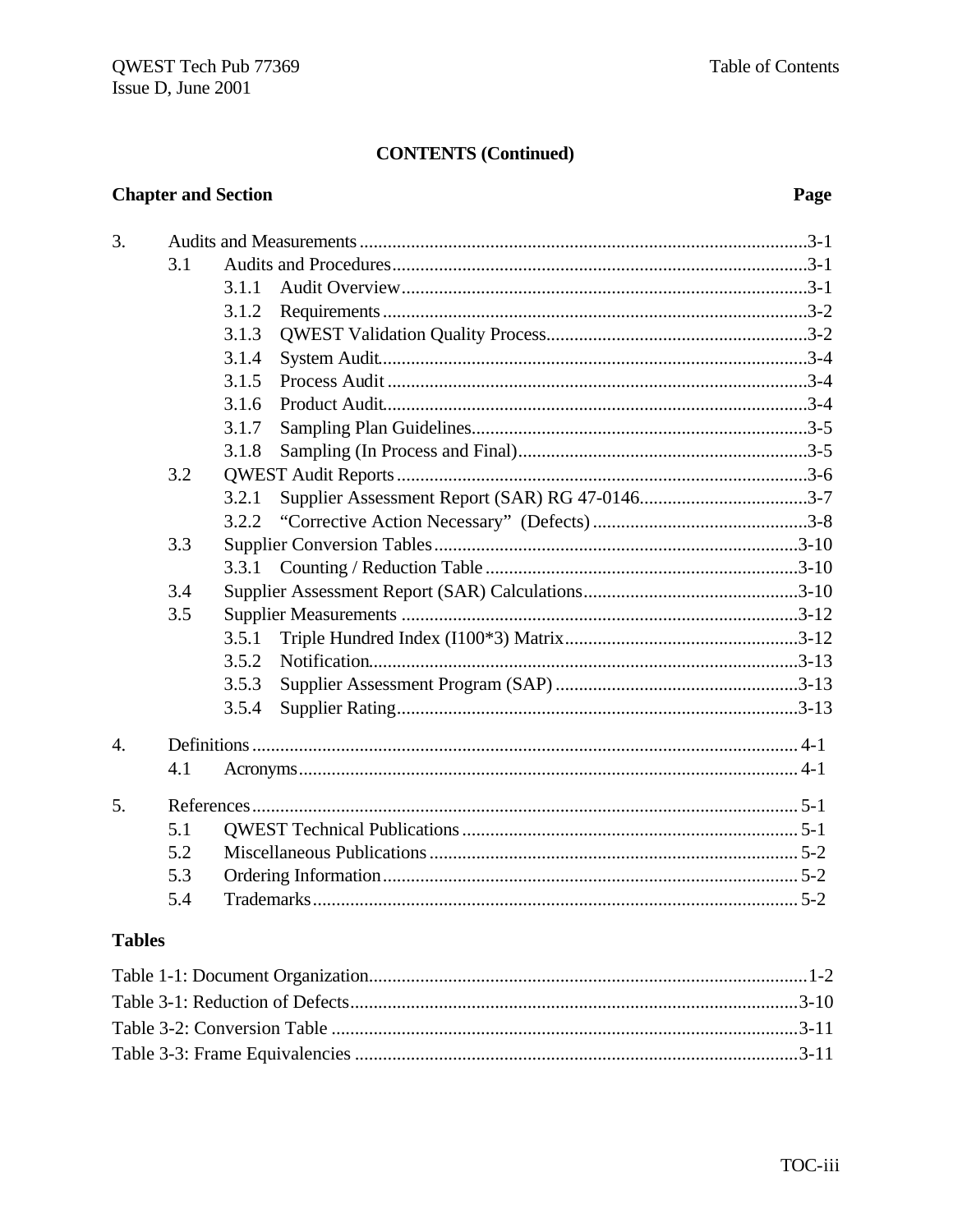**CONTENTS (Continued)**

| Chapter and Section | | | Page |
|---|---|---|---|
| 3. | Audits and Measurements | | 3-1 |
| | 3.1 | Audits and Procedures | 3-1 |
| | | 3.1.1 Audit Overview | 3-1 |
| | | 3.1.2 Requirements | 3-2 |
| | | 3.1.3 QWEST Validation Quality Process | 3-2 |
| | | 3.1.4 System Audit | 3-4 |
| | | 3.1.5 Process Audit | 3-4 |
| | | 3.1.6 Product Audit | 3-4 |
| | | 3.1.7 Sampling Plan Guidelines | 3-5 |
| | | 3.1.8 Sampling (In Process and Final) | 3-5 |
| | 3.2 | QWEST Audit Reports | 3-6 |
| | | 3.2.1 Supplier Assessment Report (SAR) RG 47-0146 | 3-7 |
| | | 3.2.2 “Corrective Action Necessary” (Defects) | 3-8 |
| | 3.3 | Supplier Conversion Tables | 3-10 |
| | | 3.3.1 Counting / Reduction Table | 3-10 |
| | 3.4 | Supplier Assessment Report (SAR) Calculations | 3-10 |
| | 3.5 | Supplier Measurements | 3-12 |
| | | 3.5.1 Triple Hundred Index (I100*3) Matrix | 3-12 |
| | | 3.5.2 Notification | 3-13 |
| | | 3.5.3 Supplier Assessment Program (SAP) | 3-13 |
| | | 3.5.4 Supplier Rating | 3-13 |
| 4. | Definitions | | 4-1 |
| | 4.1 | Acronyms | 4-1 |
| 5. | References | | 5-1 |
| | 5.1 | QWEST Technical Publications | 5-1 |
| | 5.2 | Miscellaneous Publications | 5-2 |
| | 5.3 | Ordering Information | 5-2 |
| | 5.4 | Trademarks | 5-2 |

**Tables**

| Table | Page |
|---|---|
| Table 1-1: Document Organization | 1-2 |
| Table 3-1: Reduction of Defects | 3-10 |
| Table 3-2: Conversion Table | 3-11 |
| Table 3-3: Frame Equivalencies | 3-11 |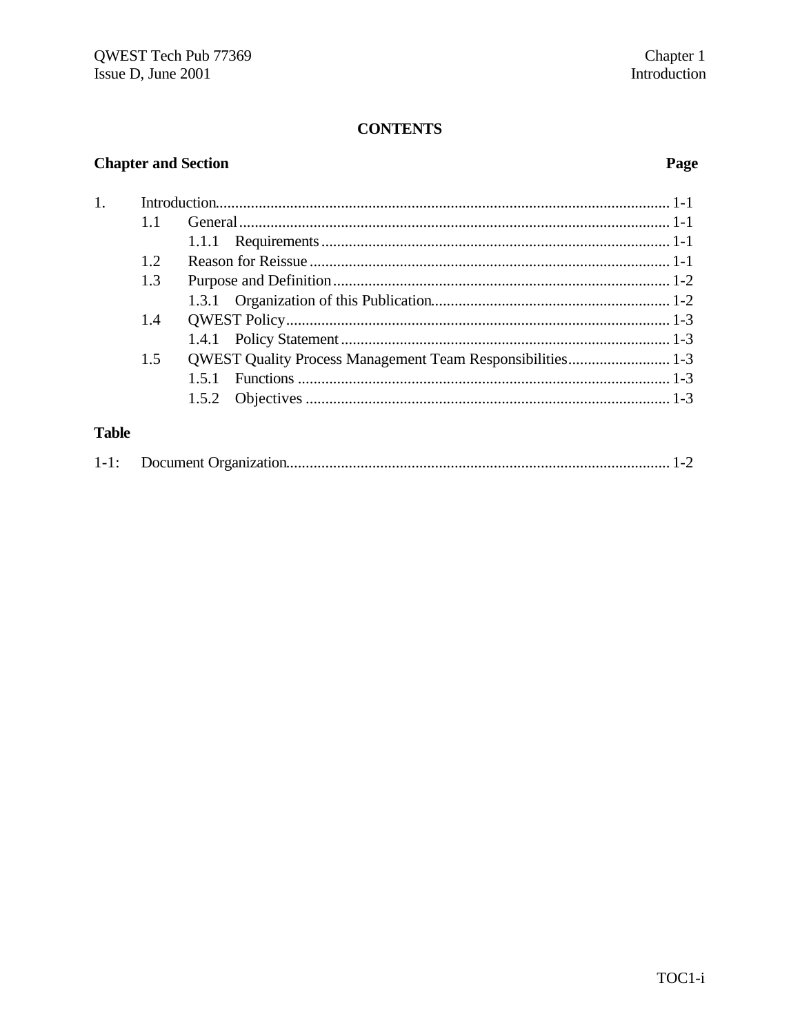# CONTENTS

| Chapter and Section | | | Page |
|---|---|---|---|
| 1. | Introduction | | 1-1 |
| | 1.1 | General | 1-1 |
| | | 1.1.1 Requirements | 1-1 |
| | 1.2 | Reason for Reissue | 1-1 |
| | 1.3 | Purpose and Definition | 1-2 |
| | | 1.3.1 Organization of this Publication | 1-2 |
| | 1.4 | QWEST Policy | 1-3 |
| | | 1.4.1 Policy Statement | 1-3 |
| | 1.5 | QWEST Quality Process Management Team Responsibilities | 1-3 |
| | | 1.5.1 Functions | 1-3 |
| | | 1.5.2 Objectives | 1-3 |

**Table**

| | | |
|---|---|---|
| 1-1: | Document Organization | 1-2 |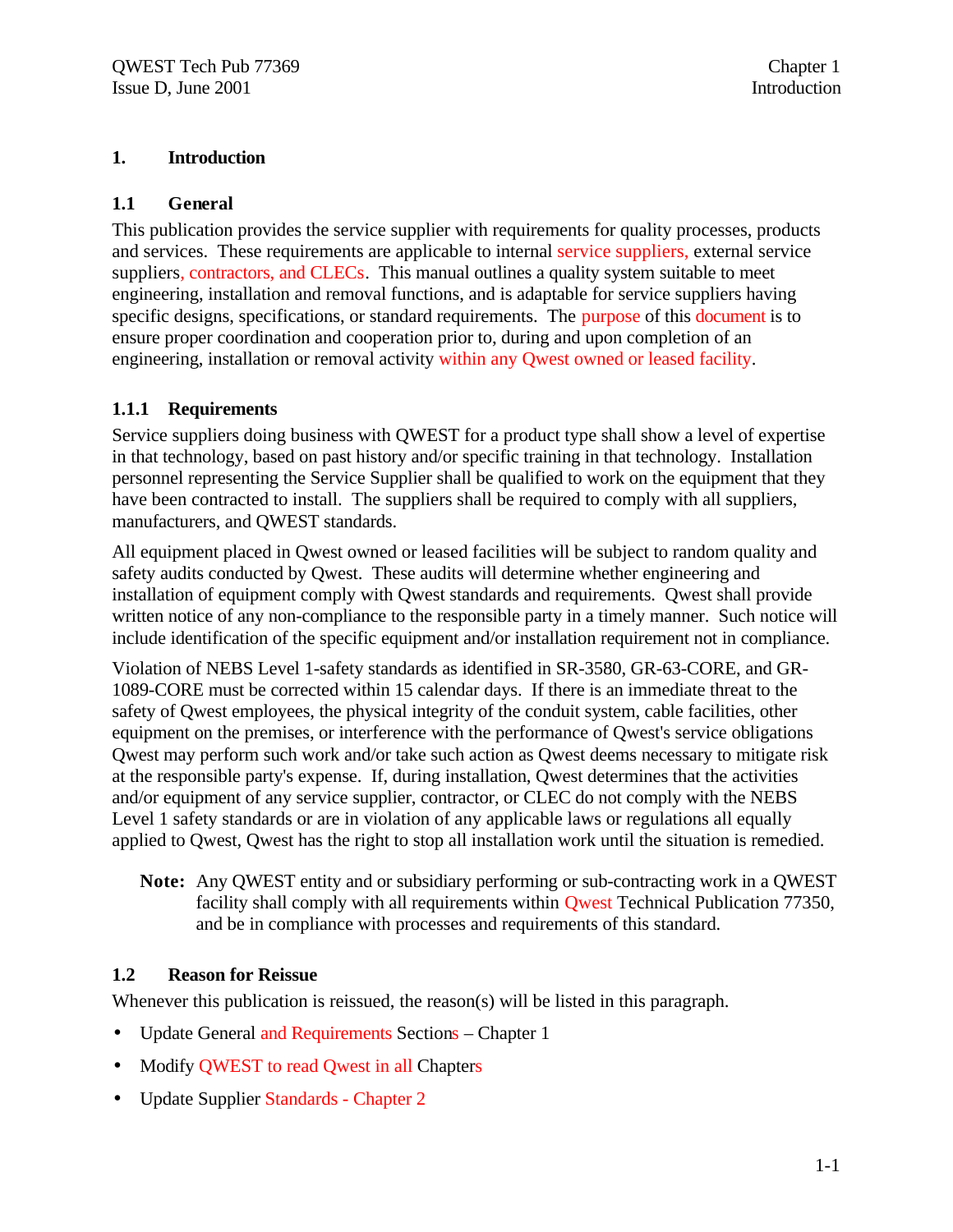# 1. Introduction

## 1.1 General

This publication provides the service supplier with requirements for quality processes, products and services. These requirements are applicable to internal service suppliers, external service suppliers, contractors, and CLECs. This manual outlines a quality system suitable to meet engineering, installation and removal functions, and is adaptable for service suppliers having specific designs, specifications, or standard requirements. The purpose of this document is to ensure proper coordination and cooperation prior to, during and upon completion of an engineering, installation or removal activity within any Qwest owned or leased facility.

### 1.1.1 Requirements

Service suppliers doing business with QWEST for a product type shall show a level of expertise in that technology, based on past history and/or specific training in that technology. Installation personnel representing the Service Supplier shall be qualified to work on the equipment that they have been contracted to install. The suppliers shall be required to comply with all suppliers, manufacturers, and QWEST standards.

All equipment placed in Qwest owned or leased facilities will be subject to random quality and safety audits conducted by Qwest. These audits will determine whether engineering and installation of equipment comply with Qwest standards and requirements. Qwest shall provide written notice of any non-compliance to the responsible party in a timely manner. Such notice will include identification of the specific equipment and/or installation requirement not in compliance.

Violation of NEBS Level 1-safety standards as identified in SR-3580, GR-63-CORE, and GR-1089-CORE must be corrected within 15 calendar days. If there is an immediate threat to the safety of Qwest employees, the physical integrity of the conduit system, cable facilities, other equipment on the premises, or interference with the performance of Qwest's service obligations Qwest may perform such work and/or take such action as Qwest deems necessary to mitigate risk at the responsible party's expense. If, during installation, Qwest determines that the activities and/or equipment of any service supplier, contractor, or CLEC do not comply with the NEBS Level 1 safety standards or are in violation of any applicable laws or regulations all equally applied to Qwest, Qwest has the right to stop all installation work until the situation is remedied.

> **Note:** Any QWEST entity and or subsidiary performing or sub-contracting work in a QWEST facility shall comply with all requirements within Qwest Technical Publication 77350, and be in compliance with processes and requirements of this standard.

## 1.2 Reason for Reissue

Whenever this publication is reissued, the reason(s) will be listed in this paragraph.

- Update General and Requirements Sections – Chapter 1
- Modify QWEST to read Qwest in all Chapters
- Update Supplier Standards - Chapter 2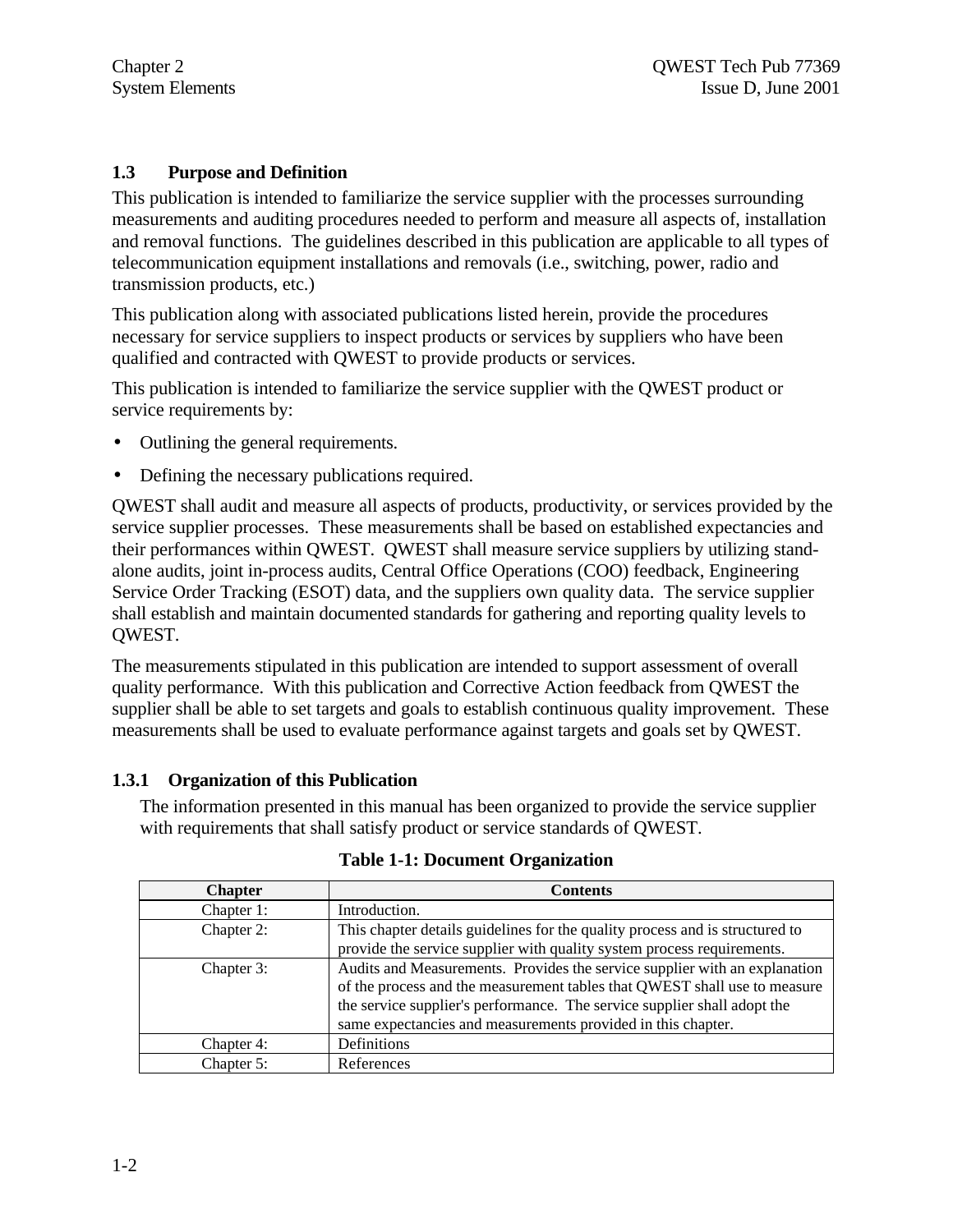### 1.3 Purpose and Definition

This publication is intended to familiarize the service supplier with the processes surrounding measurements and auditing procedures needed to perform and measure all aspects of, installation and removal functions. The guidelines described in this publication are applicable to all types of telecommunication equipment installations and removals (i.e., switching, power, radio and transmission products, etc.)

This publication along with associated publications listed herein, provide the procedures necessary for service suppliers to inspect products or services by suppliers who have been qualified and contracted with QWEST to provide products or services.

This publication is intended to familiarize the service supplier with the QWEST product or service requirements by:

- Outlining the general requirements.
- Defining the necessary publications required.

QWEST shall audit and measure all aspects of products, productivity, or services provided by the service supplier processes. These measurements shall be based on established expectancies and their performances within QWEST. QWEST shall measure service suppliers by utilizing stand-alone audits, joint in-process audits, Central Office Operations (COO) feedback, Engineering Service Order Tracking (ESOT) data, and the suppliers own quality data. The service supplier shall establish and maintain documented standards for gathering and reporting quality levels to QWEST.

The measurements stipulated in this publication are intended to support assessment of overall quality performance. With this publication and Corrective Action feedback from QWEST the supplier shall be able to set targets and goals to establish continuous quality improvement. These measurements shall be used to evaluate performance against targets and goals set by QWEST.

#### 1.3.1 Organization of this Publication

The information presented in this manual has been organized to provide the service supplier with requirements that shall satisfy product or service standards of QWEST.

**Table 1-1: Document Organization**

| Chapter | Contents |
|---|---|
| Chapter 1: | Introduction. |
| Chapter 2: | This chapter details guidelines for the quality process and is structured to provide the service supplier with quality system process requirements. |
| Chapter 3: | Audits and Measurements. Provides the service supplier with an explanation of the process and the measurement tables that QWEST shall use to measure the service supplier's performance. The service supplier shall adopt the same expectancies and measurements provided in this chapter. |
| Chapter 4: | Definitions |
| Chapter 5: | References |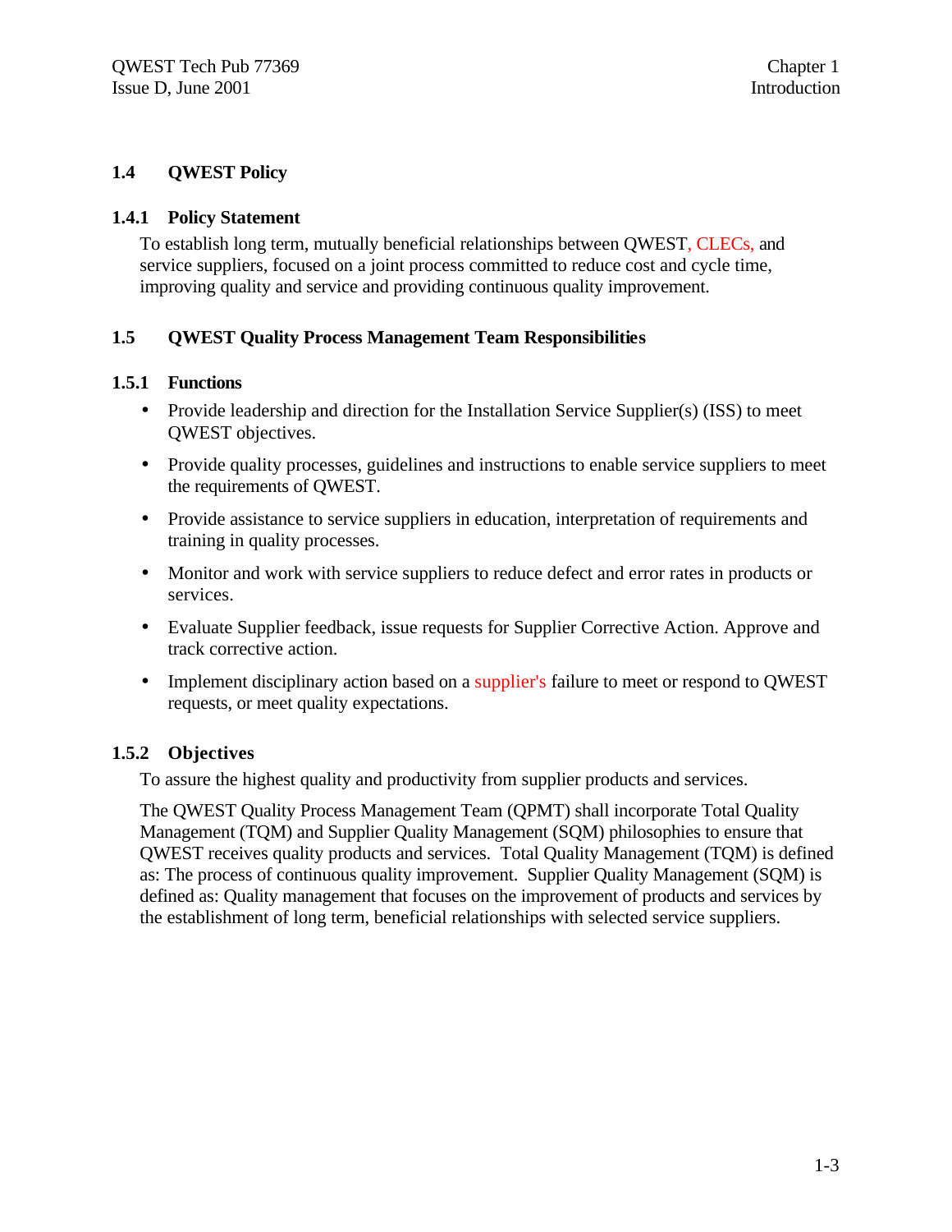## 1.4 QWEST Policy

### 1.4.1 Policy Statement

To establish long term, mutually beneficial relationships between QWEST, CLECs, and service suppliers, focused on a joint process committed to reduce cost and cycle time, improving quality and service and providing continuous quality improvement.

## 1.5 QWEST Quality Process Management Team Responsibilities

### 1.5.1 Functions

- Provide leadership and direction for the Installation Service Supplier(s) (ISS) to meet QWEST objectives.
- Provide quality processes, guidelines and instructions to enable service suppliers to meet the requirements of QWEST.
- Provide assistance to service suppliers in education, interpretation of requirements and training in quality processes.
- Monitor and work with service suppliers to reduce defect and error rates in products or services.
- Evaluate Supplier feedback, issue requests for Supplier Corrective Action. Approve and track corrective action.
- Implement disciplinary action based on a supplier's failure to meet or respond to QWEST requests, or meet quality expectations.

### 1.5.2 Objectives

To assure the highest quality and productivity from supplier products and services.

The QWEST Quality Process Management Team (QPMT) shall incorporate Total Quality Management (TQM) and Supplier Quality Management (SQM) philosophies to ensure that QWEST receives quality products and services. Total Quality Management (TQM) is defined as: The process of continuous quality improvement. Supplier Quality Management (SQM) is defined as: Quality management that focuses on the improvement of products and services by the establishment of long term, beneficial relationships with selected service suppliers.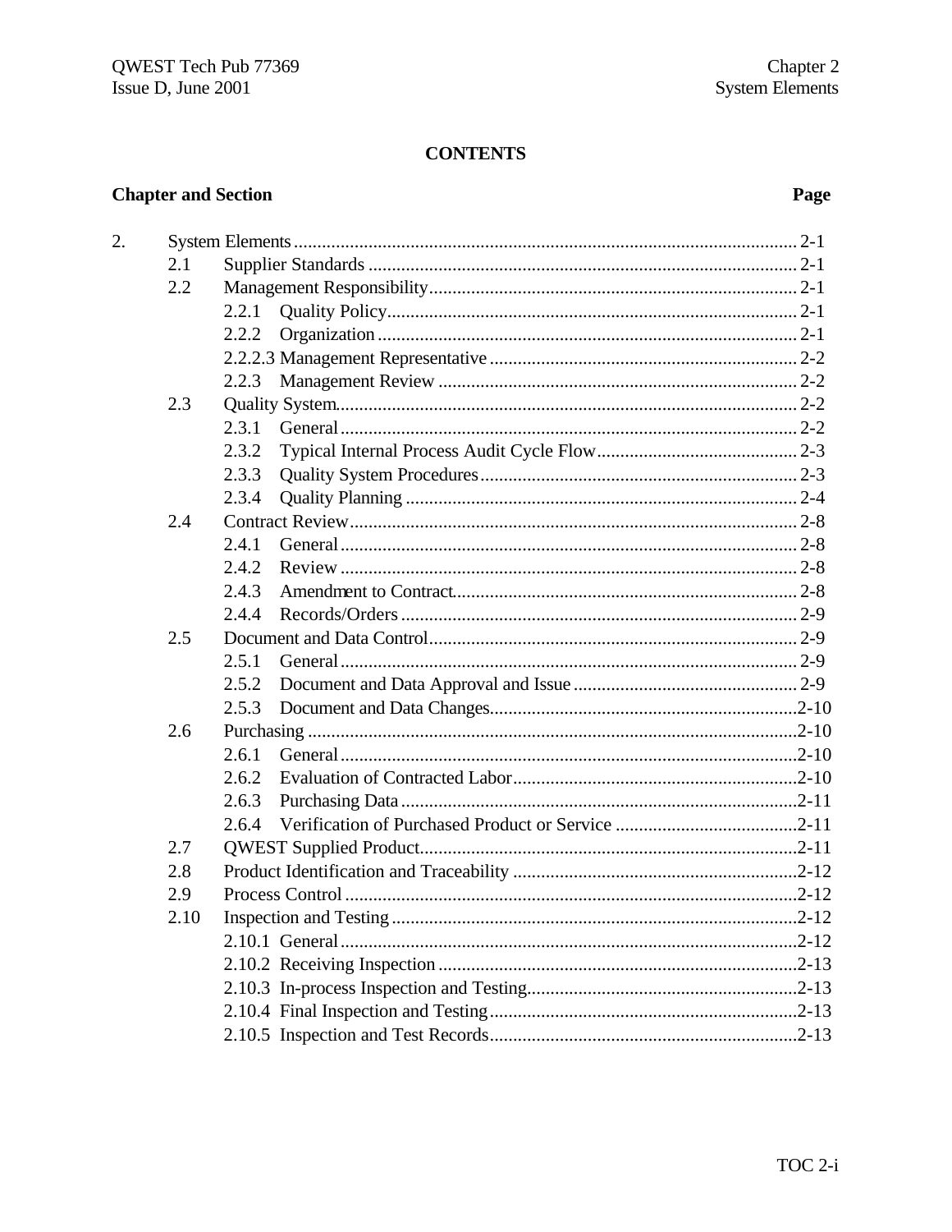# CONTENTS

| Chapter and Section | | | Page |
|---|---|---|---|
| 2. | System Elements | | 2-1 |
| | 2.1 | Supplier Standards | 2-1 |
| | 2.2 | Management Responsibility | 2-1 |
| | | 2.2.1 Quality Policy | 2-1 |
| | | 2.2.2 Organization | 2-1 |
| | | 2.2.2.3 Management Representative | 2-2 |
| | | 2.2.3 Management Review | 2-2 |
| | 2.3 | Quality System | 2-2 |
| | | 2.3.1 General | 2-2 |
| | | 2.3.2 Typical Internal Process Audit Cycle Flow | 2-3 |
| | | 2.3.3 Quality System Procedures | 2-3 |
| | | 2.3.4 Quality Planning | 2-4 |
| | 2.4 | Contract Review | 2-8 |
| | | 2.4.1 General | 2-8 |
| | | 2.4.2 Review | 2-8 |
| | | 2.4.3 Amendment to Contract | 2-8 |
| | | 2.4.4 Records/Orders | 2-9 |
| | 2.5 | Document and Data Control | 2-9 |
| | | 2.5.1 General | 2-9 |
| | | 2.5.2 Document and Data Approval and Issue | 2-9 |
| | | 2.5.3 Document and Data Changes | 2-10 |
| | 2.6 | Purchasing | 2-10 |
| | | 2.6.1 General | 2-10 |
| | | 2.6.2 Evaluation of Contracted Labor | 2-10 |
| | | 2.6.3 Purchasing Data | 2-11 |
| | | 2.6.4 Verification of Purchased Product or Service | 2-11 |
| | 2.7 | QWEST Supplied Product | 2-11 |
| | 2.8 | Product Identification and Traceability | 2-12 |
| | 2.9 | Process Control | 2-12 |
| | 2.10 | Inspection and Testing | 2-12 |
| | | 2.10.1 General | 2-12 |
| | | 2.10.2 Receiving Inspection | 2-13 |
| | | 2.10.3 In-process Inspection and Testing | 2-13 |
| | | 2.10.4 Final Inspection and Testing | 2-13 |
| | | 2.10.5 Inspection and Test Records | 2-13 |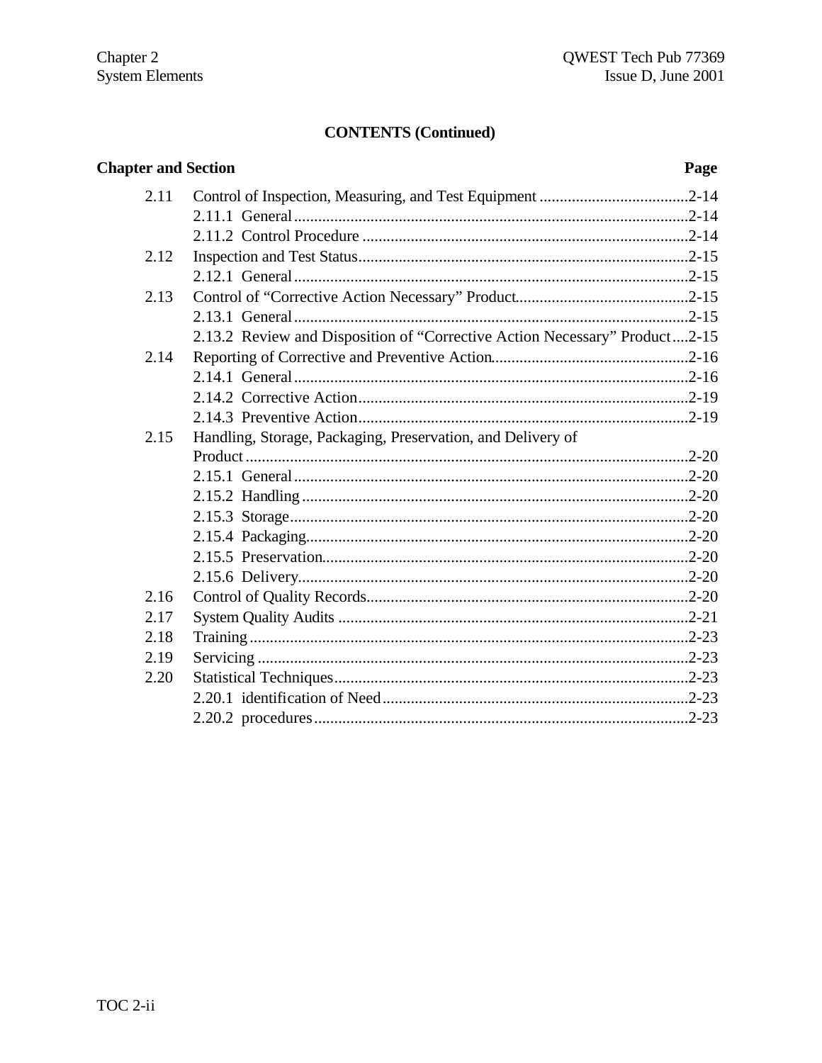**CONTENTS (Continued)**

| Chapter and Section | | Page |
|---|---|---|
| 2.11 | Control of Inspection, Measuring, and Test Equipment | 2-14 |
| | 2.11.1 General | 2-14 |
| | 2.11.2 Control Procedure | 2-14 |
| 2.12 | Inspection and Test Status | 2-15 |
| | 2.12.1 General | 2-15 |
| 2.13 | Control of “Corrective Action Necessary” Product | 2-15 |
| | 2.13.1 General | 2-15 |
| | 2.13.2 Review and Disposition of “Corrective Action Necessary” Product | 2-15 |
| 2.14 | Reporting of Corrective and Preventive Action | 2-16 |
| | 2.14.1 General | 2-16 |
| | 2.14.2 Corrective Action | 2-19 |
| | 2.14.3 Preventive Action | 2-19 |
| 2.15 | Handling, Storage, Packaging, Preservation, and Delivery of Product | 2-20 |
| | 2.15.1 General | 2-20 |
| | 2.15.2 Handling | 2-20 |
| | 2.15.3 Storage | 2-20 |
| | 2.15.4 Packaging | 2-20 |
| | 2.15.5 Preservation | 2-20 |
| | 2.15.6 Delivery | 2-20 |
| 2.16 | Control of Quality Records | 2-20 |
| 2.17 | System Quality Audits | 2-21 |
| 2.18 | Training | 2-23 |
| 2.19 | Servicing | 2-23 |
| 2.20 | Statistical Techniques | 2-23 |
| | 2.20.1 identification of Need | 2-23 |
| | 2.20.2 procedures | 2-23 |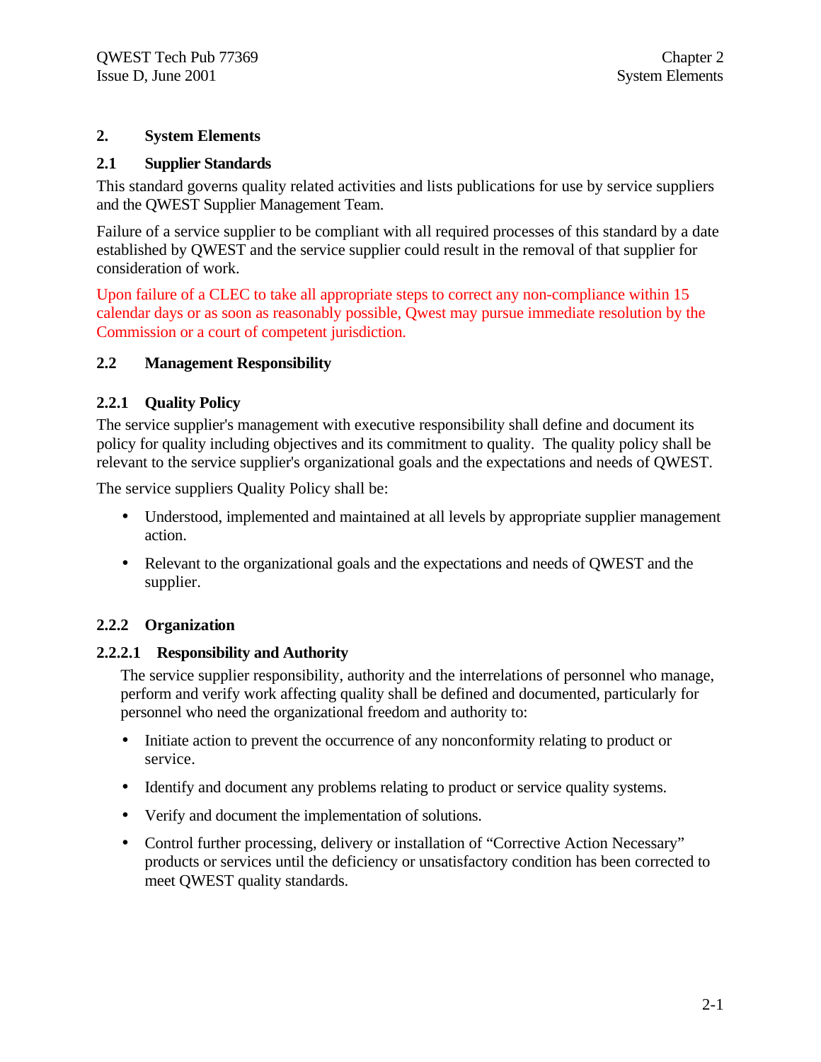# 2. System Elements

## 2.1 Supplier Standards

This standard governs quality related activities and lists publications for use by service suppliers and the QWEST Supplier Management Team.

Failure of a service supplier to be compliant with all required processes of this standard by a date established by QWEST and the service supplier could result in the removal of that supplier for consideration of work.

Upon failure of a CLEC to take all appropriate steps to correct any non-compliance within 15 calendar days or as soon as reasonably possible, Qwest may pursue immediate resolution by the Commission or a court of competent jurisdiction.

## 2.2 Management Responsibility

### 2.2.1 Quality Policy

The service supplier's management with executive responsibility shall define and document its policy for quality including objectives and its commitment to quality. The quality policy shall be relevant to the service supplier's organizational goals and the expectations and needs of QWEST.

The service suppliers Quality Policy shall be:

- Understood, implemented and maintained at all levels by appropriate supplier management action.
- Relevant to the organizational goals and the expectations and needs of QWEST and the supplier.

### 2.2.2 Organization

#### 2.2.2.1 Responsibility and Authority

The service supplier responsibility, authority and the interrelations of personnel who manage, perform and verify work affecting quality shall be defined and documented, particularly for personnel who need the organizational freedom and authority to:

- Initiate action to prevent the occurrence of any nonconformity relating to product or service.
- Identify and document any problems relating to product or service quality systems.
- Verify and document the implementation of solutions.
- Control further processing, delivery or installation of "Corrective Action Necessary" products or services until the deficiency or unsatisfactory condition has been corrected to meet QWEST quality standards.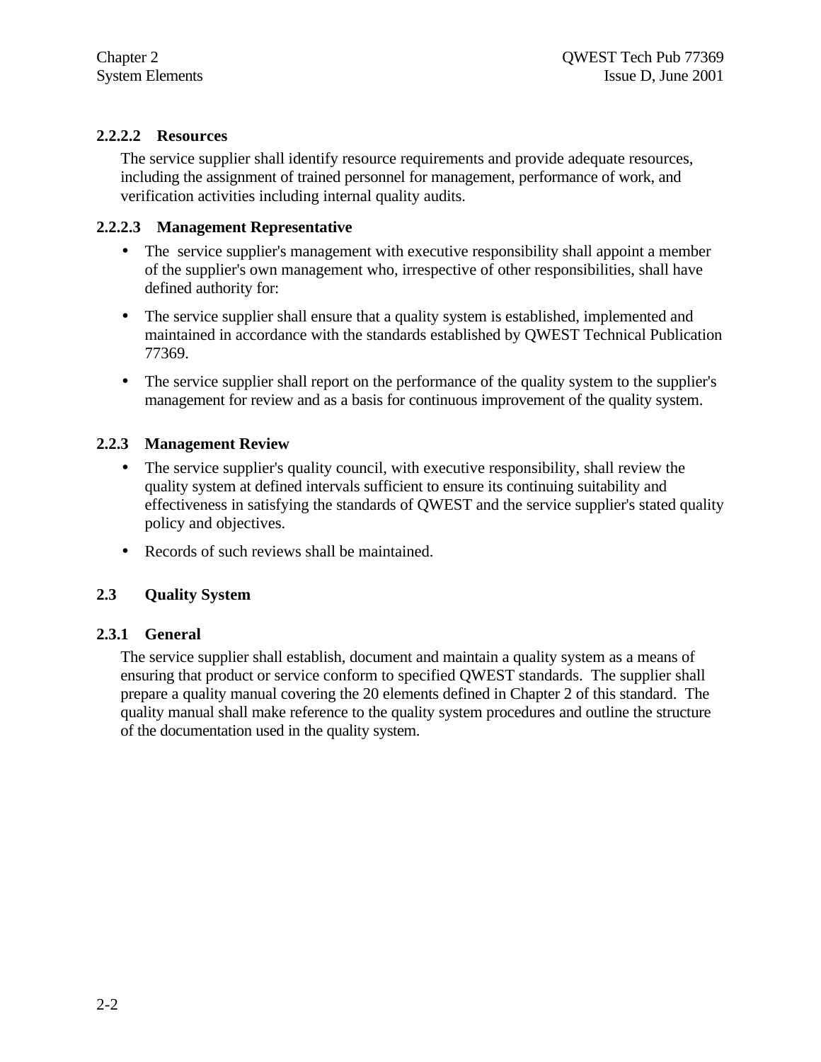#### 2.2.2.2 Resources

The service supplier shall identify resource requirements and provide adequate resources, including the assignment of trained personnel for management, performance of work, and verification activities including internal quality audits.

#### 2.2.2.3 Management Representative

- The service supplier's management with executive responsibility shall appoint a member of the supplier's own management who, irrespective of other responsibilities, shall have defined authority for:
- The service supplier shall ensure that a quality system is established, implemented and maintained in accordance with the standards established by QWEST Technical Publication 77369.
- The service supplier shall report on the performance of the quality system to the supplier's management for review and as a basis for continuous improvement of the quality system.

### 2.2.3 Management Review

- The service supplier's quality council, with executive responsibility, shall review the quality system at defined intervals sufficient to ensure its continuing suitability and effectiveness in satisfying the standards of QWEST and the service supplier's stated quality policy and objectives.
- Records of such reviews shall be maintained.

## 2.3 Quality System

### 2.3.1 General

The service supplier shall establish, document and maintain a quality system as a means of ensuring that product or service conform to specified QWEST standards. The supplier shall prepare a quality manual covering the 20 elements defined in Chapter 2 of this standard. The quality manual shall make reference to the quality system procedures and outline the structure of the documentation used in the quality system.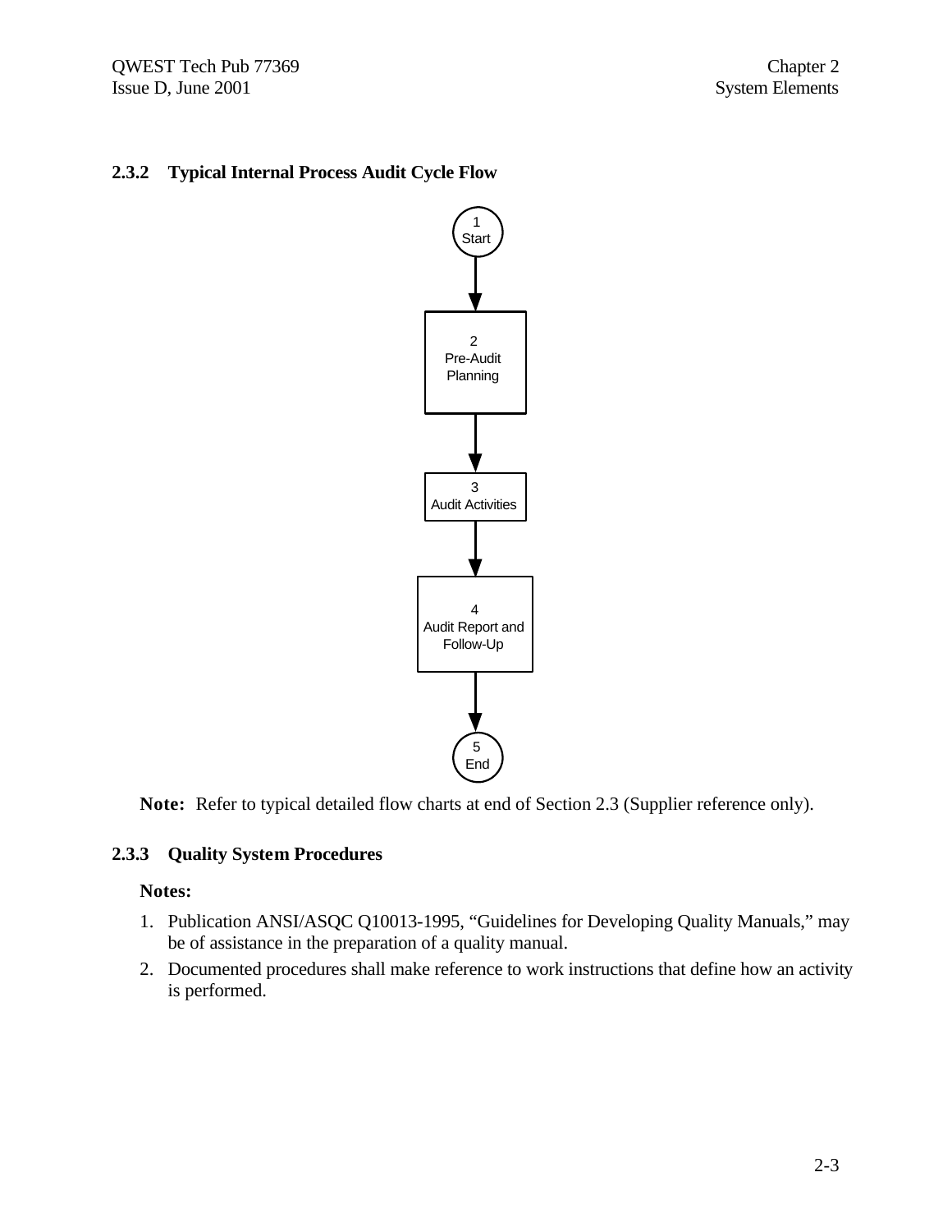### 2.3.2 Typical Internal Process Audit Cycle Flow

1 Start

2 Pre-Audit Planning

3 Audit Activities

4 Audit Report and Follow-Up

5 End

**Note:** Refer to typical detailed flow charts at end of Section 2.3 (Supplier reference only).

### 2.3.3 Quality System Procedures

**Notes:**

1. Publication ANSI/ASQC Q10013-1995, "Guidelines for Developing Quality Manuals," may be of assistance in the preparation of a quality manual.
2. Documented procedures shall make reference to work instructions that define how an activity is performed.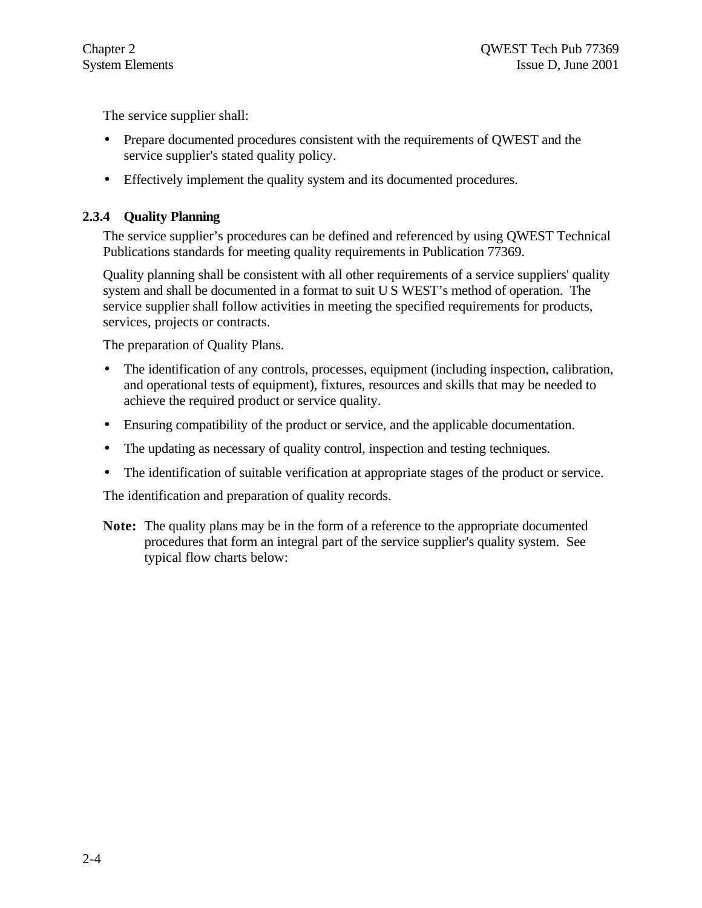The service supplier shall:

- Prepare documented procedures consistent with the requirements of QWEST and the service supplier's stated quality policy.
- Effectively implement the quality system and its documented procedures.

### 2.3.4 Quality Planning

The service supplier’s procedures can be defined and referenced by using QWEST Technical Publications standards for meeting quality requirements in Publication 77369.

Quality planning shall be consistent with all other requirements of a service suppliers' quality system and shall be documented in a format to suit U S WEST’s method of operation. The service supplier shall follow activities in meeting the specified requirements for products, services, projects or contracts.

The preparation of Quality Plans.

- The identification of any controls, processes, equipment (including inspection, calibration, and operational tests of equipment), fixtures, resources and skills that may be needed to achieve the required product or service quality.
- Ensuring compatibility of the product or service, and the applicable documentation.
- The updating as necessary of quality control, inspection and testing techniques.
- The identification of suitable verification at appropriate stages of the product or service.

The identification and preparation of quality records.

**Note:** The quality plans may be in the form of a reference to the appropriate documented procedures that form an integral part of the service supplier's quality system. See typical flow charts below: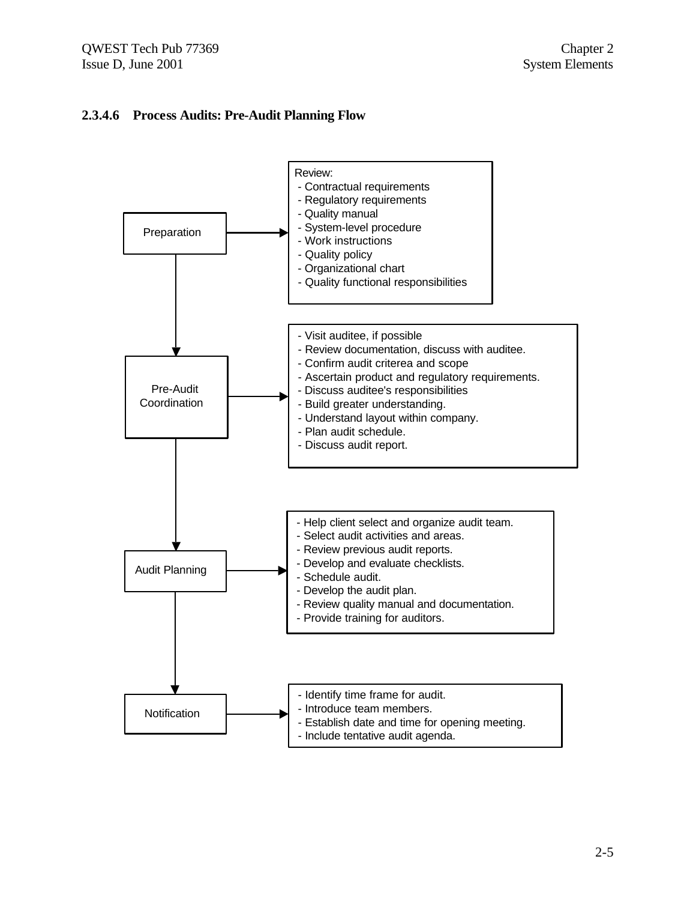### 2.3.4.6 Process Audits: Pre-Audit Planning Flow

**Preparation**

Review:
- Contractual requirements
- Regulatory requirements
- Quality manual
- System-level procedure
- Work instructions
- Quality policy
- Organizational chart
- Quality functional responsibilities

↓

**Pre-Audit Coordination**

- Visit auditee, if possible
- Review documentation, discuss with auditee.
- Confirm audit criterea and scope
- Ascertain product and regulatory requirements.
- Discuss auditee's responsibilities
- Build greater understanding.
- Understand layout within company.
- Plan audit schedule.
- Discuss audit report.

↓

**Audit Planning**

- Help client select and organize audit team.
- Select audit activities and areas.
- Review previous audit reports.
- Develop and evaluate checklists.
- Schedule audit.
- Develop the audit plan.
- Review quality manual and documentation.
- Provide training for auditors.

↓

**Notification**

- Identify time frame for audit.
- Introduce team members.
- Establish date and time for opening meeting.
- Include tentative audit agenda.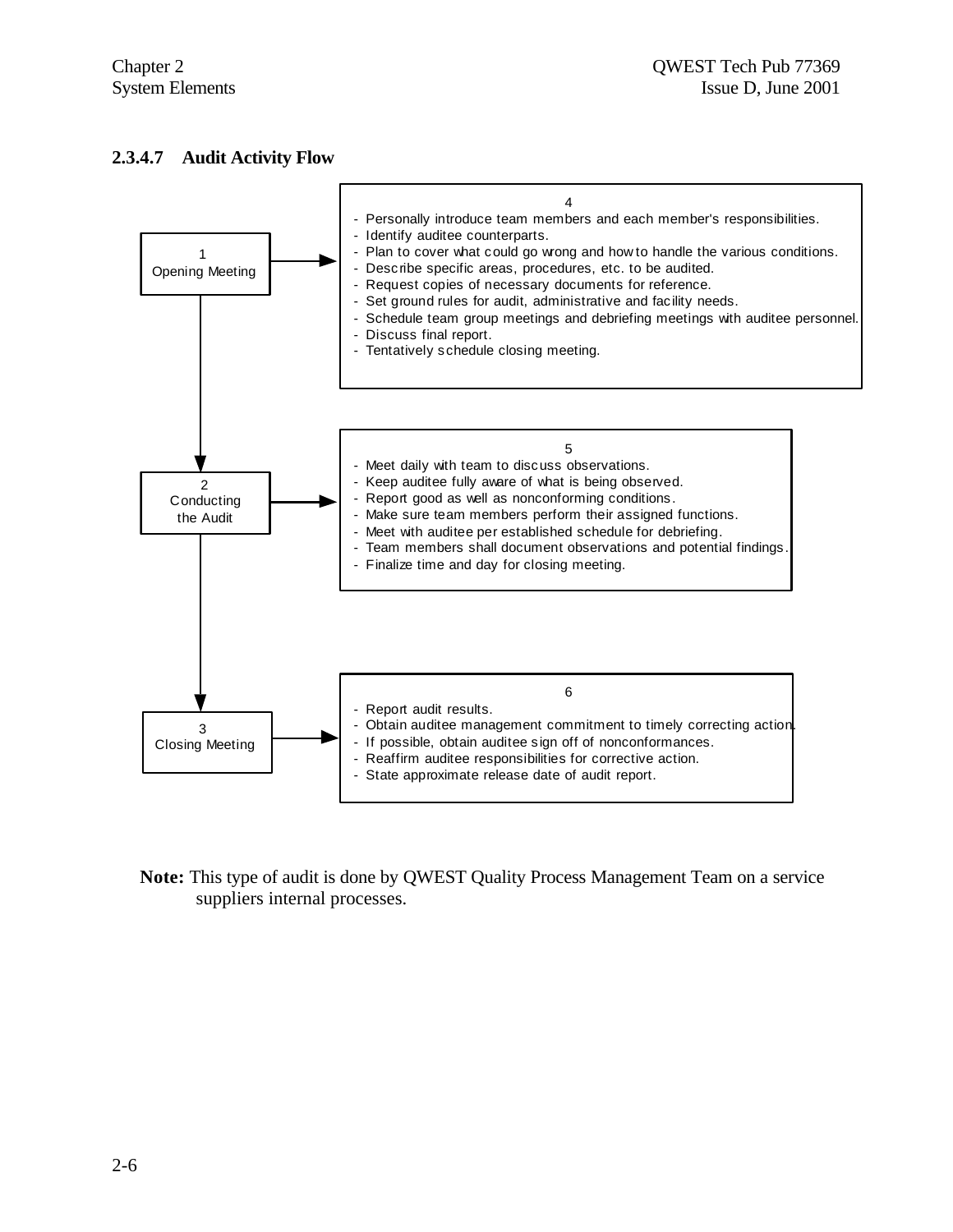#### 2.3.4.7 Audit Activity Flow

**1 Opening Meeting** → **4**

- Personally introduce team members and each member's responsibilities.
- Identify auditee counterparts.
- Plan to cover what could go wrong and how to handle the various conditions.
- Describe specific areas, procedures, etc. to be audited.
- Request copies of necessary documents for reference.
- Set ground rules for audit, administrative and facility needs.
- Schedule team group meetings and debriefing meetings with auditee personnel.
- Discuss final report.
- Tentatively schedule closing meeting.

↓

**2 Conducting the Audit** → **5**

- Meet daily with team to discuss observations.
- Keep auditee fully aware of what is being observed.
- Report good as well as nonconforming conditions.
- Make sure team members perform their assigned functions.
- Meet with auditee per established schedule for debriefing.
- Team members shall document observations and potential findings.
- Finalize time and day for closing meeting.

↓

**3 Closing Meeting** → **6**

- Report audit results.
- Obtain auditee management commitment to timely correcting action.
- If possible, obtain auditee sign off of nonconformances.
- Reaffirm auditee responsibilities for corrective action.
- State approximate release date of audit report.

**Note:** This type of audit is done by QWEST Quality Process Management Team on a service suppliers internal processes.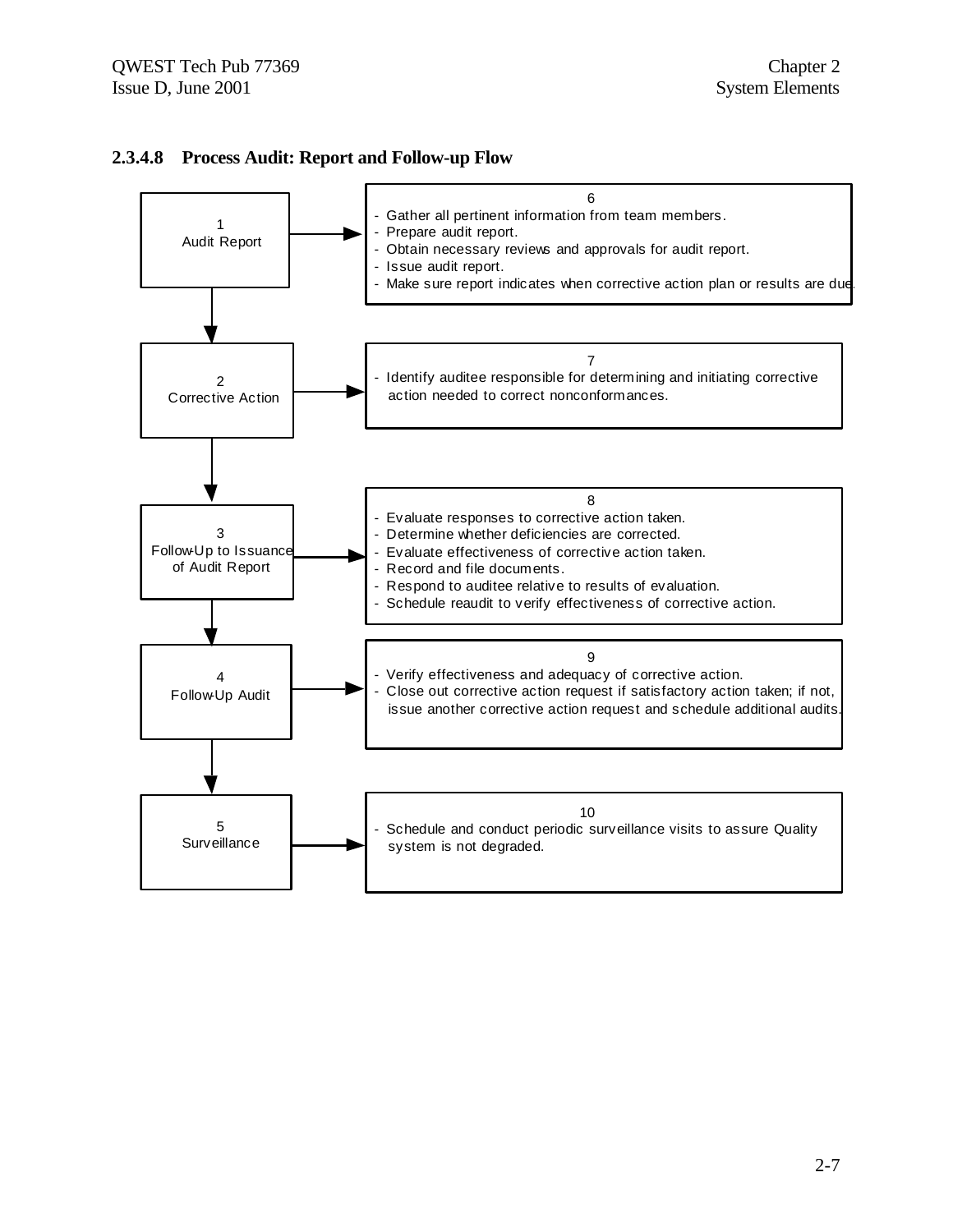### 2.3.4.8 Process Audit: Report and Follow-up Flow

**1 Audit Report** → **6**

- Gather all pertinent information from team members.
- Prepare audit report.
- Obtain necessary reviews and approvals for audit report.
- Issue audit report.
- Make sure report indicates when corrective action plan or results are due.

↓

**2 Corrective Action** → **7**

- Identify auditee responsible for determining and initiating corrective action needed to correct nonconformances.

↓

**3 Follow-Up to Issuance of Audit Report** → **8**

- Evaluate responses to corrective action taken.
- Determine whether deficiencies are corrected.
- Evaluate effectiveness of corrective action taken.
- Record and file documents.
- Respond to auditee relative to results of evaluation.
- Schedule reaudit to verify effectiveness of corrective action.

↓

**4 Follow-Up Audit** → **9**

- Verify effectiveness and adequacy of corrective action.
- Close out corrective action request if satisfactory action taken; if not, issue another corrective action request and schedule additional audits.

↓

**5 Surveillance** → **10**

- Schedule and conduct periodic surveillance visits to assure Quality system is not degraded.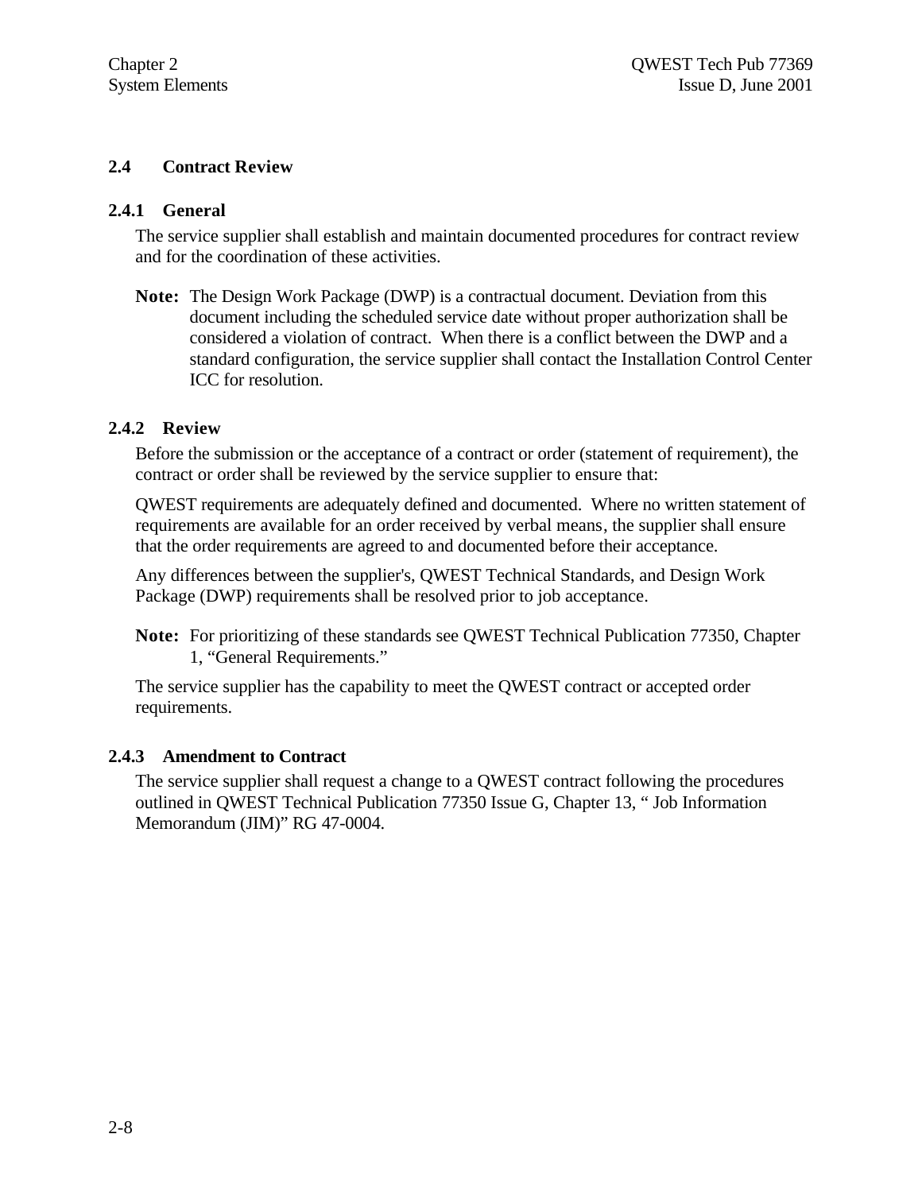## 2.4 Contract Review

### 2.4.1 General

The service supplier shall establish and maintain documented procedures for contract review and for the coordination of these activities.

**Note:** The Design Work Package (DWP) is a contractual document. Deviation from this document including the scheduled service date without proper authorization shall be considered a violation of contract. When there is a conflict between the DWP and a standard configuration, the service supplier shall contact the Installation Control Center ICC for resolution.

### 2.4.2 Review

Before the submission or the acceptance of a contract or order (statement of requirement), the contract or order shall be reviewed by the service supplier to ensure that:

QWEST requirements are adequately defined and documented. Where no written statement of requirements are available for an order received by verbal means, the supplier shall ensure that the order requirements are agreed to and documented before their acceptance.

Any differences between the supplier's, QWEST Technical Standards, and Design Work Package (DWP) requirements shall be resolved prior to job acceptance.

**Note:** For prioritizing of these standards see QWEST Technical Publication 77350, Chapter 1, “General Requirements.”

The service supplier has the capability to meet the QWEST contract or accepted order requirements.

### 2.4.3 Amendment to Contract

The service supplier shall request a change to a QWEST contract following the procedures outlined in QWEST Technical Publication 77350 Issue G, Chapter 13, “ Job Information Memorandum (JIM)” RG 47-0004.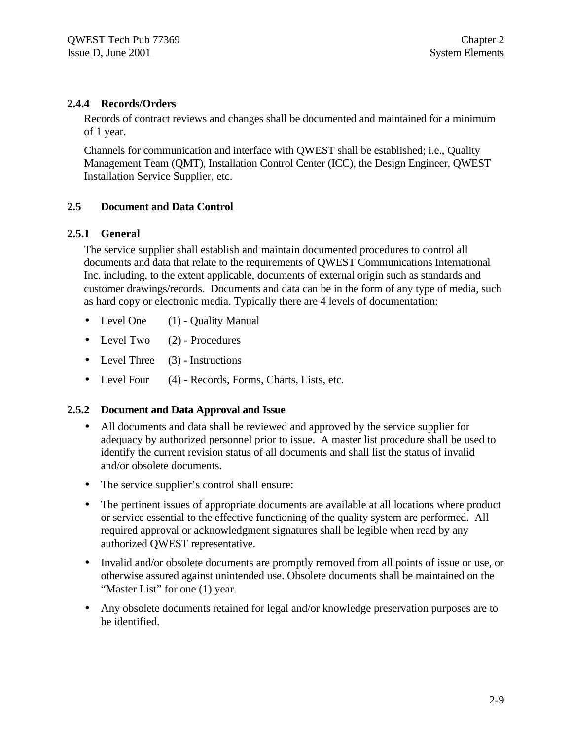### 2.4.4 Records/Orders

Records of contract reviews and changes shall be documented and maintained for a minimum of 1 year.

Channels for communication and interface with QWEST shall be established; i.e., Quality Management Team (QMT), Installation Control Center (ICC), the Design Engineer, QWEST Installation Service Supplier, etc.

## 2.5 Document and Data Control

### 2.5.1 General

The service supplier shall establish and maintain documented procedures to control all documents and data that relate to the requirements of QWEST Communications International Inc. including, to the extent applicable, documents of external origin such as standards and customer drawings/records. Documents and data can be in the form of any type of media, such as hard copy or electronic media. Typically there are 4 levels of documentation:

- Level One (1) - Quality Manual
- Level Two (2) - Procedures
- Level Three (3) - Instructions
- Level Four (4) - Records, Forms, Charts, Lists, etc.

### 2.5.2 Document and Data Approval and Issue

- All documents and data shall be reviewed and approved by the service supplier for adequacy by authorized personnel prior to issue. A master list procedure shall be used to identify the current revision status of all documents and shall list the status of invalid and/or obsolete documents.
- The service supplier's control shall ensure:
- The pertinent issues of appropriate documents are available at all locations where product or service essential to the effective functioning of the quality system are performed. All required approval or acknowledgment signatures shall be legible when read by any authorized QWEST representative.
- Invalid and/or obsolete documents are promptly removed from all points of issue or use, or otherwise assured against unintended use. Obsolete documents shall be maintained on the "Master List" for one (1) year.
- Any obsolete documents retained for legal and/or knowledge preservation purposes are to be identified.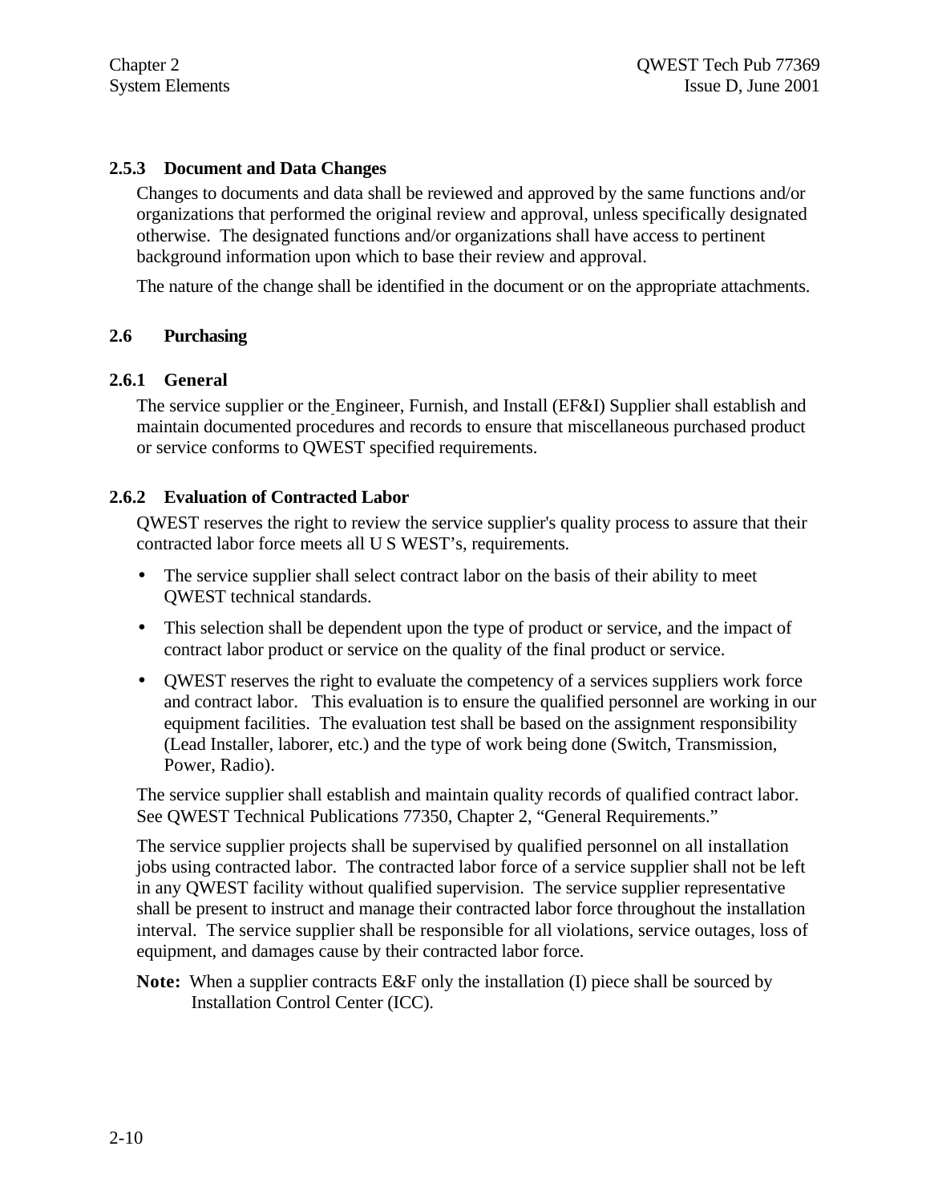### 2.5.3 Document and Data Changes

Changes to documents and data shall be reviewed and approved by the same functions and/or organizations that performed the original review and approval, unless specifically designated otherwise. The designated functions and/or organizations shall have access to pertinent background information upon which to base their review and approval.

The nature of the change shall be identified in the document or on the appropriate attachments.

## 2.6 Purchasing

### 2.6.1 General

The service supplier or the Engineer, Furnish, and Install (EF&I) Supplier shall establish and maintain documented procedures and records to ensure that miscellaneous purchased product or service conforms to QWEST specified requirements.

### 2.6.2 Evaluation of Contracted Labor

QWEST reserves the right to review the service supplier's quality process to assure that their contracted labor force meets all U S WEST's, requirements.

- The service supplier shall select contract labor on the basis of their ability to meet QWEST technical standards.
- This selection shall be dependent upon the type of product or service, and the impact of contract labor product or service on the quality of the final product or service.
- QWEST reserves the right to evaluate the competency of a services suppliers work force and contract labor. This evaluation is to ensure the qualified personnel are working in our equipment facilities. The evaluation test shall be based on the assignment responsibility (Lead Installer, laborer, etc.) and the type of work being done (Switch, Transmission, Power, Radio).

The service supplier shall establish and maintain quality records of qualified contract labor. See QWEST Technical Publications 77350, Chapter 2, "General Requirements."

The service supplier projects shall be supervised by qualified personnel on all installation jobs using contracted labor. The contracted labor force of a service supplier shall not be left in any QWEST facility without qualified supervision. The service supplier representative shall be present to instruct and manage their contracted labor force throughout the installation interval. The service supplier shall be responsible for all violations, service outages, loss of equipment, and damages cause by their contracted labor force.

**Note:** When a supplier contracts E&F only the installation (I) piece shall be sourced by Installation Control Center (ICC).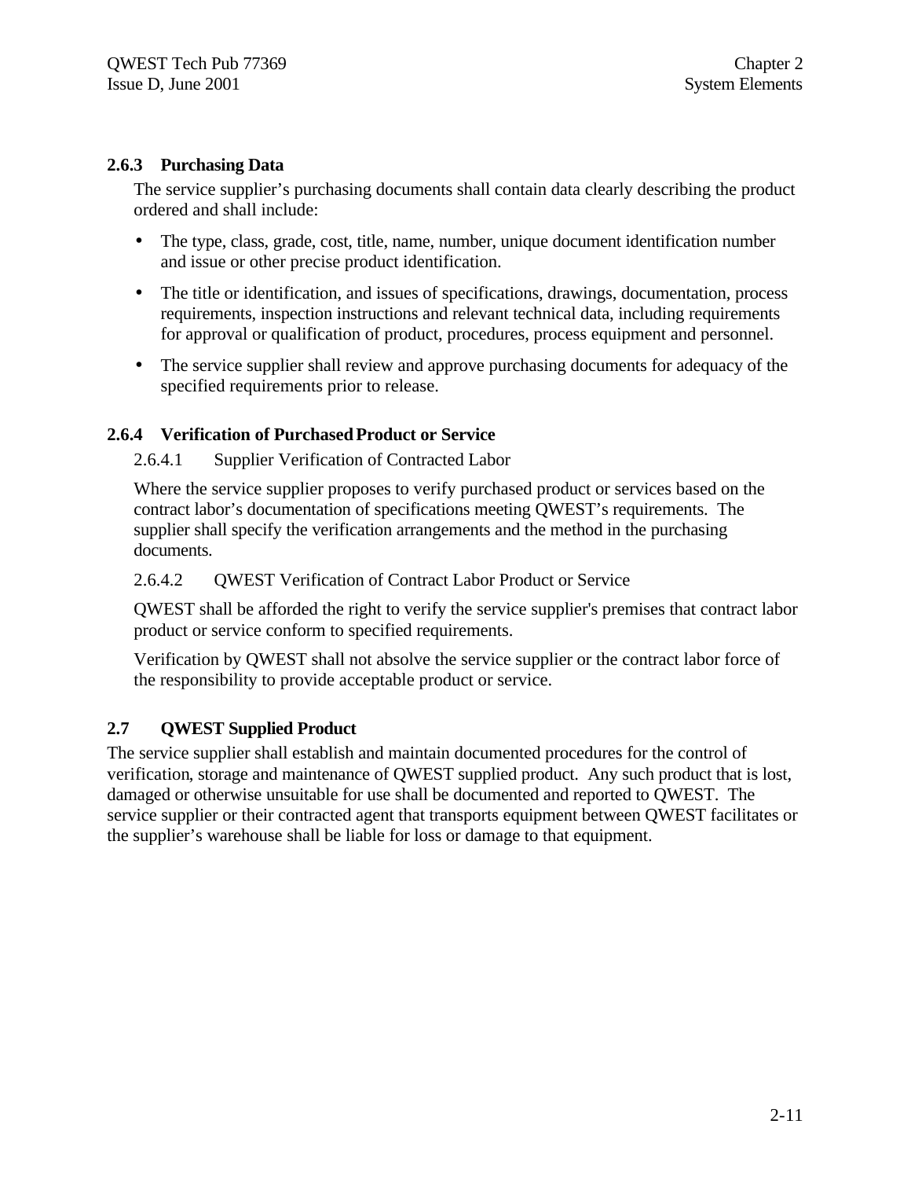### 2.6.3 Purchasing Data

The service supplier's purchasing documents shall contain data clearly describing the product ordered and shall include:

- The type, class, grade, cost, title, name, number, unique document identification number and issue or other precise product identification.
- The title or identification, and issues of specifications, drawings, documentation, process requirements, inspection instructions and relevant technical data, including requirements for approval or qualification of product, procedures, process equipment and personnel.
- The service supplier shall review and approve purchasing documents for adequacy of the specified requirements prior to release.

### 2.6.4 Verification of Purchased Product or Service

#### 2.6.4.1 Supplier Verification of Contracted Labor

Where the service supplier proposes to verify purchased product or services based on the contract labor's documentation of specifications meeting QWEST's requirements. The supplier shall specify the verification arrangements and the method in the purchasing documents.

#### 2.6.4.2 QWEST Verification of Contract Labor Product or Service

QWEST shall be afforded the right to verify the service supplier's premises that contract labor product or service conform to specified requirements.

Verification by QWEST shall not absolve the service supplier or the contract labor force of the responsibility to provide acceptable product or service.

## 2.7 QWEST Supplied Product

The service supplier shall establish and maintain documented procedures for the control of verification, storage and maintenance of QWEST supplied product. Any such product that is lost, damaged or otherwise unsuitable for use shall be documented and reported to QWEST. The service supplier or their contracted agent that transports equipment between QWEST facilitates or the supplier's warehouse shall be liable for loss or damage to that equipment.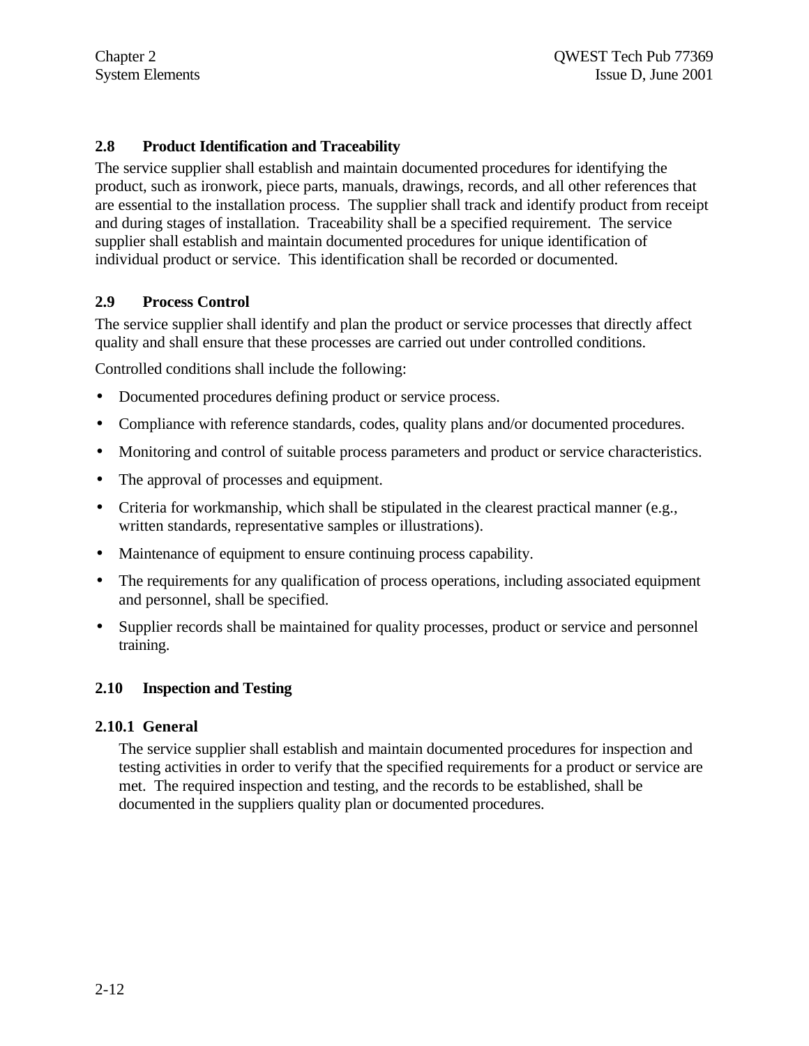## 2.8 Product Identification and Traceability

The service supplier shall establish and maintain documented procedures for identifying the product, such as ironwork, piece parts, manuals, drawings, records, and all other references that are essential to the installation process. The supplier shall track and identify product from receipt and during stages of installation. Traceability shall be a specified requirement. The service supplier shall establish and maintain documented procedures for unique identification of individual product or service. This identification shall be recorded or documented.

## 2.9 Process Control

The service supplier shall identify and plan the product or service processes that directly affect quality and shall ensure that these processes are carried out under controlled conditions.

Controlled conditions shall include the following:

- Documented procedures defining product or service process.
- Compliance with reference standards, codes, quality plans and/or documented procedures.
- Monitoring and control of suitable process parameters and product or service characteristics.
- The approval of processes and equipment.
- Criteria for workmanship, which shall be stipulated in the clearest practical manner (e.g., written standards, representative samples or illustrations).
- Maintenance of equipment to ensure continuing process capability.
- The requirements for any qualification of process operations, including associated equipment and personnel, shall be specified.
- Supplier records shall be maintained for quality processes, product or service and personnel training.

## 2.10 Inspection and Testing

### 2.10.1 General

The service supplier shall establish and maintain documented procedures for inspection and testing activities in order to verify that the specified requirements for a product or service are met. The required inspection and testing, and the records to be established, shall be documented in the suppliers quality plan or documented procedures.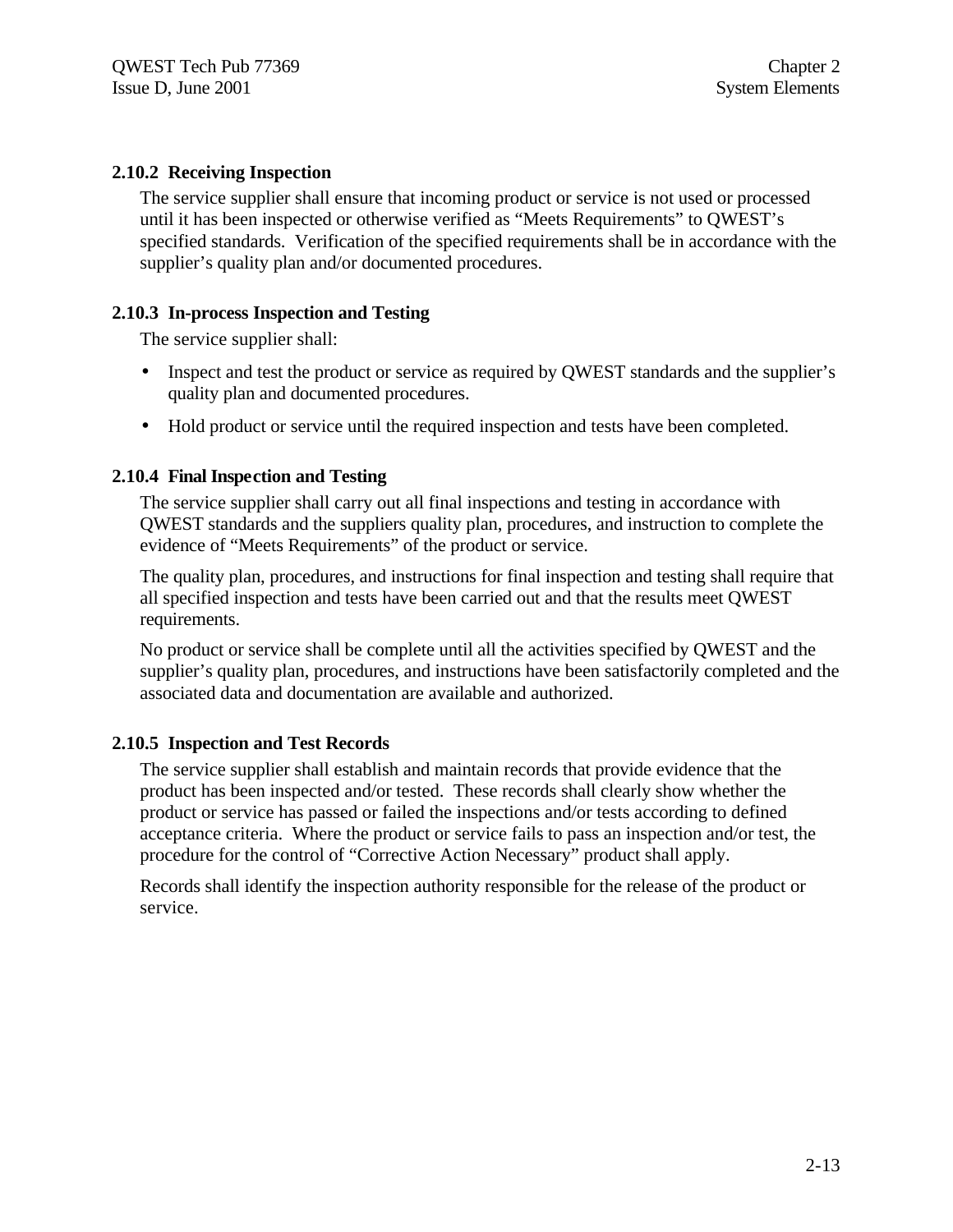### 2.10.2 Receiving Inspection

The service supplier shall ensure that incoming product or service is not used or processed until it has been inspected or otherwise verified as “Meets Requirements” to QWEST’s specified standards. Verification of the specified requirements shall be in accordance with the supplier’s quality plan and/or documented procedures.

### 2.10.3 In-process Inspection and Testing

The service supplier shall:

- Inspect and test the product or service as required by QWEST standards and the supplier’s quality plan and documented procedures.
- Hold product or service until the required inspection and tests have been completed.

### 2.10.4 Final Inspection and Testing

The service supplier shall carry out all final inspections and testing in accordance with QWEST standards and the suppliers quality plan, procedures, and instruction to complete the evidence of “Meets Requirements” of the product or service.

The quality plan, procedures, and instructions for final inspection and testing shall require that all specified inspection and tests have been carried out and that the results meet QWEST requirements.

No product or service shall be complete until all the activities specified by QWEST and the supplier’s quality plan, procedures, and instructions have been satisfactorily completed and the associated data and documentation are available and authorized.

### 2.10.5 Inspection and Test Records

The service supplier shall establish and maintain records that provide evidence that the product has been inspected and/or tested. These records shall clearly show whether the product or service has passed or failed the inspections and/or tests according to defined acceptance criteria. Where the product or service fails to pass an inspection and/or test, the procedure for the control of “Corrective Action Necessary” product shall apply.

Records shall identify the inspection authority responsible for the release of the product or service.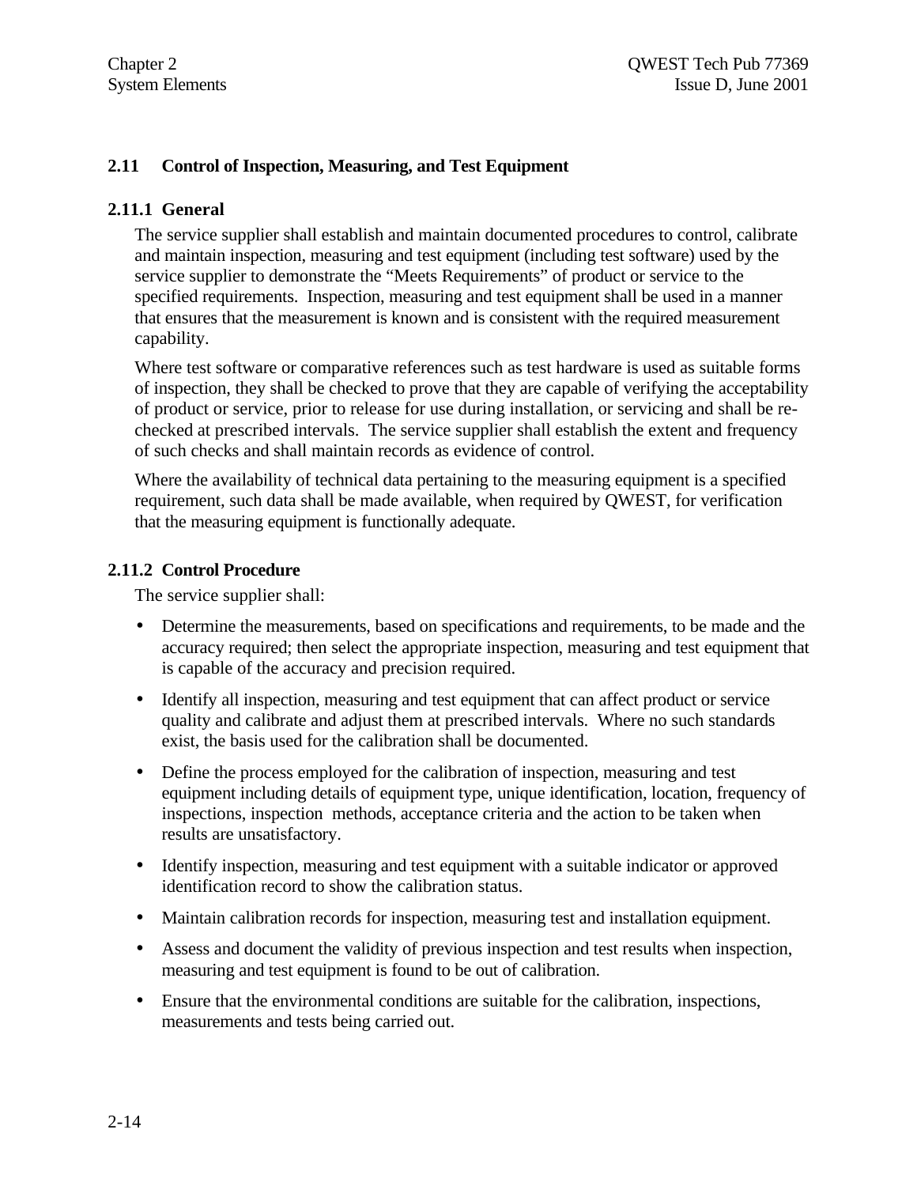## 2.11 Control of Inspection, Measuring, and Test Equipment

### 2.11.1 General

The service supplier shall establish and maintain documented procedures to control, calibrate and maintain inspection, measuring and test equipment (including test software) used by the service supplier to demonstrate the “Meets Requirements” of product or service to the specified requirements. Inspection, measuring and test equipment shall be used in a manner that ensures that the measurement is known and is consistent with the required measurement capability.

Where test software or comparative references such as test hardware is used as suitable forms of inspection, they shall be checked to prove that they are capable of verifying the acceptability of product or service, prior to release for use during installation, or servicing and shall be re-checked at prescribed intervals. The service supplier shall establish the extent and frequency of such checks and shall maintain records as evidence of control.

Where the availability of technical data pertaining to the measuring equipment is a specified requirement, such data shall be made available, when required by QWEST, for verification that the measuring equipment is functionally adequate.

### 2.11.2 Control Procedure

The service supplier shall:

- Determine the measurements, based on specifications and requirements, to be made and the accuracy required; then select the appropriate inspection, measuring and test equipment that is capable of the accuracy and precision required.
- Identify all inspection, measuring and test equipment that can affect product or service quality and calibrate and adjust them at prescribed intervals. Where no such standards exist, the basis used for the calibration shall be documented.
- Define the process employed for the calibration of inspection, measuring and test equipment including details of equipment type, unique identification, location, frequency of inspections, inspection methods, acceptance criteria and the action to be taken when results are unsatisfactory.
- Identify inspection, measuring and test equipment with a suitable indicator or approved identification record to show the calibration status.
- Maintain calibration records for inspection, measuring test and installation equipment.
- Assess and document the validity of previous inspection and test results when inspection, measuring and test equipment is found to be out of calibration.
- Ensure that the environmental conditions are suitable for the calibration, inspections, measurements and tests being carried out.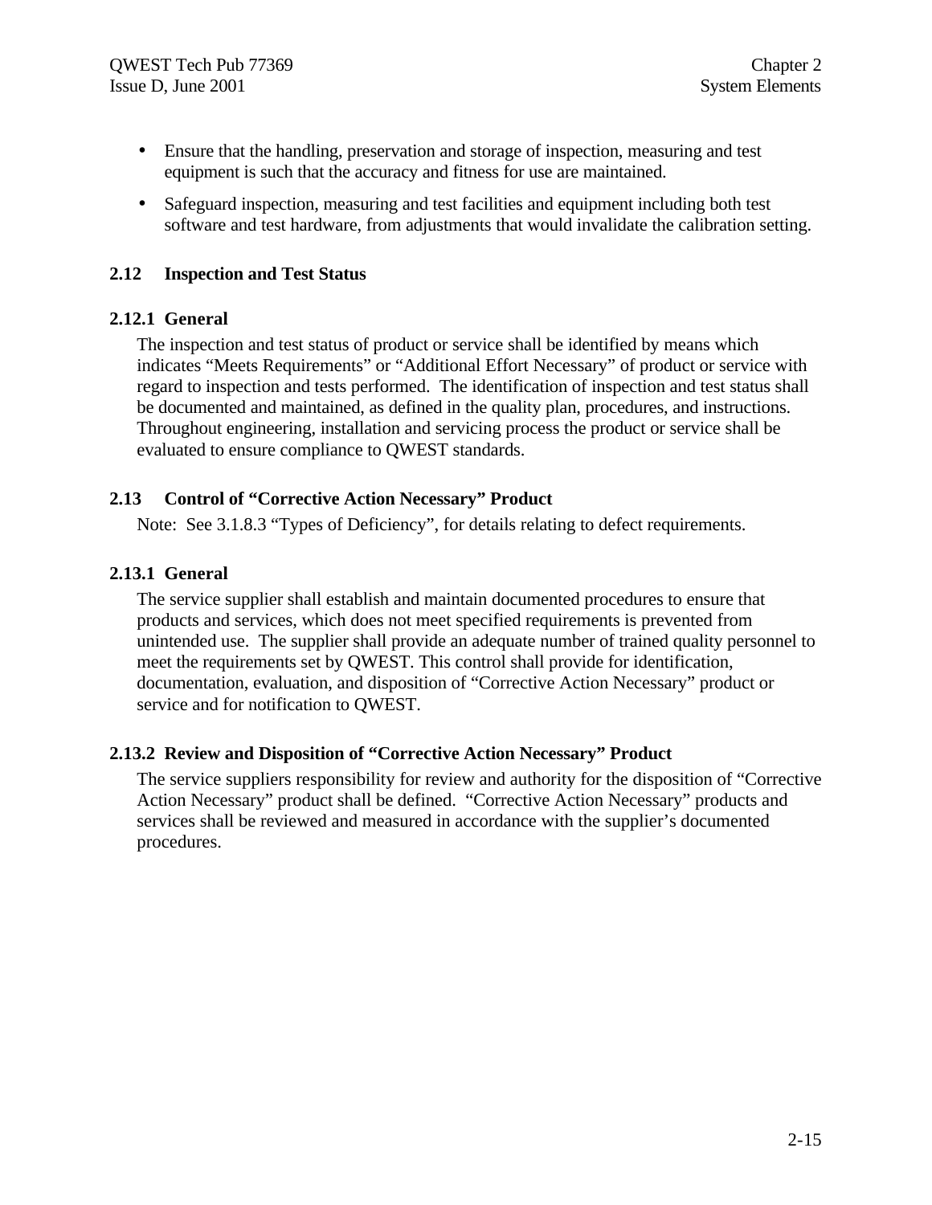- Ensure that the handling, preservation and storage of inspection, measuring and test equipment is such that the accuracy and fitness for use are maintained.
- Safeguard inspection, measuring and test facilities and equipment including both test software and test hardware, from adjustments that would invalidate the calibration setting.

## 2.12 Inspection and Test Status

### 2.12.1 General

The inspection and test status of product or service shall be identified by means which indicates "Meets Requirements" or "Additional Effort Necessary" of product or service with regard to inspection and tests performed. The identification of inspection and test status shall be documented and maintained, as defined in the quality plan, procedures, and instructions. Throughout engineering, installation and servicing process the product or service shall be evaluated to ensure compliance to QWEST standards.

## 2.13 Control of "Corrective Action Necessary" Product

Note: See 3.1.8.3 "Types of Deficiency", for details relating to defect requirements.

### 2.13.1 General

The service supplier shall establish and maintain documented procedures to ensure that products and services, which does not meet specified requirements is prevented from unintended use. The supplier shall provide an adequate number of trained quality personnel to meet the requirements set by QWEST. This control shall provide for identification, documentation, evaluation, and disposition of "Corrective Action Necessary" product or service and for notification to QWEST.

### 2.13.2 Review and Disposition of "Corrective Action Necessary" Product

The service suppliers responsibility for review and authority for the disposition of "Corrective Action Necessary" product shall be defined. "Corrective Action Necessary" products and services shall be reviewed and measured in accordance with the supplier's documented procedures.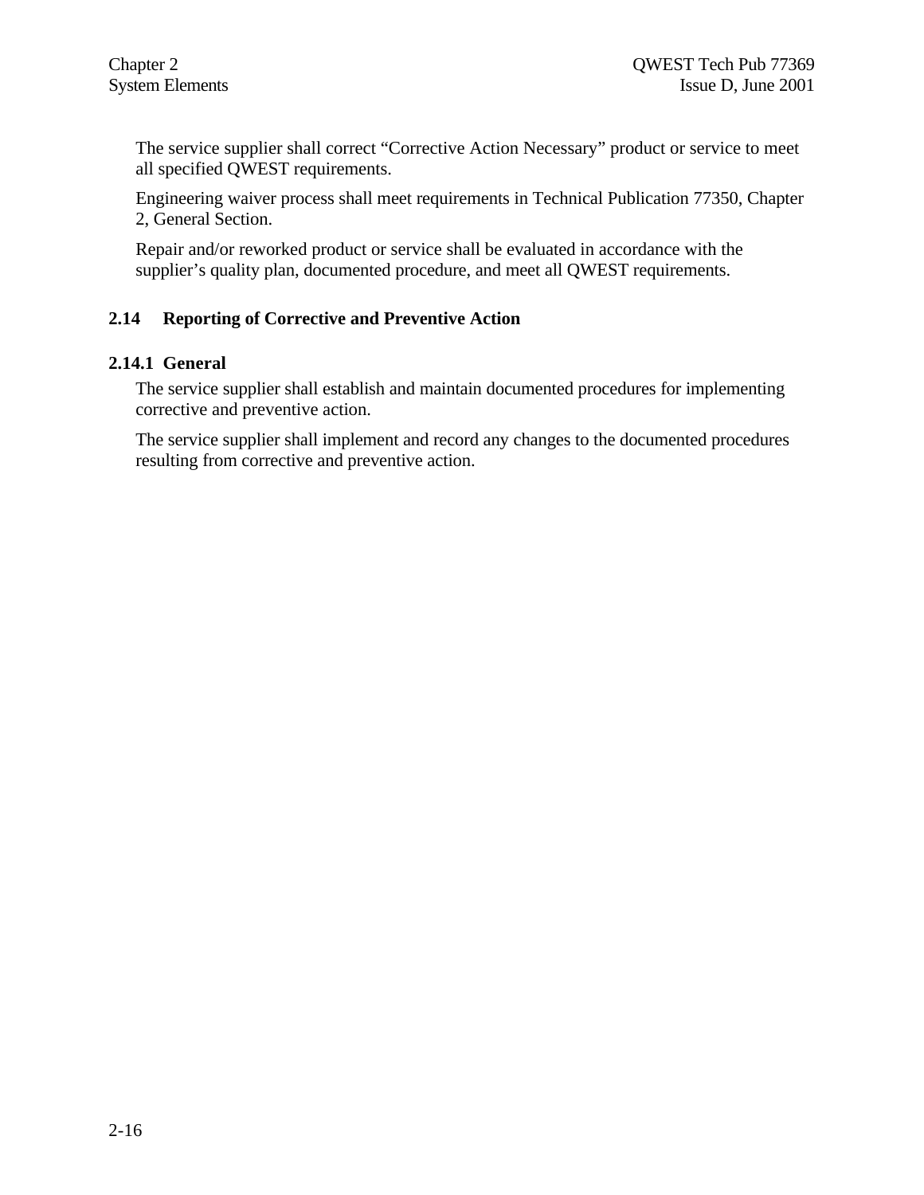The service supplier shall correct "Corrective Action Necessary" product or service to meet all specified QWEST requirements.

Engineering waiver process shall meet requirements in Technical Publication 77350, Chapter 2, General Section.

Repair and/or reworked product or service shall be evaluated in accordance with the supplier's quality plan, documented procedure, and meet all QWEST requirements.

## 2.14 Reporting of Corrective and Preventive Action

### 2.14.1 General

The service supplier shall establish and maintain documented procedures for implementing corrective and preventive action.

The service supplier shall implement and record any changes to the documented procedures resulting from corrective and preventive action.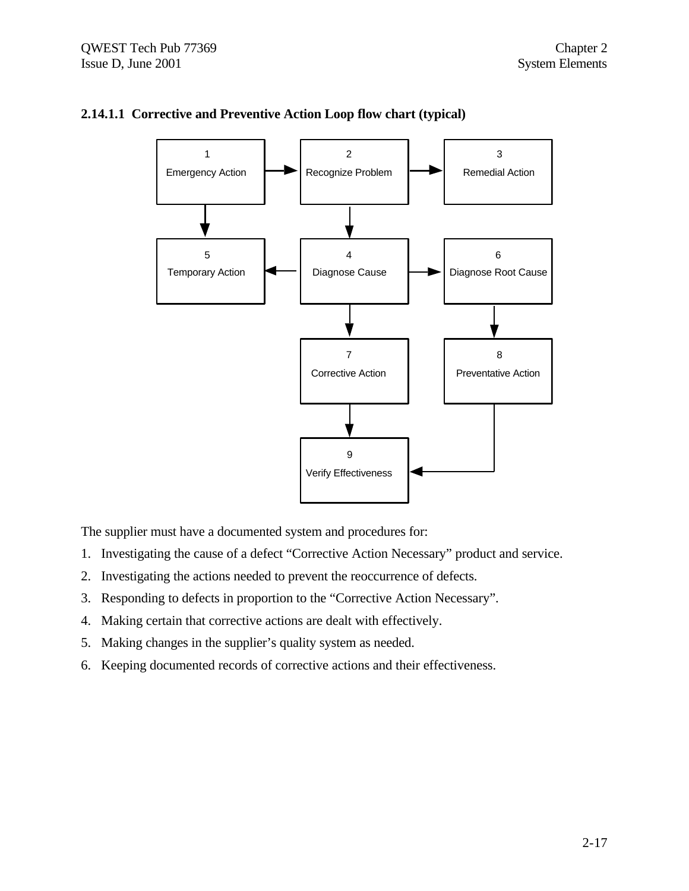### 2.14.1.1 Corrective and Preventive Action Loop flow chart (typical)

1 Emergency Action

2 Recognize Problem

3 Remedial Action

5 Temporary Action

4 Diagnose Cause

6 Diagnose Root Cause

7 Corrective Action

8 Preventative Action

9 Verify Effectiveness

The supplier must have a documented system and procedures for:

1. Investigating the cause of a defect “Corrective Action Necessary” product and service.
2. Investigating the actions needed to prevent the reoccurrence of defects.
3. Responding to defects in proportion to the “Corrective Action Necessary”.
4. Making certain that corrective actions are dealt with effectively.
5. Making changes in the supplier’s quality system as needed.
6. Keeping documented records of corrective actions and their effectiveness.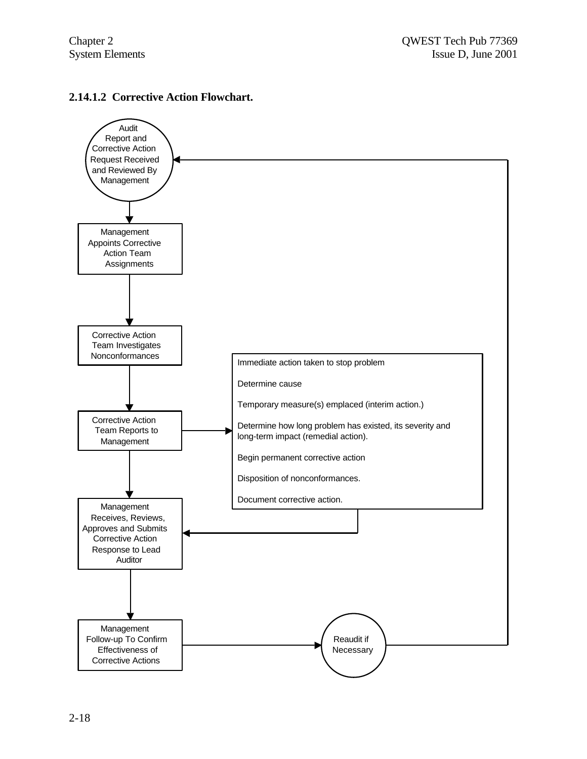### 2.14.1.2 Corrective Action Flowchart.

Audit Report and Corrective Action Request Received and Reviewed By Management

Management Appoints Corrective Action Team Assignments

Corrective Action Team Investigates Nonconformances

Corrective Action Team Reports to Management

Immediate action taken to stop problem

Determine cause

Temporary measure(s) emplaced (interim action.)

Determine how long problem has existed, its severity and long-term impact (remedial action).

Begin permanent corrective action

Disposition of nonconformances.

Document corrective action.

Management Receives, Reviews, Approves and Submits Corrective Action Response to Lead Auditor

Management Follow-up To Confirm Effectiveness of Corrective Actions

Reaudit if Necessary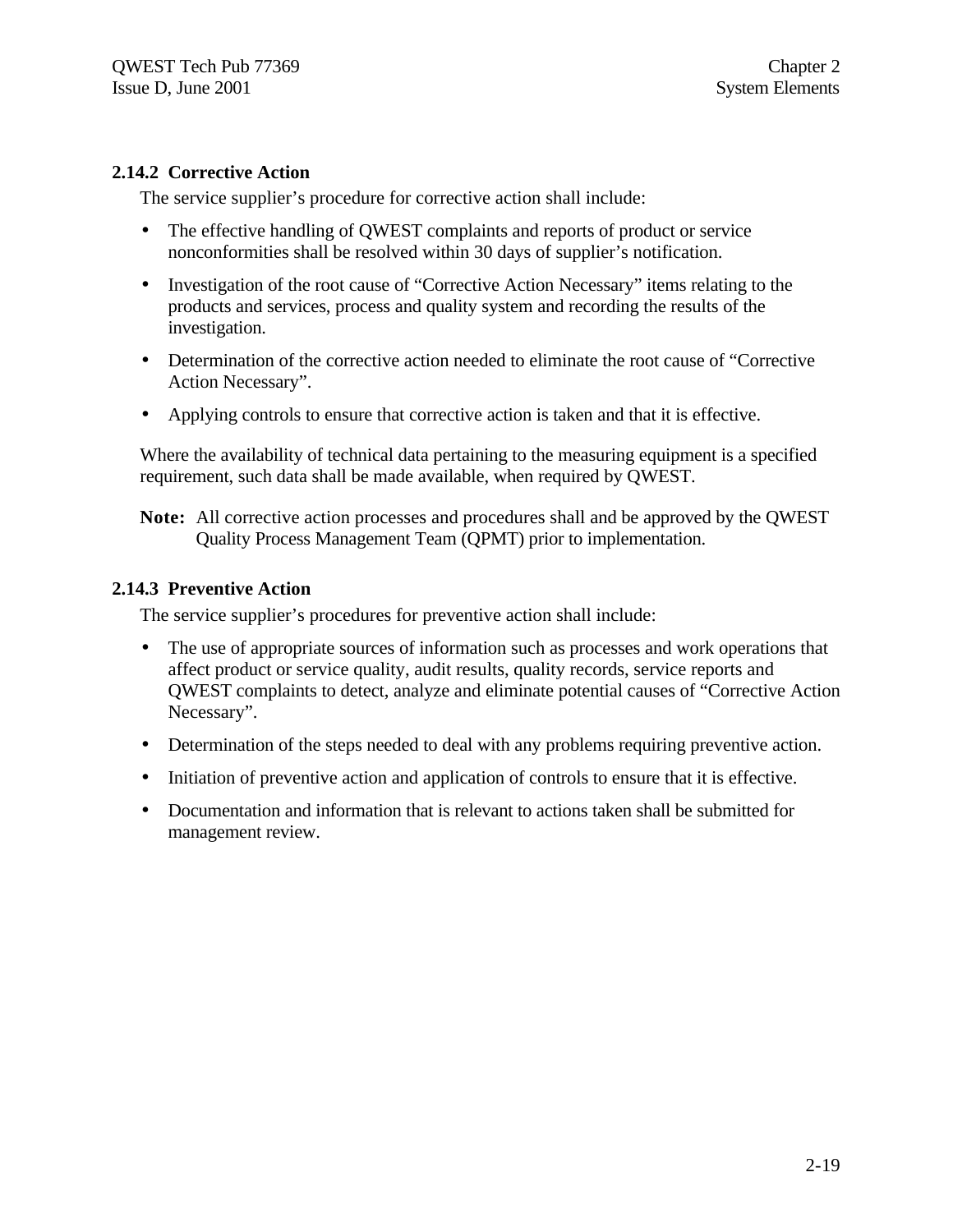### 2.14.2 Corrective Action

The service supplier's procedure for corrective action shall include:

- The effective handling of QWEST complaints and reports of product or service nonconformities shall be resolved within 30 days of supplier's notification.
- Investigation of the root cause of "Corrective Action Necessary" items relating to the products and services, process and quality system and recording the results of the investigation.
- Determination of the corrective action needed to eliminate the root cause of "Corrective Action Necessary".
- Applying controls to ensure that corrective action is taken and that it is effective.

Where the availability of technical data pertaining to the measuring equipment is a specified requirement, such data shall be made available, when required by QWEST.

**Note:** All corrective action processes and procedures shall and be approved by the QWEST Quality Process Management Team (QPMT) prior to implementation.

### 2.14.3 Preventive Action

The service supplier's procedures for preventive action shall include:

- The use of appropriate sources of information such as processes and work operations that affect product or service quality, audit results, quality records, service reports and QWEST complaints to detect, analyze and eliminate potential causes of "Corrective Action Necessary".
- Determination of the steps needed to deal with any problems requiring preventive action.
- Initiation of preventive action and application of controls to ensure that it is effective.
- Documentation and information that is relevant to actions taken shall be submitted for management review.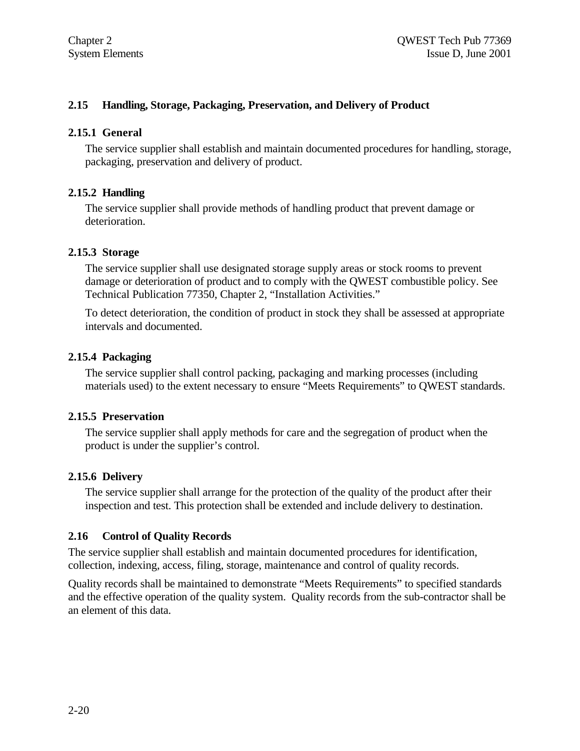## 2.15 Handling, Storage, Packaging, Preservation, and Delivery of Product

### 2.15.1 General

The service supplier shall establish and maintain documented procedures for handling, storage, packaging, preservation and delivery of product.

### 2.15.2 Handling

The service supplier shall provide methods of handling product that prevent damage or deterioration.

### 2.15.3 Storage

The service supplier shall use designated storage supply areas or stock rooms to prevent damage or deterioration of product and to comply with the QWEST combustible policy. See Technical Publication 77350, Chapter 2, “Installation Activities.”

To detect deterioration, the condition of product in stock they shall be assessed at appropriate intervals and documented.

### 2.15.4 Packaging

The service supplier shall control packing, packaging and marking processes (including materials used) to the extent necessary to ensure “Meets Requirements” to QWEST standards.

### 2.15.5 Preservation

The service supplier shall apply methods for care and the segregation of product when the product is under the supplier’s control.

### 2.15.6 Delivery

The service supplier shall arrange for the protection of the quality of the product after their inspection and test. This protection shall be extended and include delivery to destination.

## 2.16 Control of Quality Records

The service supplier shall establish and maintain documented procedures for identification, collection, indexing, access, filing, storage, maintenance and control of quality records.

Quality records shall be maintained to demonstrate “Meets Requirements” to specified standards and the effective operation of the quality system. Quality records from the sub-contractor shall be an element of this data.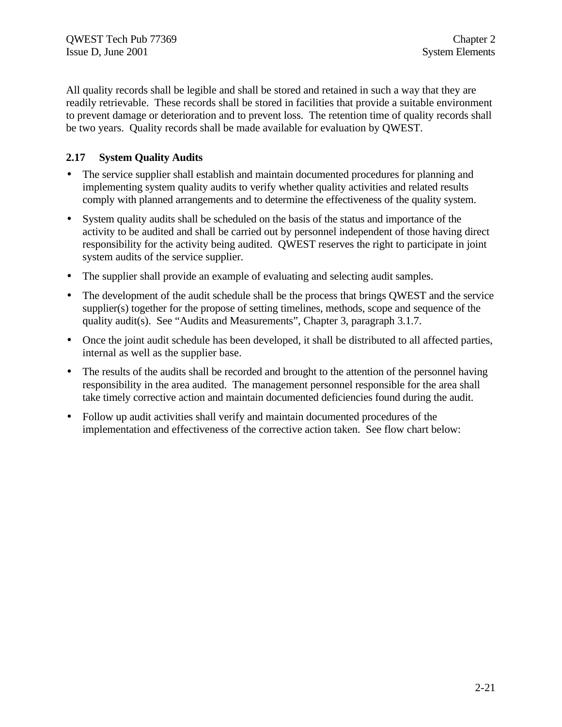All quality records shall be legible and shall be stored and retained in such a way that they are readily retrievable. These records shall be stored in facilities that provide a suitable environment to prevent damage or deterioration and to prevent loss. The retention time of quality records shall be two years. Quality records shall be made available for evaluation by QWEST.

### 2.17 System Quality Audits

- The service supplier shall establish and maintain documented procedures for planning and implementing system quality audits to verify whether quality activities and related results comply with planned arrangements and to determine the effectiveness of the quality system.
- System quality audits shall be scheduled on the basis of the status and importance of the activity to be audited and shall be carried out by personnel independent of those having direct responsibility for the activity being audited. QWEST reserves the right to participate in joint system audits of the service supplier.
- The supplier shall provide an example of evaluating and selecting audit samples.
- The development of the audit schedule shall be the process that brings QWEST and the service supplier(s) together for the propose of setting timelines, methods, scope and sequence of the quality audit(s). See "Audits and Measurements", Chapter 3, paragraph 3.1.7.
- Once the joint audit schedule has been developed, it shall be distributed to all affected parties, internal as well as the supplier base.
- The results of the audits shall be recorded and brought to the attention of the personnel having responsibility in the area audited. The management personnel responsible for the area shall take timely corrective action and maintain documented deficiencies found during the audit.
- Follow up audit activities shall verify and maintain documented procedures of the implementation and effectiveness of the corrective action taken. See flow chart below: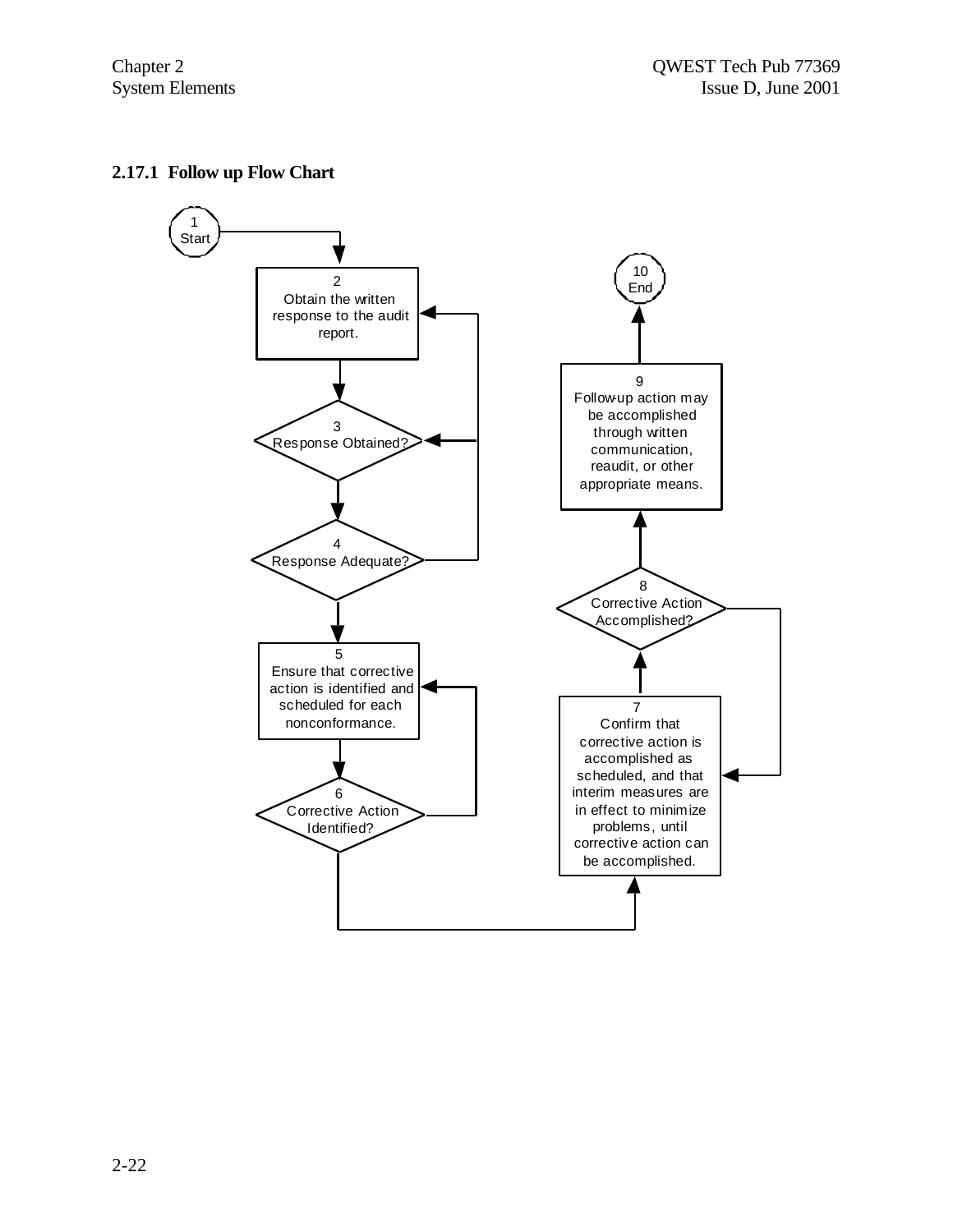### 2.17.1 Follow up Flow Chart

1 Start

2 Obtain the written response to the audit report.

3 Response Obtained?

4 Response Adequate?

5 Ensure that corrective action is identified and scheduled for each nonconformance.

6 Corrective Action Identified?

7 Confirm that corrective action is accomplished as scheduled, and that interim measures are in effect to minimize problems, until corrective action can be accomplished.

8 Corrective Action Accomplished?

9 Follow-up action may be accomplished through written communication, reaudit, or other appropriate means.

10 End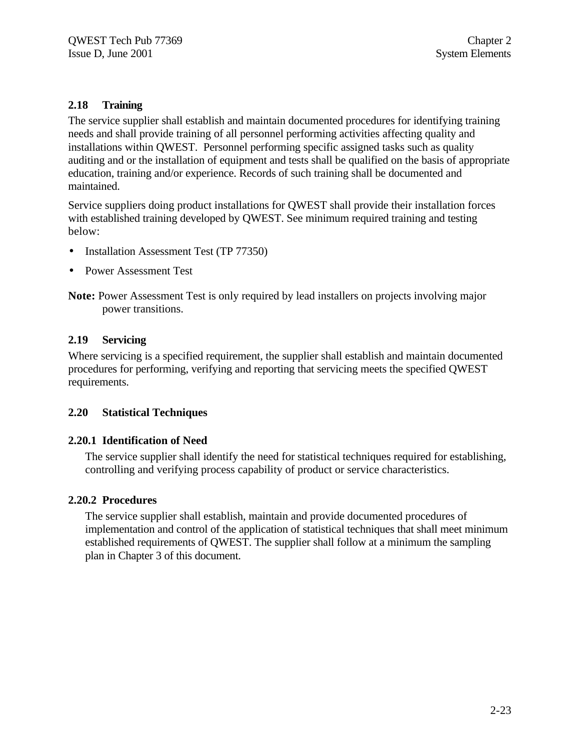## 2.18 Training

The service supplier shall establish and maintain documented procedures for identifying training needs and shall provide training of all personnel performing activities affecting quality and installations within QWEST. Personnel performing specific assigned tasks such as quality auditing and or the installation of equipment and tests shall be qualified on the basis of appropriate education, training and/or experience. Records of such training shall be documented and maintained.

Service suppliers doing product installations for QWEST shall provide their installation forces with established training developed by QWEST. See minimum required training and testing below:

- Installation Assessment Test (TP 77350)
- Power Assessment Test

**Note:** Power Assessment Test is only required by lead installers on projects involving major power transitions.

## 2.19 Servicing

Where servicing is a specified requirement, the supplier shall establish and maintain documented procedures for performing, verifying and reporting that servicing meets the specified QWEST requirements.

## 2.20 Statistical Techniques

### 2.20.1 Identification of Need

The service supplier shall identify the need for statistical techniques required for establishing, controlling and verifying process capability of product or service characteristics.

### 2.20.2 Procedures

The service supplier shall establish, maintain and provide documented procedures of implementation and control of the application of statistical techniques that shall meet minimum established requirements of QWEST. The supplier shall follow at a minimum the sampling plan in Chapter 3 of this document.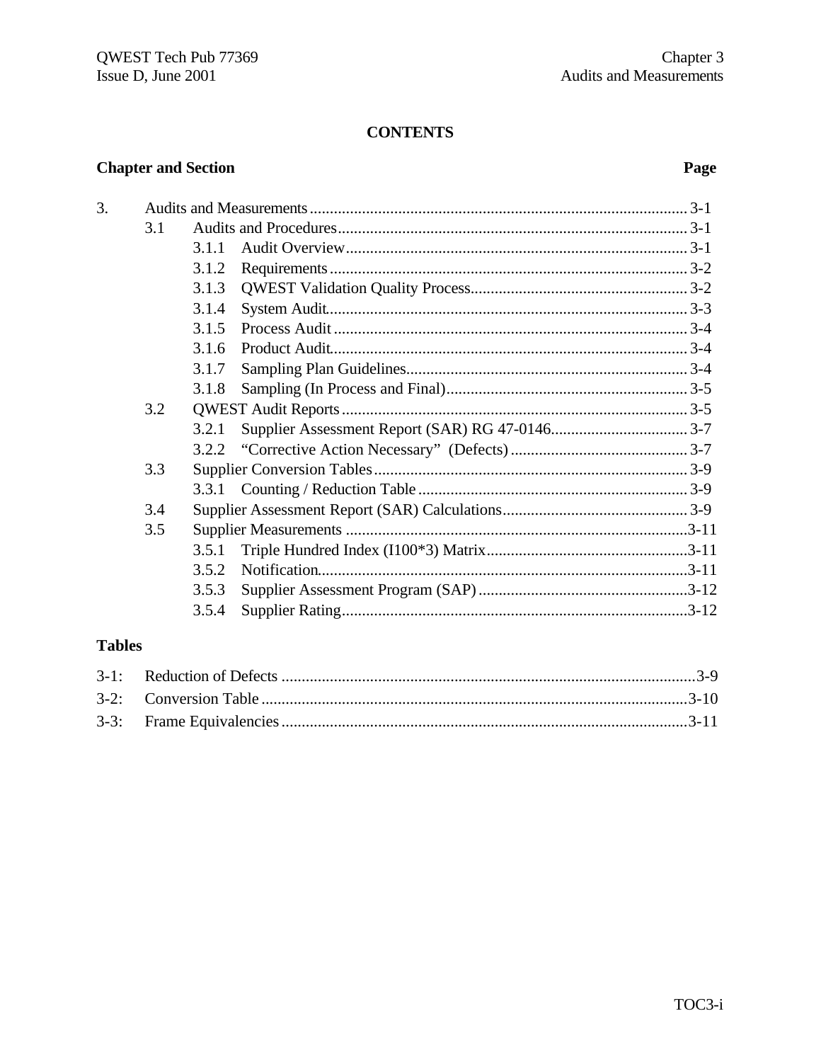# CONTENTS

| Chapter and Section | | | Page |
|---|---|---|---|
| 3. | Audits and Measurements | | 3-1 |
| | 3.1 | Audits and Procedures | 3-1 |
| | | 3.1.1 Audit Overview | 3-1 |
| | | 3.1.2 Requirements | 3-2 |
| | | 3.1.3 QWEST Validation Quality Process | 3-2 |
| | | 3.1.4 System Audit | 3-3 |
| | | 3.1.5 Process Audit | 3-4 |
| | | 3.1.6 Product Audit | 3-4 |
| | | 3.1.7 Sampling Plan Guidelines | 3-4 |
| | | 3.1.8 Sampling (In Process and Final) | 3-5 |
| | 3.2 | QWEST Audit Reports | 3-5 |
| | | 3.2.1 Supplier Assessment Report (SAR) RG 47-0146 | 3-7 |
| | | 3.2.2 "Corrective Action Necessary" (Defects) | 3-7 |
| | 3.3 | Supplier Conversion Tables | 3-9 |
| | | 3.3.1 Counting / Reduction Table | 3-9 |
| | 3.4 | Supplier Assessment Report (SAR) Calculations | 3-9 |
| | 3.5 | Supplier Measurements | 3-11 |
| | | 3.5.1 Triple Hundred Index (I100*3) Matrix | 3-11 |
| | | 3.5.2 Notification | 3-11 |
| | | 3.5.3 Supplier Assessment Program (SAP) | 3-12 |
| | | 3.5.4 Supplier Rating | 3-12 |

## Tables

| | | |
|---|---|---|
| 3-1: | Reduction of Defects | 3-9 |
| 3-2: | Conversion Table | 3-10 |
| 3-3: | Frame Equivalencies | 3-11 |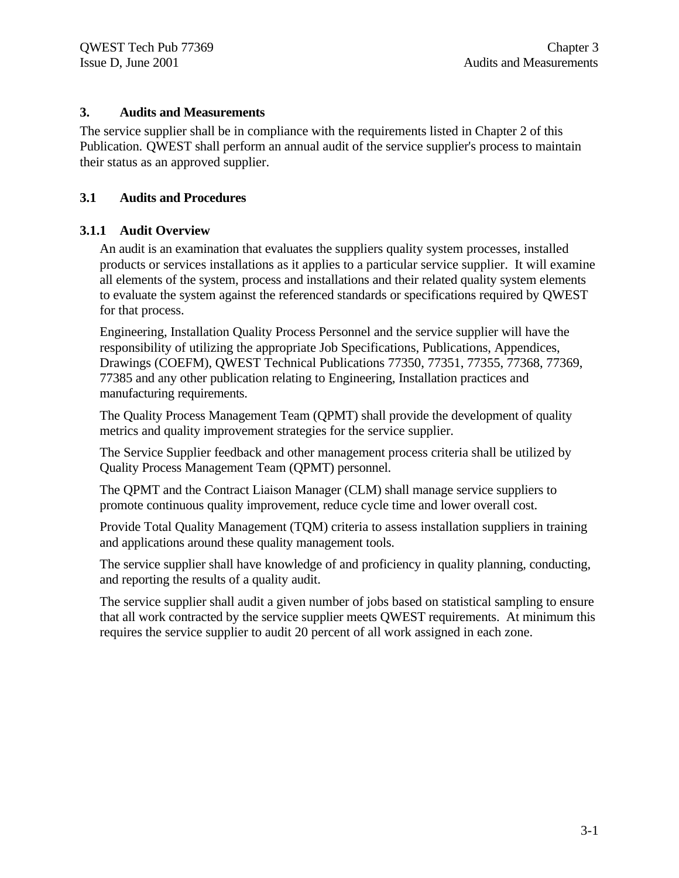# 3. Audits and Measurements

The service supplier shall be in compliance with the requirements listed in Chapter 2 of this Publication. QWEST shall perform an annual audit of the service supplier's process to maintain their status as an approved supplier.

## 3.1 Audits and Procedures

### 3.1.1 Audit Overview

An audit is an examination that evaluates the suppliers quality system processes, installed products or services installations as it applies to a particular service supplier. It will examine all elements of the system, process and installations and their related quality system elements to evaluate the system against the referenced standards or specifications required by QWEST for that process.

Engineering, Installation Quality Process Personnel and the service supplier will have the responsibility of utilizing the appropriate Job Specifications, Publications, Appendices, Drawings (COEFM), QWEST Technical Publications 77350, 77351, 77355, 77368, 77369, 77385 and any other publication relating to Engineering, Installation practices and manufacturing requirements.

The Quality Process Management Team (QPMT) shall provide the development of quality metrics and quality improvement strategies for the service supplier.

The Service Supplier feedback and other management process criteria shall be utilized by Quality Process Management Team (QPMT) personnel.

The QPMT and the Contract Liaison Manager (CLM) shall manage service suppliers to promote continuous quality improvement, reduce cycle time and lower overall cost.

Provide Total Quality Management (TQM) criteria to assess installation suppliers in training and applications around these quality management tools.

The service supplier shall have knowledge of and proficiency in quality planning, conducting, and reporting the results of a quality audit.

The service supplier shall audit a given number of jobs based on statistical sampling to ensure that all work contracted by the service supplier meets QWEST requirements. At minimum this requires the service supplier to audit 20 percent of all work assigned in each zone.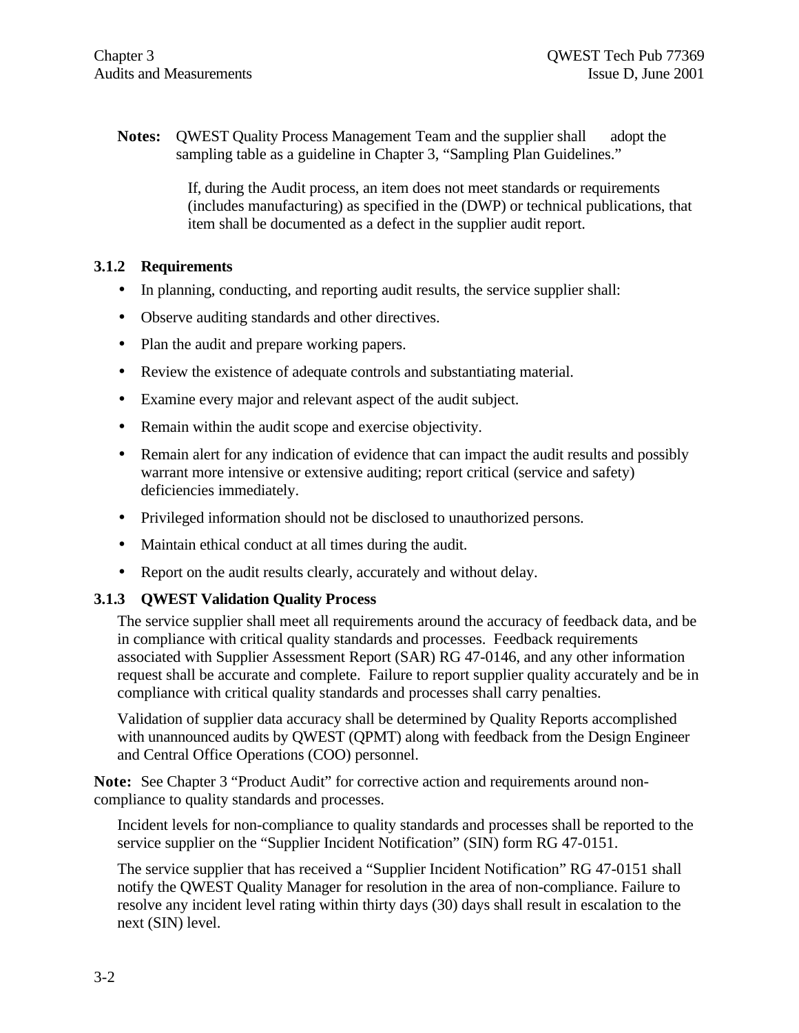**Notes:** QWEST Quality Process Management Team and the supplier shall adopt the sampling table as a guideline in Chapter 3, "Sampling Plan Guidelines."

If, during the Audit process, an item does not meet standards or requirements (includes manufacturing) as specified in the (DWP) or technical publications, that item shall be documented as a defect in the supplier audit report.

### 3.1.2 Requirements

- In planning, conducting, and reporting audit results, the service supplier shall:
- Observe auditing standards and other directives.
- Plan the audit and prepare working papers.
- Review the existence of adequate controls and substantiating material.
- Examine every major and relevant aspect of the audit subject.
- Remain within the audit scope and exercise objectivity.
- Remain alert for any indication of evidence that can impact the audit results and possibly warrant more intensive or extensive auditing; report critical (service and safety) deficiencies immediately.
- Privileged information should not be disclosed to unauthorized persons.
- Maintain ethical conduct at all times during the audit.
- Report on the audit results clearly, accurately and without delay.

### 3.1.3 QWEST Validation Quality Process

The service supplier shall meet all requirements around the accuracy of feedback data, and be in compliance with critical quality standards and processes. Feedback requirements associated with Supplier Assessment Report (SAR) RG 47-0146, and any other information request shall be accurate and complete. Failure to report supplier quality accurately and be in compliance with critical quality standards and processes shall carry penalties.

Validation of supplier data accuracy shall be determined by Quality Reports accomplished with unannounced audits by QWEST (QPMT) along with feedback from the Design Engineer and Central Office Operations (COO) personnel.

**Note:** See Chapter 3 "Product Audit" for corrective action and requirements around non-compliance to quality standards and processes.

Incident levels for non-compliance to quality standards and processes shall be reported to the service supplier on the "Supplier Incident Notification" (SIN) form RG 47-0151.

The service supplier that has received a "Supplier Incident Notification" RG 47-0151 shall notify the QWEST Quality Manager for resolution in the area of non-compliance. Failure to resolve any incident level rating within thirty days (30) days shall result in escalation to the next (SIN) level.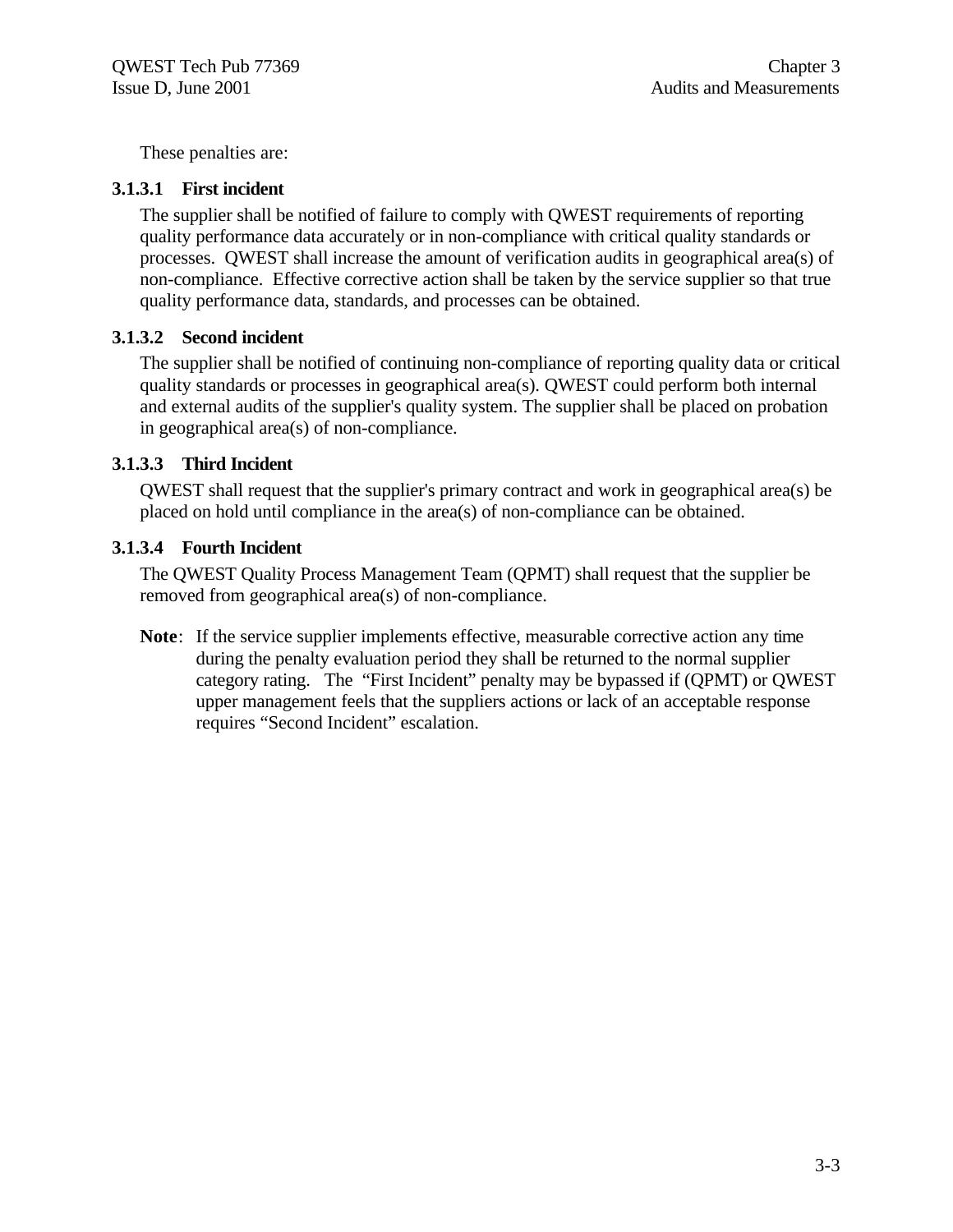These penalties are:

#### 3.1.3.1 First incident

The supplier shall be notified of failure to comply with QWEST requirements of reporting quality performance data accurately or in non-compliance with critical quality standards or processes. QWEST shall increase the amount of verification audits in geographical area(s) of non-compliance. Effective corrective action shall be taken by the service supplier so that true quality performance data, standards, and processes can be obtained.

#### 3.1.3.2 Second incident

The supplier shall be notified of continuing non-compliance of reporting quality data or critical quality standards or processes in geographical area(s). QWEST could perform both internal and external audits of the supplier's quality system. The supplier shall be placed on probation in geographical area(s) of non-compliance.

#### 3.1.3.3 Third Incident

QWEST shall request that the supplier's primary contract and work in geographical area(s) be placed on hold until compliance in the area(s) of non-compliance can be obtained.

#### 3.1.3.4 Fourth Incident

The QWEST Quality Process Management Team (QPMT) shall request that the supplier be removed from geographical area(s) of non-compliance.

**Note**: If the service supplier implements effective, measurable corrective action any time during the penalty evaluation period they shall be returned to the normal supplier category rating. The "First Incident" penalty may be bypassed if (QPMT) or QWEST upper management feels that the suppliers actions or lack of an acceptable response requires "Second Incident" escalation.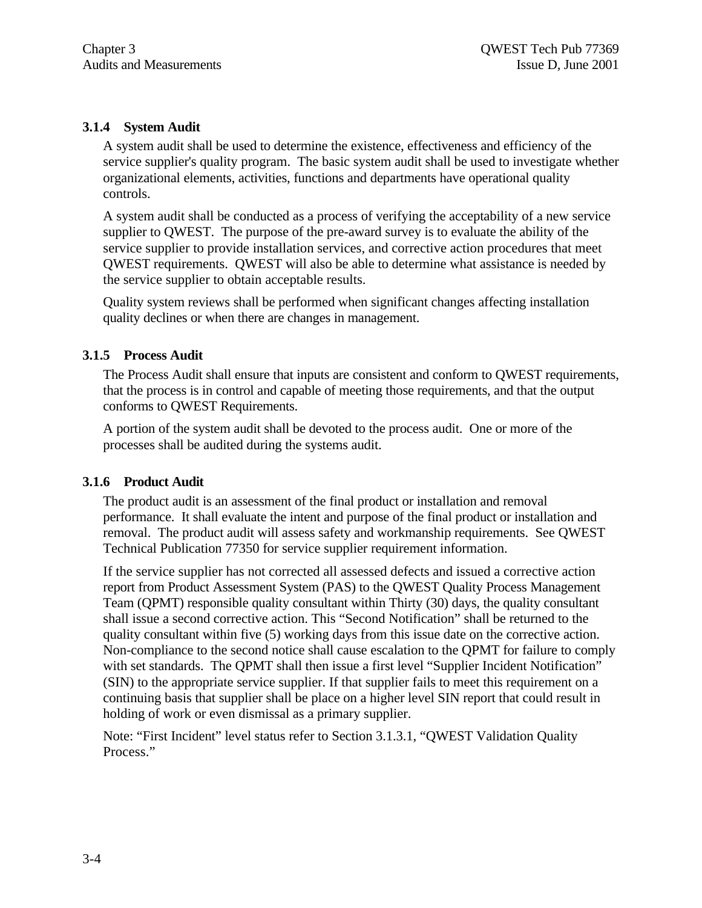### 3.1.4 System Audit

A system audit shall be used to determine the existence, effectiveness and efficiency of the service supplier's quality program. The basic system audit shall be used to investigate whether organizational elements, activities, functions and departments have operational quality controls.

A system audit shall be conducted as a process of verifying the acceptability of a new service supplier to QWEST. The purpose of the pre-award survey is to evaluate the ability of the service supplier to provide installation services, and corrective action procedures that meet QWEST requirements. QWEST will also be able to determine what assistance is needed by the service supplier to obtain acceptable results.

Quality system reviews shall be performed when significant changes affecting installation quality declines or when there are changes in management.

### 3.1.5 Process Audit

The Process Audit shall ensure that inputs are consistent and conform to QWEST requirements, that the process is in control and capable of meeting those requirements, and that the output conforms to QWEST Requirements.

A portion of the system audit shall be devoted to the process audit. One or more of the processes shall be audited during the systems audit.

### 3.1.6 Product Audit

The product audit is an assessment of the final product or installation and removal performance. It shall evaluate the intent and purpose of the final product or installation and removal. The product audit will assess safety and workmanship requirements. See QWEST Technical Publication 77350 for service supplier requirement information.

If the service supplier has not corrected all assessed defects and issued a corrective action report from Product Assessment System (PAS) to the QWEST Quality Process Management Team (QPMT) responsible quality consultant within Thirty (30) days, the quality consultant shall issue a second corrective action. This “Second Notification” shall be returned to the quality consultant within five (5) working days from this issue date on the corrective action. Non-compliance to the second notice shall cause escalation to the QPMT for failure to comply with set standards. The QPMT shall then issue a first level “Supplier Incident Notification” (SIN) to the appropriate service supplier. If that supplier fails to meet this requirement on a continuing basis that supplier shall be place on a higher level SIN report that could result in holding of work or even dismissal as a primary supplier.

Note: “First Incident” level status refer to Section 3.1.3.1, “QWEST Validation Quality Process.”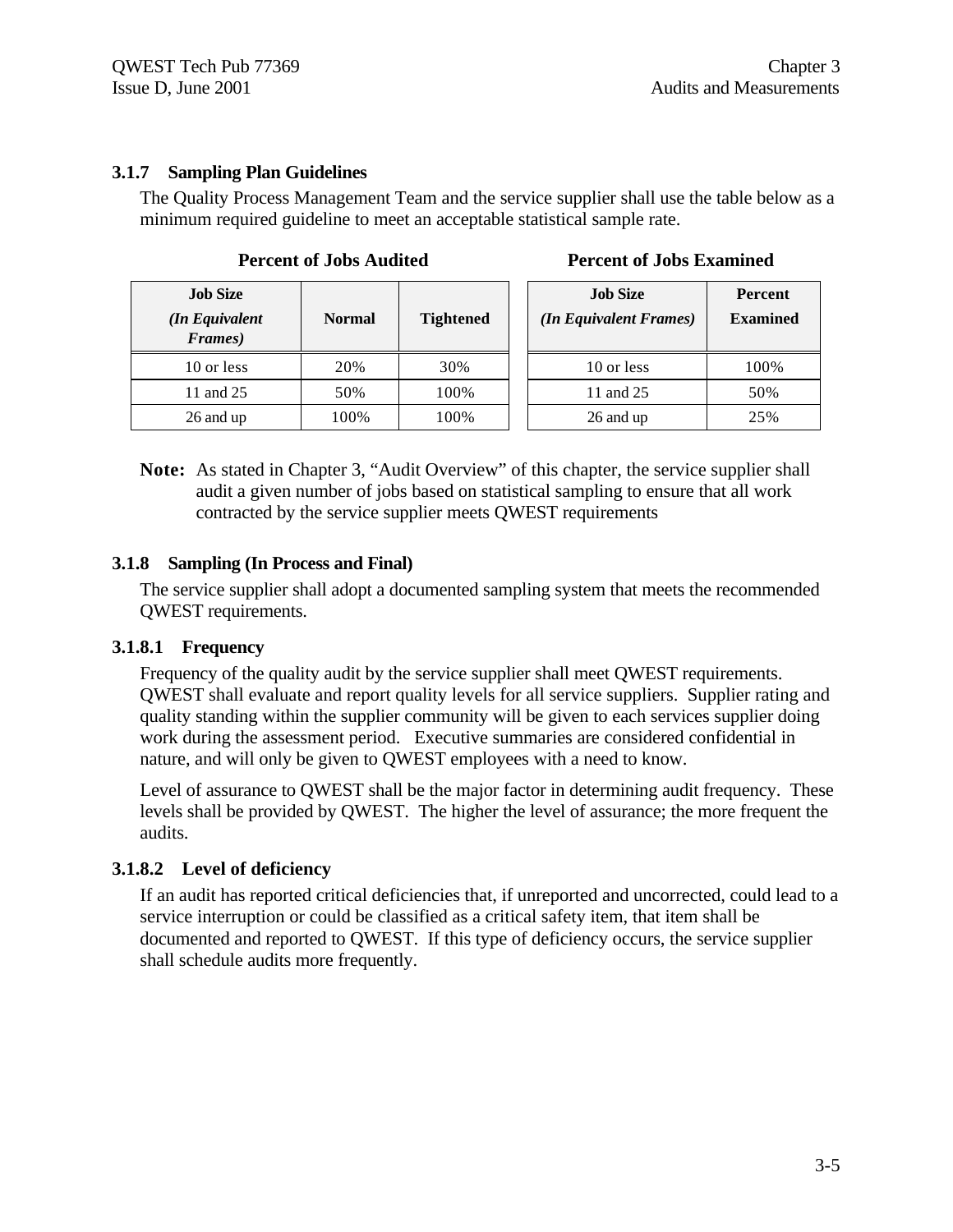### 3.1.7 Sampling Plan Guidelines

The Quality Process Management Team and the service supplier shall use the table below as a minimum required guideline to meet an acceptable statistical sample rate.

**Percent of Jobs Audited**

| Job Size *(In Equivalent Frames)* | Normal | Tightened |
|---|---|---|
| 10 or less | 20% | 30% |
| 11 and 25 | 50% | 100% |
| 26 and up | 100% | 100% |

**Percent of Jobs Examined**

| Job Size *(In Equivalent Frames)* | Percent Examined |
|---|---|
| 10 or less | 100% |
| 11 and 25 | 50% |
| 26 and up | 25% |

**Note:** As stated in Chapter 3, "Audit Overview" of this chapter, the service supplier shall audit a given number of jobs based on statistical sampling to ensure that all work contracted by the service supplier meets QWEST requirements

### 3.1.8 Sampling (In Process and Final)

The service supplier shall adopt a documented sampling system that meets the recommended QWEST requirements.

#### 3.1.8.1 Frequency

Frequency of the quality audit by the service supplier shall meet QWEST requirements. QWEST shall evaluate and report quality levels for all service suppliers. Supplier rating and quality standing within the supplier community will be given to each services supplier doing work during the assessment period. Executive summaries are considered confidential in nature, and will only be given to QWEST employees with a need to know.

Level of assurance to QWEST shall be the major factor in determining audit frequency. These levels shall be provided by QWEST. The higher the level of assurance; the more frequent the audits.

#### 3.1.8.2 Level of deficiency

If an audit has reported critical deficiencies that, if unreported and uncorrected, could lead to a service interruption or could be classified as a critical safety item, that item shall be documented and reported to QWEST. If this type of deficiency occurs, the service supplier shall schedule audits more frequently.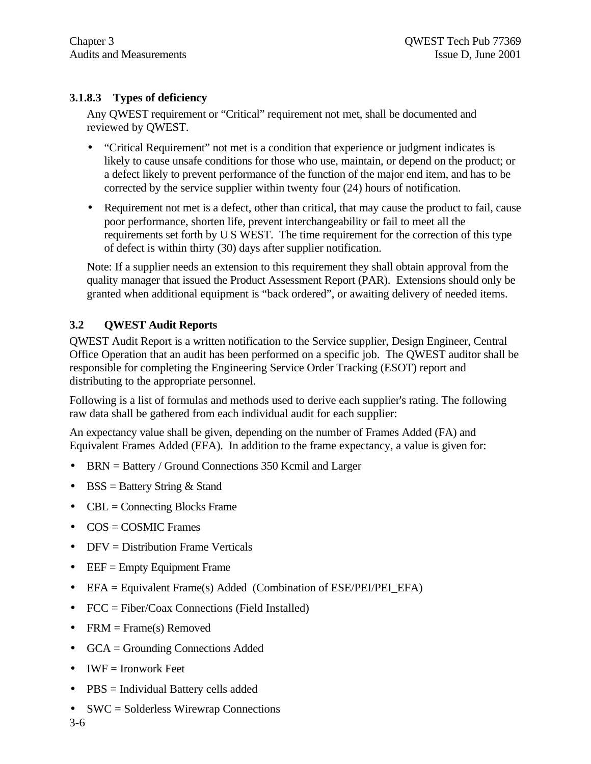#### 3.1.8.3 Types of deficiency

Any QWEST requirement or “Critical” requirement not met, shall be documented and reviewed by QWEST.

- “Critical Requirement” not met is a condition that experience or judgment indicates is likely to cause unsafe conditions for those who use, maintain, or depend on the product; or a defect likely to prevent performance of the function of the major end item, and has to be corrected by the service supplier within twenty four (24) hours of notification.
- Requirement not met is a defect, other than critical, that may cause the product to fail, cause poor performance, shorten life, prevent interchangeability or fail to meet all the requirements set forth by U S WEST. The time requirement for the correction of this type of defect is within thirty (30) days after supplier notification.

Note: If a supplier needs an extension to this requirement they shall obtain approval from the quality manager that issued the Product Assessment Report (PAR). Extensions should only be granted when additional equipment is “back ordered”, or awaiting delivery of needed items.

## 3.2 QWEST Audit Reports

QWEST Audit Report is a written notification to the Service supplier, Design Engineer, Central Office Operation that an audit has been performed on a specific job. The QWEST auditor shall be responsible for completing the Engineering Service Order Tracking (ESOT) report and distributing to the appropriate personnel.

Following is a list of formulas and methods used to derive each supplier's rating. The following raw data shall be gathered from each individual audit for each supplier:

An expectancy value shall be given, depending on the number of Frames Added (FA) and Equivalent Frames Added (EFA). In addition to the frame expectancy, a value is given for:

- BRN = Battery / Ground Connections 350 Kcmil and Larger
- BSS = Battery String & Stand
- CBL = Connecting Blocks Frame
- COS = COSMIC Frames
- DFV = Distribution Frame Verticals
- EEF = Empty Equipment Frame
- EFA = Equivalent Frame(s) Added (Combination of ESE/PEI/PEI_EFA)
- FCC = Fiber/Coax Connections (Field Installed)
- FRM = Frame(s) Removed
- GCA = Grounding Connections Added
- IWF = Ironwork Feet
- PBS = Individual Battery cells added
- SWC = Solderless Wirewrap Connections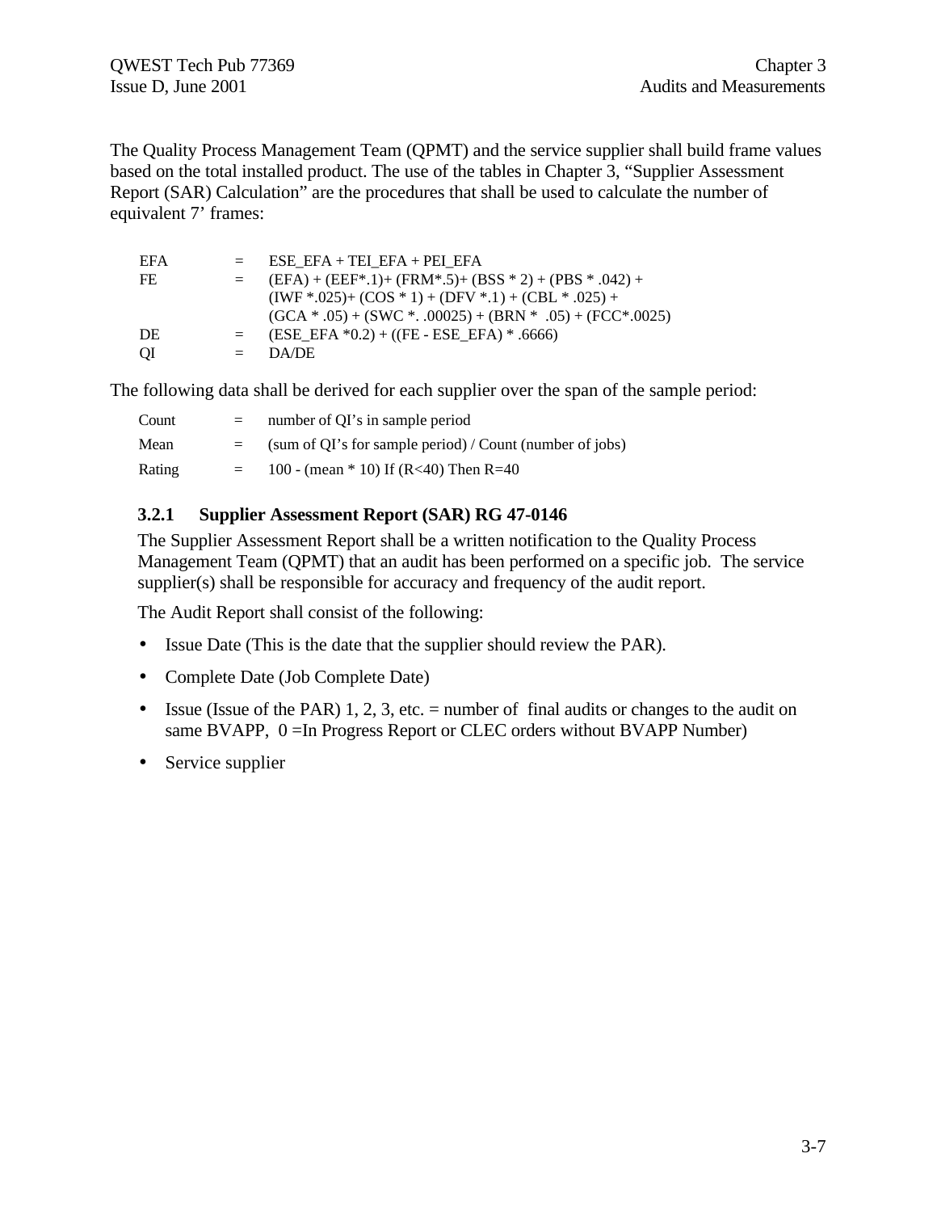The Quality Process Management Team (QPMT) and the service supplier shall build frame values based on the total installed product. The use of the tables in Chapter 3, "Supplier Assessment Report (SAR) Calculation" are the procedures that shall be used to calculate the number of equivalent 7' frames:

| | | |
|---|---|---|
| EFA | = | ESE_EFA + TEI_EFA + PEI_EFA |
| FE | = | (EFA) + (EEF*.1)+ (FRM*.5)+ (BSS * 2) + (PBS * .042) + (IWF *.025)+ (COS * 1) + (DFV *.1) + (CBL * .025) + (GCA * .05) + (SWC *. .00025) + (BRN * .05) + (FCC*.0025) |
| DE | = | (ESE_EFA *0.2) + ((FE - ESE_EFA) * .6666) |
| QI | = | DA/DE |

The following data shall be derived for each supplier over the span of the sample period:

| | | |
|---|---|---|
| Count | = | number of QI's in sample period |
| Mean | = | (sum of QI's for sample period) / Count (number of jobs) |
| Rating | = | 100 - (mean * 10) If (R<40) Then R=40 |

### 3.2.1 Supplier Assessment Report (SAR) RG 47-0146

The Supplier Assessment Report shall be a written notification to the Quality Process Management Team (QPMT) that an audit has been performed on a specific job. The service supplier(s) shall be responsible for accuracy and frequency of the audit report.

The Audit Report shall consist of the following:

- Issue Date (This is the date that the supplier should review the PAR).
- Complete Date (Job Complete Date)
- Issue (Issue of the PAR) 1, 2, 3, etc. = number of final audits or changes to the audit on same BVAPP, 0 =In Progress Report or CLEC orders without BVAPP Number)
- Service supplier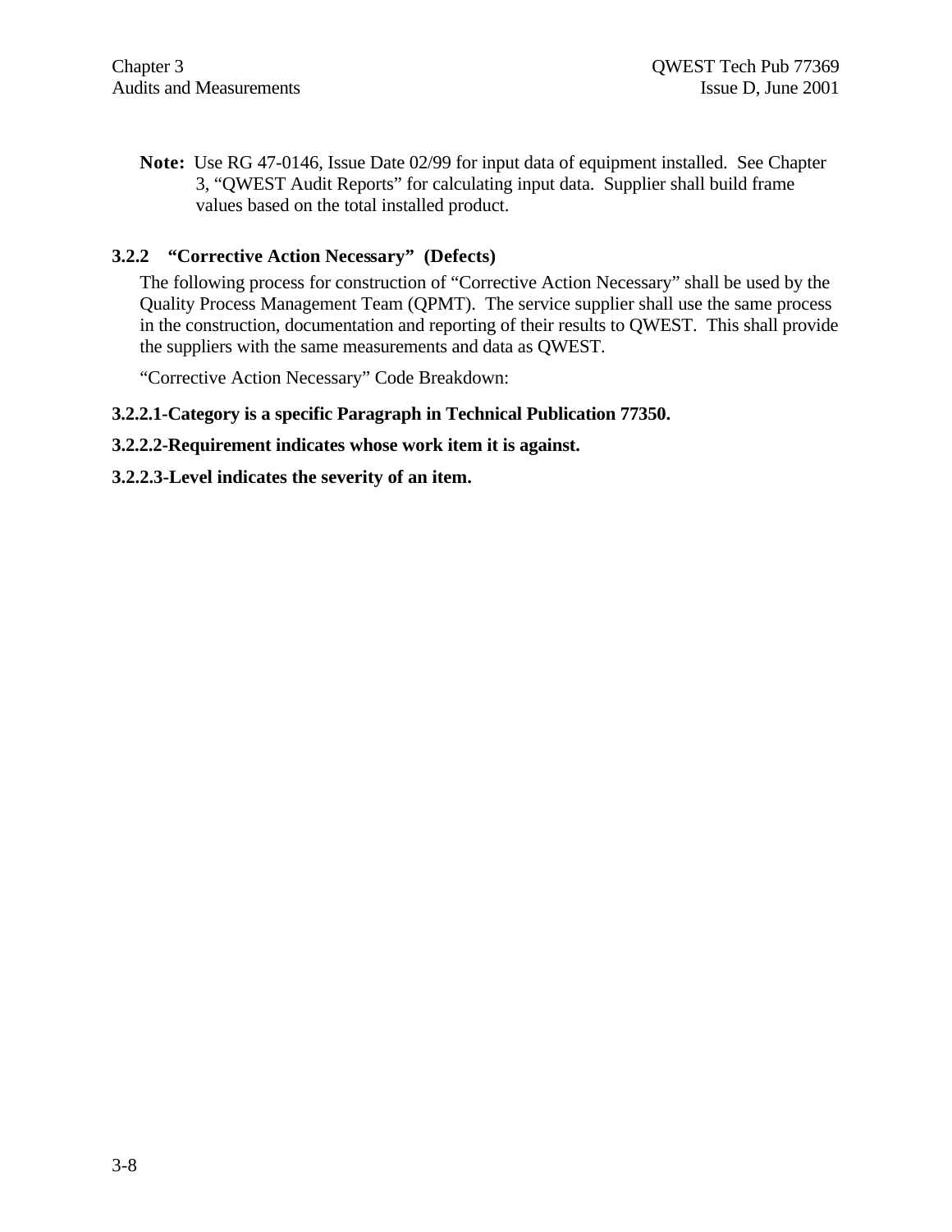**Note:** Use RG 47-0146, Issue Date 02/99 for input data of equipment installed. See Chapter 3, "QWEST Audit Reports" for calculating input data. Supplier shall build frame values based on the total installed product.

### 3.2.2 "Corrective Action Necessary" (Defects)

The following process for construction of "Corrective Action Necessary" shall be used by the Quality Process Management Team (QPMT). The service supplier shall use the same process in the construction, documentation and reporting of their results to QWEST. This shall provide the suppliers with the same measurements and data as QWEST.

"Corrective Action Necessary" Code Breakdown:

**3.2.2.1-Category is a specific Paragraph in Technical Publication 77350.**

**3.2.2.2-Requirement indicates whose work item it is against.**

**3.2.2.3-Level indicates the severity of an item.**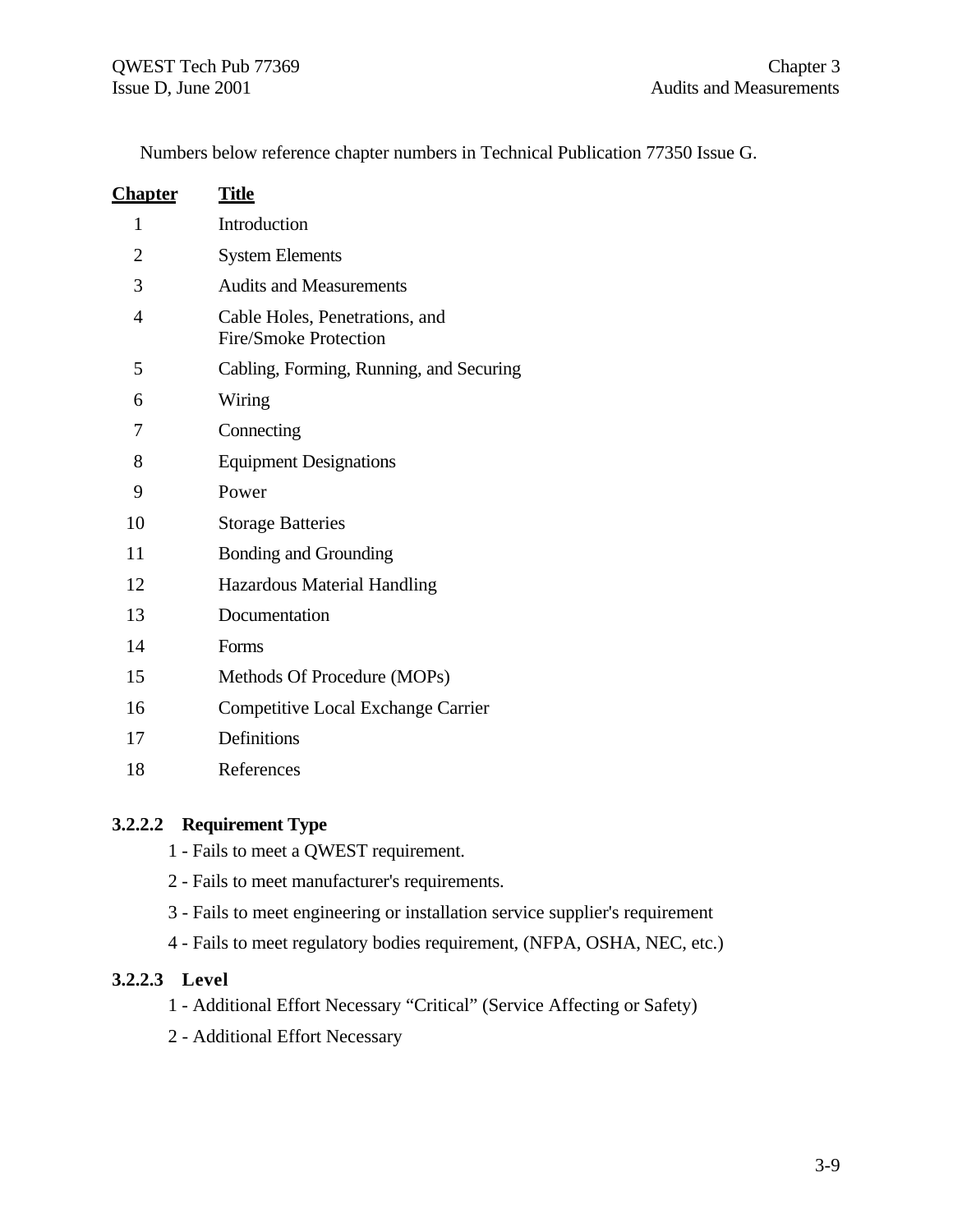Numbers below reference chapter numbers in Technical Publication 77350 Issue G.

| Chapter | Title |
|---|---|
| 1 | Introduction |
| 2 | System Elements |
| 3 | Audits and Measurements |
| 4 | Cable Holes, Penetrations, and Fire/Smoke Protection |
| 5 | Cabling, Forming, Running, and Securing |
| 6 | Wiring |
| 7 | Connecting |
| 8 | Equipment Designations |
| 9 | Power |
| 10 | Storage Batteries |
| 11 | Bonding and Grounding |
| 12 | Hazardous Material Handling |
| 13 | Documentation |
| 14 | Forms |
| 15 | Methods Of Procedure (MOPs) |
| 16 | Competitive Local Exchange Carrier |
| 17 | Definitions |
| 18 | References |

#### 3.2.2.2 Requirement Type

1 - Fails to meet a QWEST requirement.

2 - Fails to meet manufacturer's requirements.

3 - Fails to meet engineering or installation service supplier's requirement

4 - Fails to meet regulatory bodies requirement, (NFPA, OSHA, NEC, etc.)

#### 3.2.2.3 Level

1 - Additional Effort Necessary “Critical” (Service Affecting or Safety)

2 - Additional Effort Necessary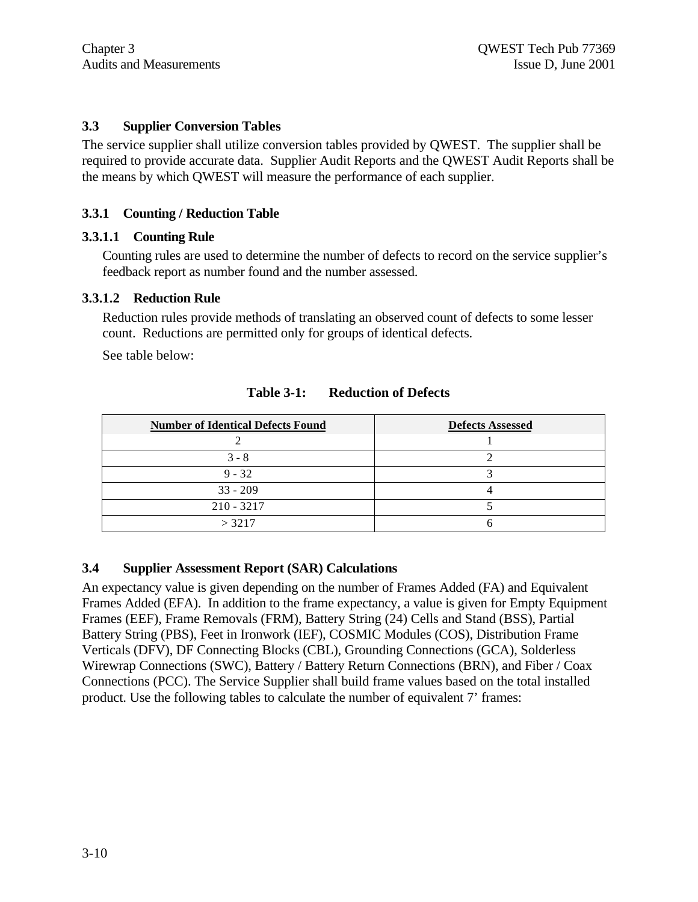## 3.3 Supplier Conversion Tables

The service supplier shall utilize conversion tables provided by QWEST. The supplier shall be required to provide accurate data. Supplier Audit Reports and the QWEST Audit Reports shall be the means by which QWEST will measure the performance of each supplier.

### 3.3.1 Counting / Reduction Table

#### 3.3.1.1 Counting Rule

Counting rules are used to determine the number of defects to record on the service supplier's feedback report as number found and the number assessed.

#### 3.3.1.2 Reduction Rule

Reduction rules provide methods of translating an observed count of defects to some lesser count. Reductions are permitted only for groups of identical defects.

See table below:

**Table 3-1: Reduction of Defects**

| Number of Identical Defects Found | Defects Assessed |
|---|---|
| 2 | 1 |
| 3 - 8 | 2 |
| 9 - 32 | 3 |
| 33 - 209 | 4 |
| 210 - 3217 | 5 |
| > 3217 | 6 |

## 3.4 Supplier Assessment Report (SAR) Calculations

An expectancy value is given depending on the number of Frames Added (FA) and Equivalent Frames Added (EFA). In addition to the frame expectancy, a value is given for Empty Equipment Frames (EEF), Frame Removals (FRM), Battery String (24) Cells and Stand (BSS), Partial Battery String (PBS), Feet in Ironwork (IEF), COSMIC Modules (COS), Distribution Frame Verticals (DFV), DF Connecting Blocks (CBL), Grounding Connections (GCA), Solderless Wirewrap Connections (SWC), Battery / Battery Return Connections (BRN), and Fiber / Coax Connections (PCC). The Service Supplier shall build frame values based on the total installed product. Use the following tables to calculate the number of equivalent 7' frames: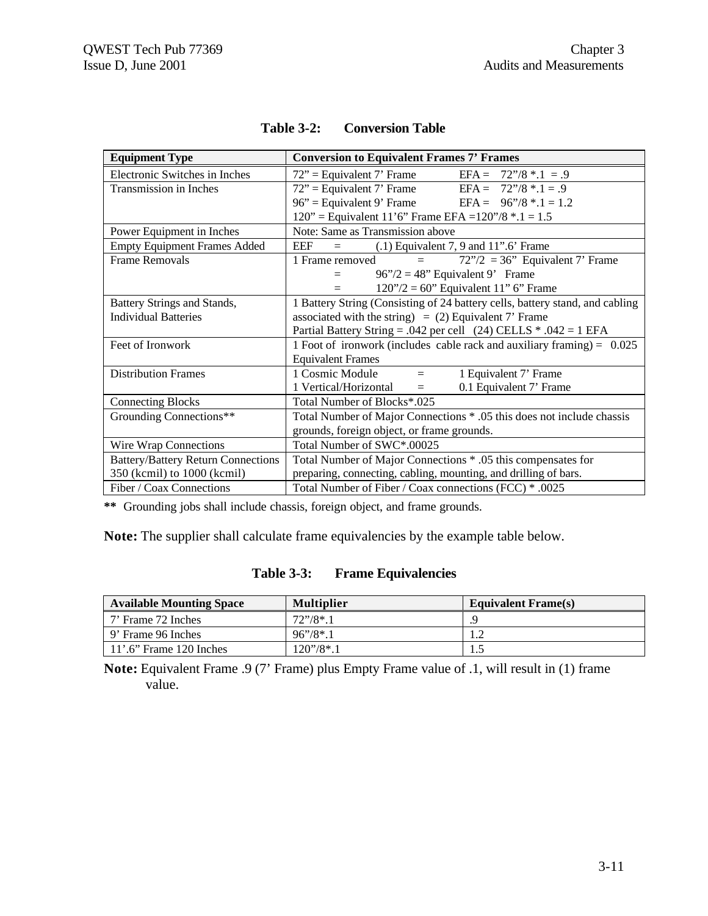**Table 3-2: Conversion Table**

| Equipment Type | Conversion to Equivalent Frames 7' Frames |
|---|---|
| Electronic Switches in Inches | 72" = Equivalent 7' Frame EFA = 72"/8 *.1 = .9 |
| Transmission in Inches | 72" = Equivalent 7' Frame EFA = 72"/8 *.1 = .9<br>96" = Equivalent 9' Frame EFA = 96"/8 *.1 = 1.2<br>120" = Equivalent 11'6" Frame EFA =120"/8 *.1 = 1.5 |
| Power Equipment in Inches | Note: Same as Transmission above |
| Empty Equipment Frames Added | EEF = (.1) Equivalent 7, 9 and 11".6' Frame |
| Frame Removals | 1 Frame removed = 72"/2 = 36" Equivalent 7' Frame<br>= 96"/2 = 48" Equivalent 9' Frame<br>= 120"/2 = 60" Equivalent 11" 6" Frame |
| Battery Strings and Stands, Individual Batteries | 1 Battery String (Consisting of 24 battery cells, battery stand, and cabling associated with the string) = (2) Equivalent 7' Frame<br>Partial Battery String = .042 per cell (24) CELLS * .042 = 1 EFA |
| Feet of Ironwork | 1 Foot of ironwork (includes cable rack and auxiliary framing) = 0.025 Equivalent Frames |
| Distribution Frames | 1 Cosmic Module = 1 Equivalent 7' Frame<br>1 Vertical/Horizontal = 0.1 Equivalent 7' Frame |
| Connecting Blocks | Total Number of Blocks*.025 |
| Grounding Connections** | Total Number of Major Connections * .05 this does not include chassis grounds, foreign object, or frame grounds. |
| Wire Wrap Connections | Total Number of SWC*.00025 |
| Battery/Battery Return Connections 350 (kcmil) to 1000 (kcmil) | Total Number of Major Connections * .05 this compensates for preparing, connecting, cabling, mounting, and drilling of bars. |
| Fiber / Coax Connections | Total Number of Fiber / Coax connections (FCC) * .0025 |

**\*\*** Grounding jobs shall include chassis, foreign object, and frame grounds.

**Note:** The supplier shall calculate frame equivalencies by the example table below.

**Table 3-3: Frame Equivalencies**

| Available Mounting Space | Multiplier | Equivalent Frame(s) |
|---|---|---|
| 7' Frame 72 Inches | 72"/8*.1 | .9 |
| 9' Frame 96 Inches | 96"/8*.1 | 1.2 |
| 11'.6" Frame 120 Inches | 120"/8*.1 | 1.5 |

**Note:** Equivalent Frame .9 (7' Frame) plus Empty Frame value of .1, will result in (1) frame value.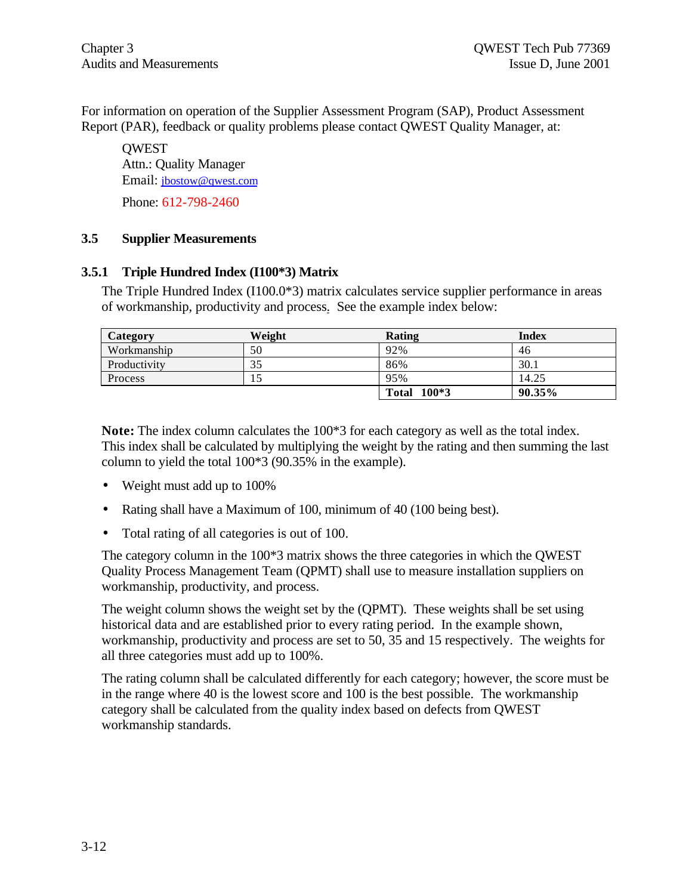For information on operation of the Supplier Assessment Program (SAP), Product Assessment Report (PAR), feedback or quality problems please contact QWEST Quality Manager, at:

QWEST
Attn.: Quality Manager
Email: jbostow@qwest.com

Phone: 612-798-2460

## 3.5 Supplier Measurements

### 3.5.1 Triple Hundred Index (I100*3) Matrix

The Triple Hundred Index (I100.0*3) matrix calculates service supplier performance in areas of workmanship, productivity and process. See the example index below:

| Category | Weight | Rating | Index |
|---|---|---|---|
| Workmanship | 50 | 92% | 46 |
| Productivity | 35 | 86% | 30.1 |
| Process | 15 | 95% | 14.25 |
| | | **Total 100*3** | **90.35%** |

**Note:** The index column calculates the 100*3 for each category as well as the total index. This index shall be calculated by multiplying the weight by the rating and then summing the last column to yield the total 100*3 (90.35% in the example).

- Weight must add up to 100%
- Rating shall have a Maximum of 100, minimum of 40 (100 being best).
- Total rating of all categories is out of 100.

The category column in the 100*3 matrix shows the three categories in which the QWEST Quality Process Management Team (QPMT) shall use to measure installation suppliers on workmanship, productivity, and process.

The weight column shows the weight set by the (QPMT). These weights shall be set using historical data and are established prior to every rating period. In the example shown, workmanship, productivity and process are set to 50, 35 and 15 respectively. The weights for all three categories must add up to 100%.

The rating column shall be calculated differently for each category; however, the score must be in the range where 40 is the lowest score and 100 is the best possible. The workmanship category shall be calculated from the quality index based on defects from QWEST workmanship standards.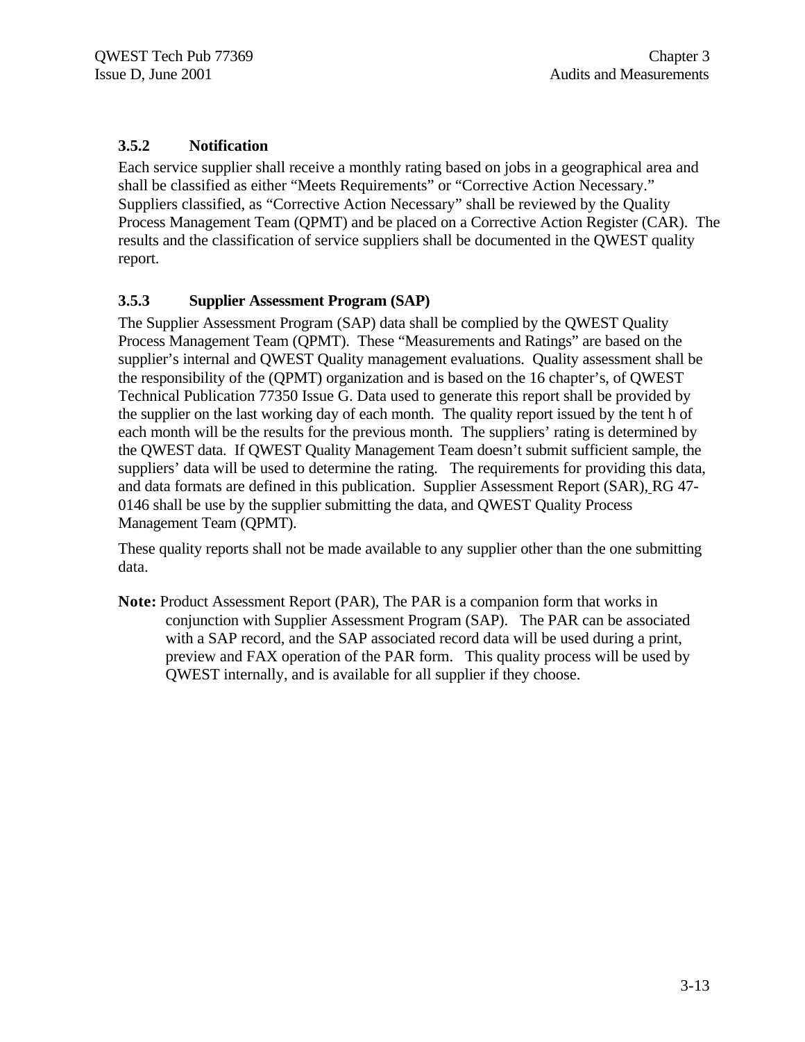### 3.5.2 Notification

Each service supplier shall receive a monthly rating based on jobs in a geographical area and shall be classified as either "Meets Requirements" or "Corrective Action Necessary." Suppliers classified, as "Corrective Action Necessary" shall be reviewed by the Quality Process Management Team (QPMT) and be placed on a Corrective Action Register (CAR). The results and the classification of service suppliers shall be documented in the QWEST quality report.

### 3.5.3 Supplier Assessment Program (SAP)

The Supplier Assessment Program (SAP) data shall be complied by the QWEST Quality Process Management Team (QPMT). These "Measurements and Ratings" are based on the supplier's internal and QWEST Quality management evaluations. Quality assessment shall be the responsibility of the (QPMT) organization and is based on the 16 chapter's, of QWEST Technical Publication 77350 Issue G. Data used to generate this report shall be provided by the supplier on the last working day of each month. The quality report issued by the tent h of each month will be the results for the previous month. The suppliers' rating is determined by the QWEST data. If QWEST Quality Management Team doesn't submit sufficient sample, the suppliers' data will be used to determine the rating. The requirements for providing this data, and data formats are defined in this publication. Supplier Assessment Report (SAR), RG 47-0146 shall be use by the supplier submitting the data, and QWEST Quality Process Management Team (QPMT).

These quality reports shall not be made available to any supplier other than the one submitting data.

**Note:** Product Assessment Report (PAR), The PAR is a companion form that works in conjunction with Supplier Assessment Program (SAP). The PAR can be associated with a SAP record, and the SAP associated record data will be used during a print, preview and FAX operation of the PAR form. This quality process will be used by QWEST internally, and is available for all supplier if they choose.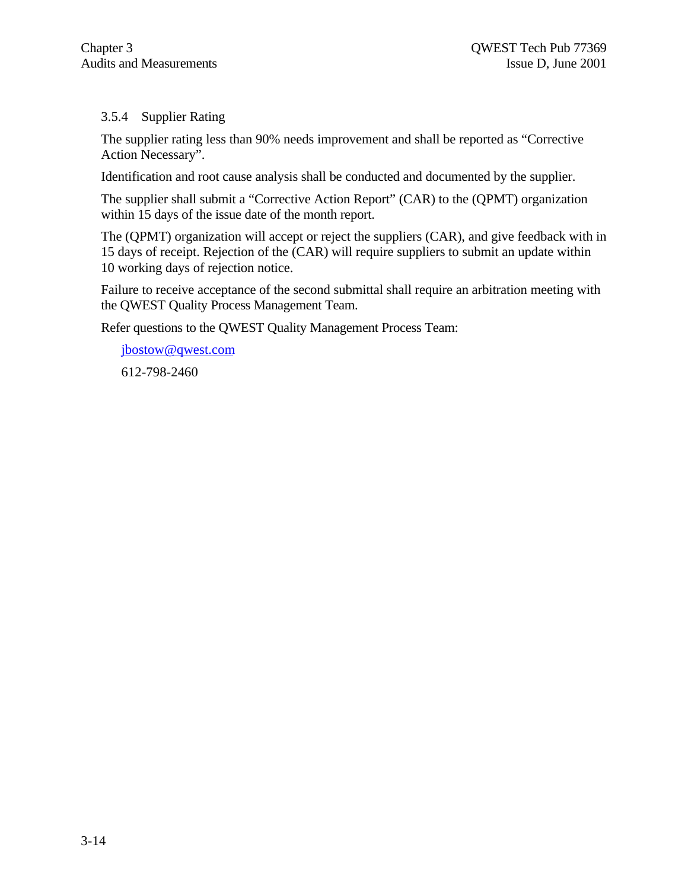### 3.5.4 Supplier Rating

The supplier rating less than 90% needs improvement and shall be reported as “Corrective Action Necessary”.

Identification and root cause analysis shall be conducted and documented by the supplier.

The supplier shall submit a “Corrective Action Report” (CAR) to the (QPMT) organization within 15 days of the issue date of the month report.

The (QPMT) organization will accept or reject the suppliers (CAR), and give feedback with in 15 days of receipt. Rejection of the (CAR) will require suppliers to submit an update within 10 working days of rejection notice.

Failure to receive acceptance of the second submittal shall require an arbitration meeting with the QWEST Quality Process Management Team.

Refer questions to the QWEST Quality Management Process Team:

jbostow@qwest.com

612-798-2460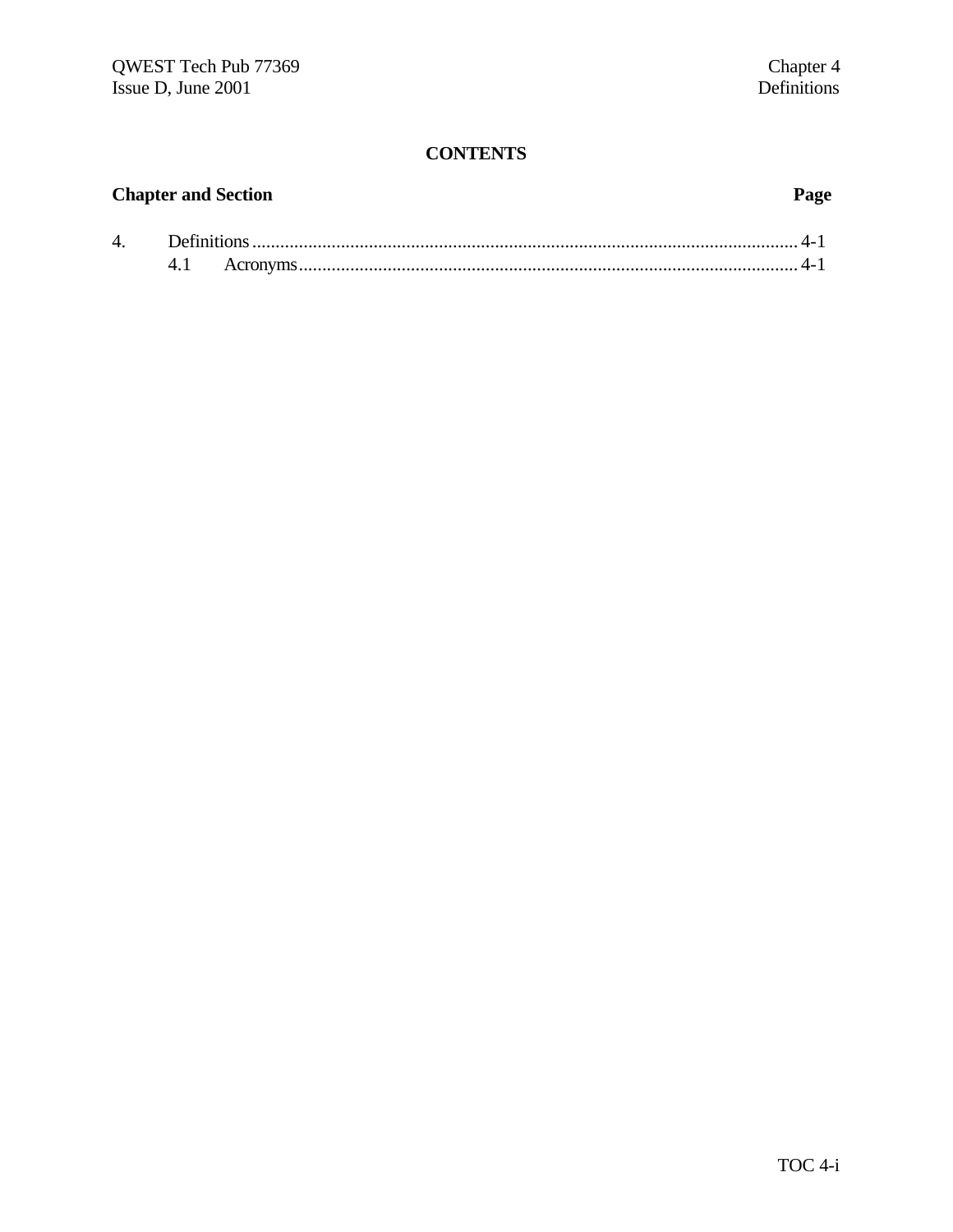## CONTENTS

**Chapter and Section** **Page**

4. Definitions.................................................................................................................... 4-1
   4.1 Acronyms.......................................................................................................... 4-1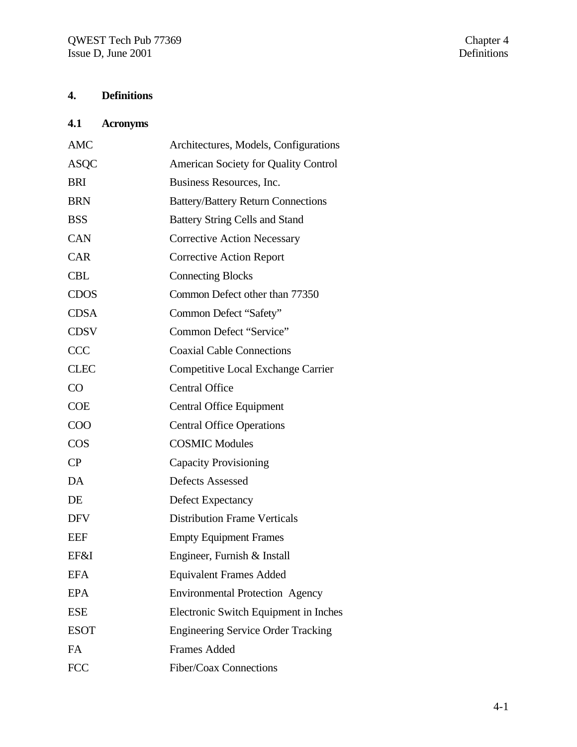# 4. Definitions

## 4.1 Acronyms

| | |
|---|---|
| AMC | Architectures, Models, Configurations |
| ASQC | American Society for Quality Control |
| BRI | Business Resources, Inc. |
| BRN | Battery/Battery Return Connections |
| BSS | Battery String Cells and Stand |
| CAN | Corrective Action Necessary |
| CAR | Corrective Action Report |
| CBL | Connecting Blocks |
| CDOS | Common Defect other than 77350 |
| CDSA | Common Defect “Safety” |
| CDSV | Common Defect “Service” |
| CCC | Coaxial Cable Connections |
| CLEC | Competitive Local Exchange Carrier |
| CO | Central Office |
| COE | Central Office Equipment |
| COO | Central Office Operations |
| COS | COSMIC Modules |
| CP | Capacity Provisioning |
| DA | Defects Assessed |
| DE | Defect Expectancy |
| DFV | Distribution Frame Verticals |
| EEF | Empty Equipment Frames |
| EF&I | Engineer, Furnish & Install |
| EFA | Equivalent Frames Added |
| EPA | Environmental Protection Agency |
| ESE | Electronic Switch Equipment in Inches |
| ESOT | Engineering Service Order Tracking |
| FA | Frames Added |
| FCC | Fiber/Coax Connections |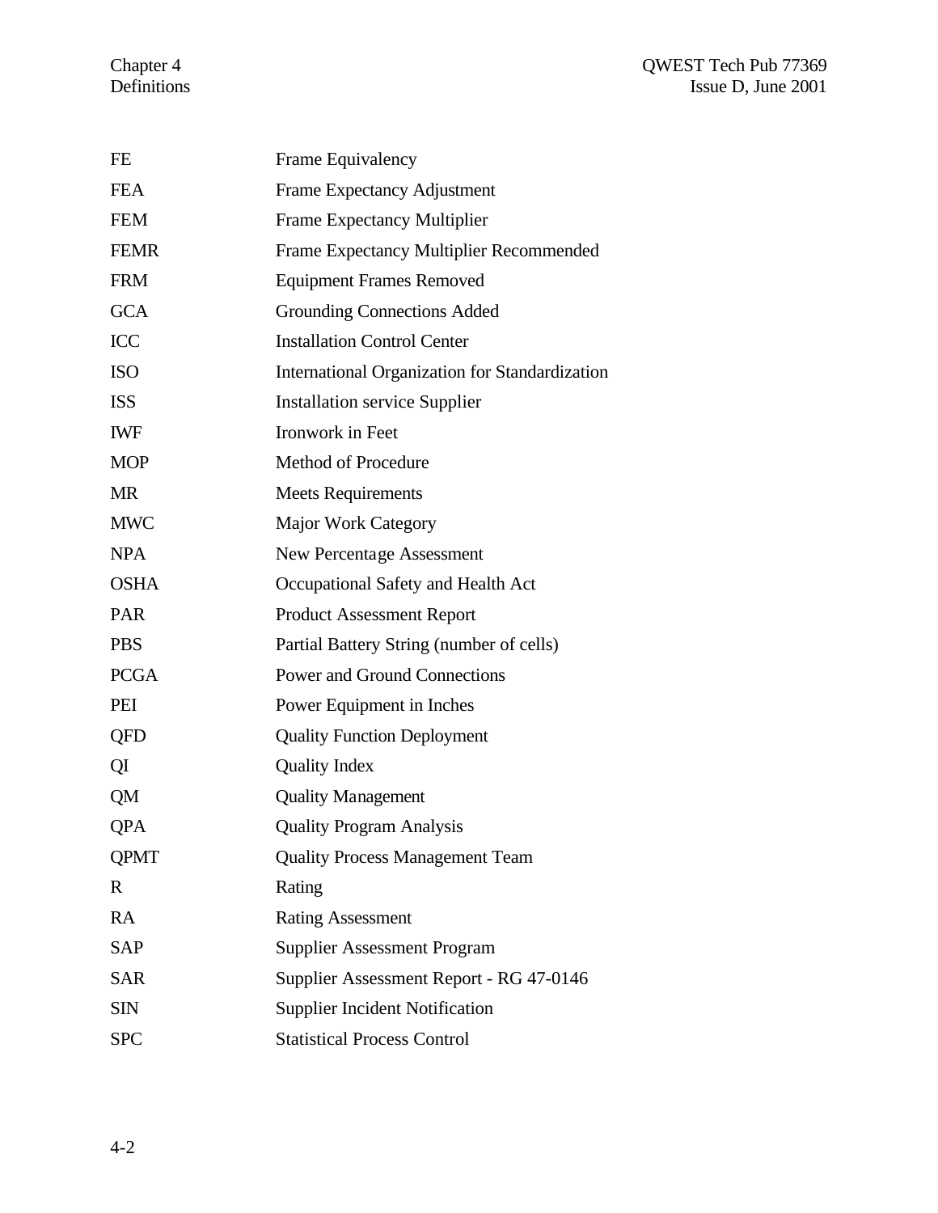| | |
|---|---|
| FE | Frame Equivalency |
| FEA | Frame Expectancy Adjustment |
| FEM | Frame Expectancy Multiplier |
| FEMR | Frame Expectancy Multiplier Recommended |
| FRM | Equipment Frames Removed |
| GCA | Grounding Connections Added |
| ICC | Installation Control Center |
| ISO | International Organization for Standardization |
| ISS | Installation service Supplier |
| IWF | Ironwork in Feet |
| MOP | Method of Procedure |
| MR | Meets Requirements |
| MWC | Major Work Category |
| NPA | New Percentage Assessment |
| OSHA | Occupational Safety and Health Act |
| PAR | Product Assessment Report |
| PBS | Partial Battery String (number of cells) |
| PCGA | Power and Ground Connections |
| PEI | Power Equipment in Inches |
| QFD | Quality Function Deployment |
| QI | Quality Index |
| QM | Quality Management |
| QPA | Quality Program Analysis |
| QPMT | Quality Process Management Team |
| R | Rating |
| RA | Rating Assessment |
| SAP | Supplier Assessment Program |
| SAR | Supplier Assessment Report - RG 47-0146 |
| SIN | Supplier Incident Notification |
| SPC | Statistical Process Control |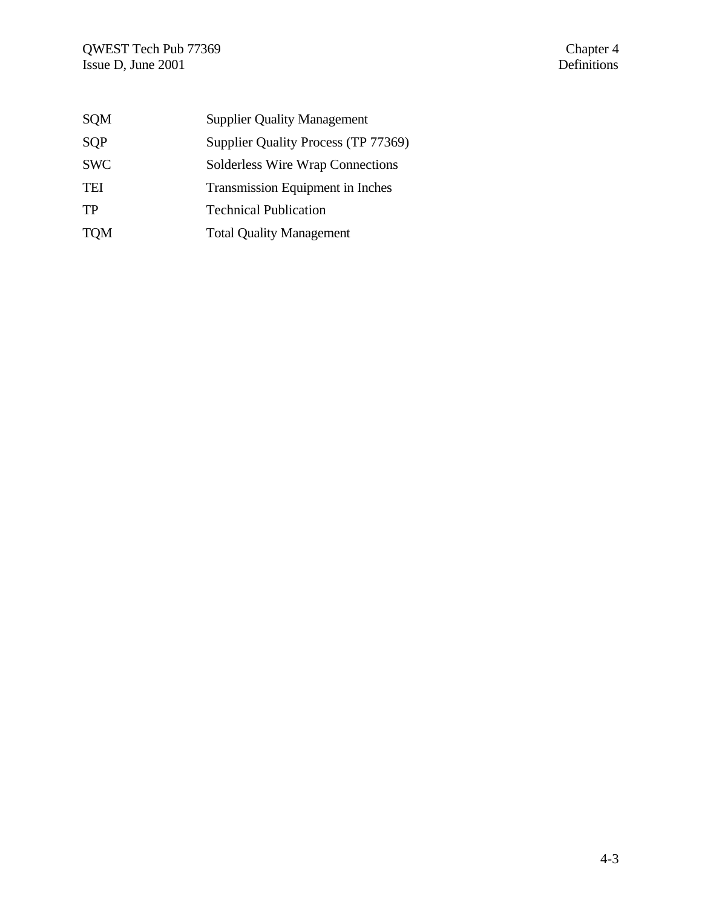| | |
|---|---|
| SQM | Supplier Quality Management |
| SQP | Supplier Quality Process (TP 77369) |
| SWC | Solderless Wire Wrap Connections |
| TEI | Transmission Equipment in Inches |
| TP | Technical Publication |
| TQM | Total Quality Management |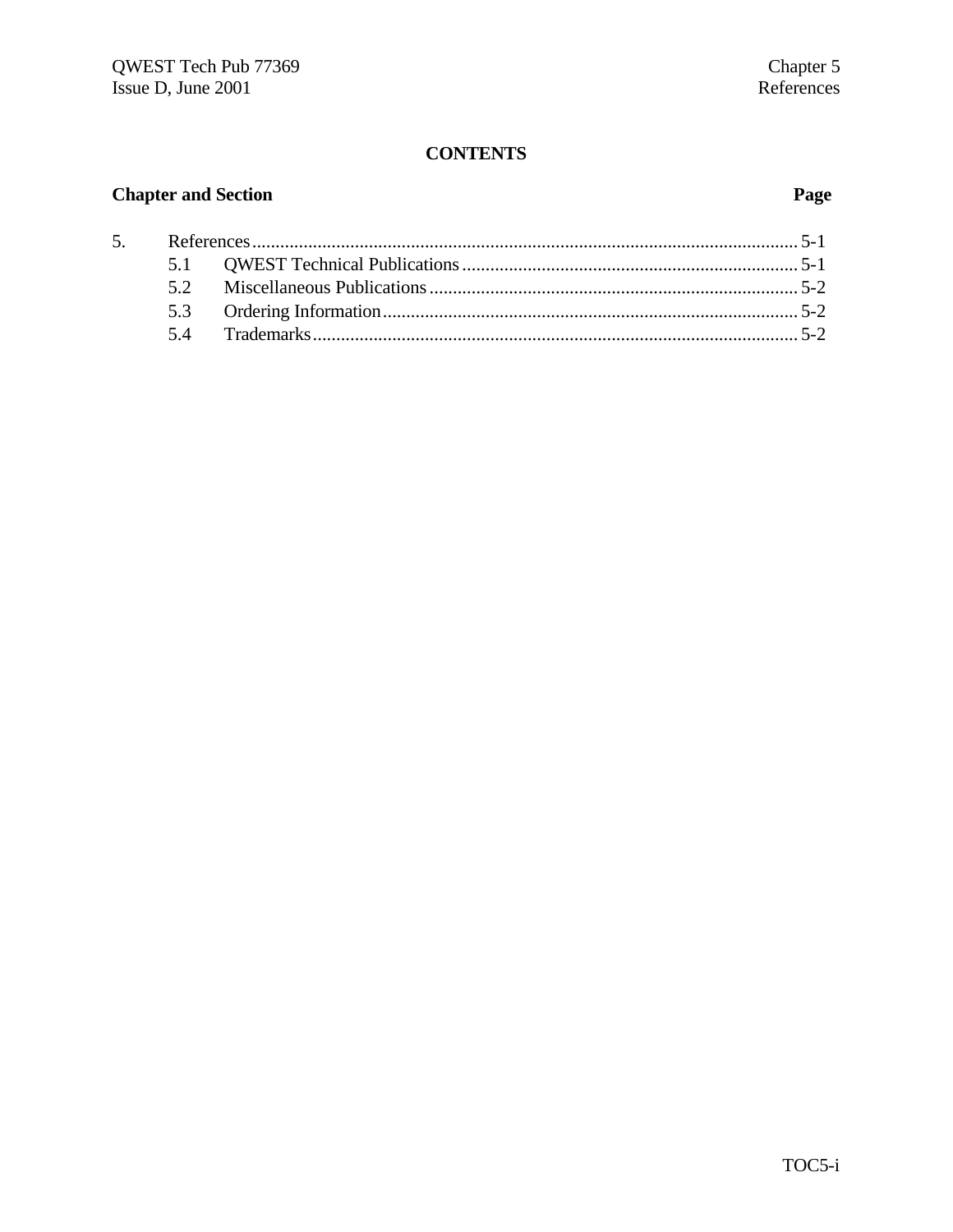**CONTENTS**

| Chapter and Section | | Page |
|---|---|---|
| 5. | References | 5-1 |
| 5.1 | QWEST Technical Publications | 5-1 |
| 5.2 | Miscellaneous Publications | 5-2 |
| 5.3 | Ordering Information | 5-2 |
| 5.4 | Trademarks | 5-2 |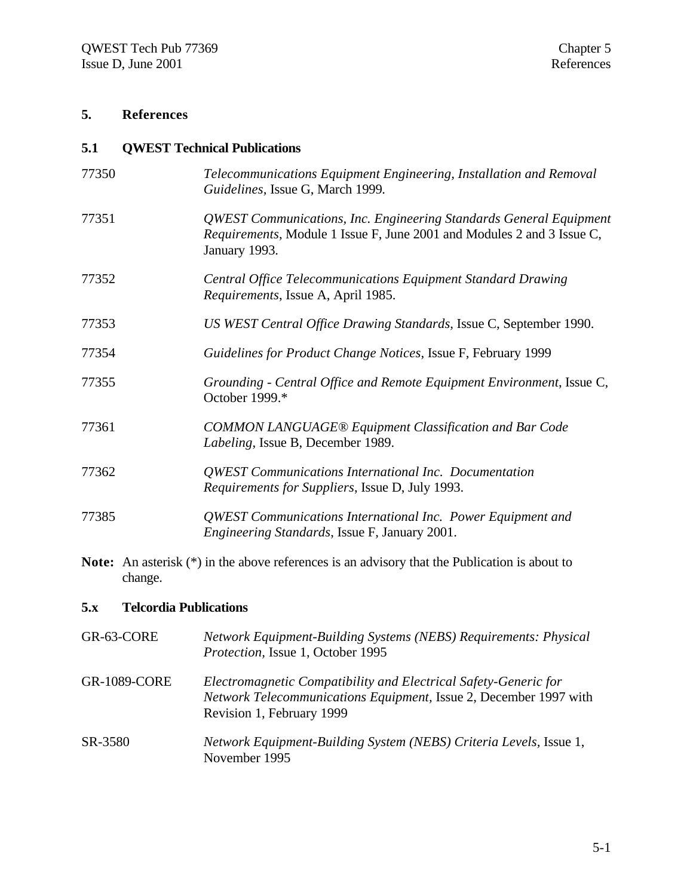# 5. References

## 5.1 QWEST Technical Publications

| | |
|---|---|
| 77350 | *Telecommunications Equipment Engineering, Installation and Removal Guidelines*, Issue G, March 1999. |
| 77351 | *QWEST Communications, Inc. Engineering Standards General Equipment Requirements*, Module 1 Issue F, June 2001 and Modules 2 and 3 Issue C, January 1993. |
| 77352 | *Central Office Telecommunications Equipment Standard Drawing Requirements*, Issue A, April 1985. |
| 77353 | *US WEST Central Office Drawing Standards,* Issue C, September 1990. |
| 77354 | *Guidelines for Product Change Notices*, Issue F, February 1999 |
| 77355 | *Grounding - Central Office and Remote Equipment Environment*, Issue C, October 1999.* |
| 77361 | *COMMON LANGUAGE® Equipment Classification and Bar Code Labeling*, Issue B, December 1989. |
| 77362 | *QWEST Communications International Inc. Documentation Requirements for Suppliers*, Issue D, July 1993. |
| 77385 | *QWEST Communications International Inc. Power Equipment and Engineering Standards*, Issue F, January 2001. |

**Note:** An asterisk (*) in the above references is an advisory that the Publication is about to change.

## 5.x Telcordia Publications

| | |
|---|---|
| GR-63-CORE | *Network Equipment-Building Systems (NEBS) Requirements: Physical Protection,* Issue 1, October 1995 |
| GR-1089-CORE | *Electromagnetic Compatibility and Electrical Safety-Generic for Network Telecommunications Equipment,* Issue 2, December 1997 with Revision 1, February 1999 |
| SR-3580 | *Network Equipment-Building System (NEBS) Criteria Levels,* Issue 1, November 1995 |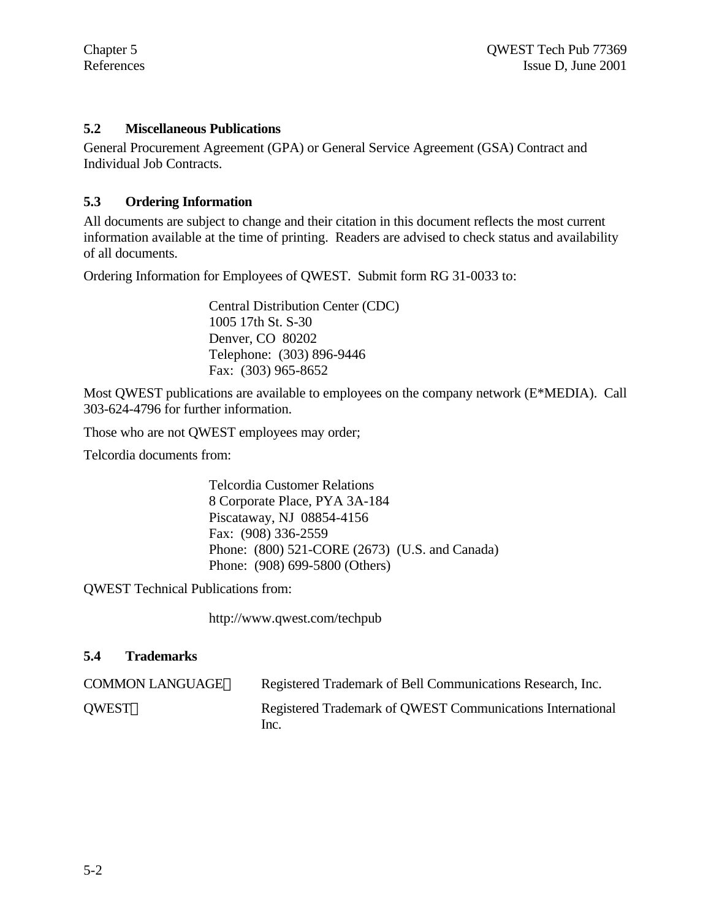## 5.2 Miscellaneous Publications

General Procurement Agreement (GPA) or General Service Agreement (GSA) Contract and Individual Job Contracts.

## 5.3 Ordering Information

All documents are subject to change and their citation in this document reflects the most current information available at the time of printing. Readers are advised to check status and availability of all documents.

Ordering Information for Employees of QWEST. Submit form RG 31-0033 to:

Central Distribution Center (CDC)
1005 17th St. S-30
Denver, CO 80202
Telephone: (303) 896-9446
Fax: (303) 965-8652

Most QWEST publications are available to employees on the company network (E*MEDIA). Call 303-624-4796 for further information.

Those who are not QWEST employees may order;

Telcordia documents from:

Telcordia Customer Relations
8 Corporate Place, PYA 3A-184
Piscataway, NJ 08854-4156
Fax: (908) 336-2559
Phone: (800) 521-CORE (2673) (U.S. and Canada)
Phone: (908) 699-5800 (Others)

QWEST Technical Publications from:

http://www.qwest.com/techpub

## 5.4 Trademarks

| | |
|---|---|
| COMMON LANGUAGE® | Registered Trademark of Bell Communications Research, Inc. |
| QWEST® | Registered Trademark of QWEST Communications International Inc. |